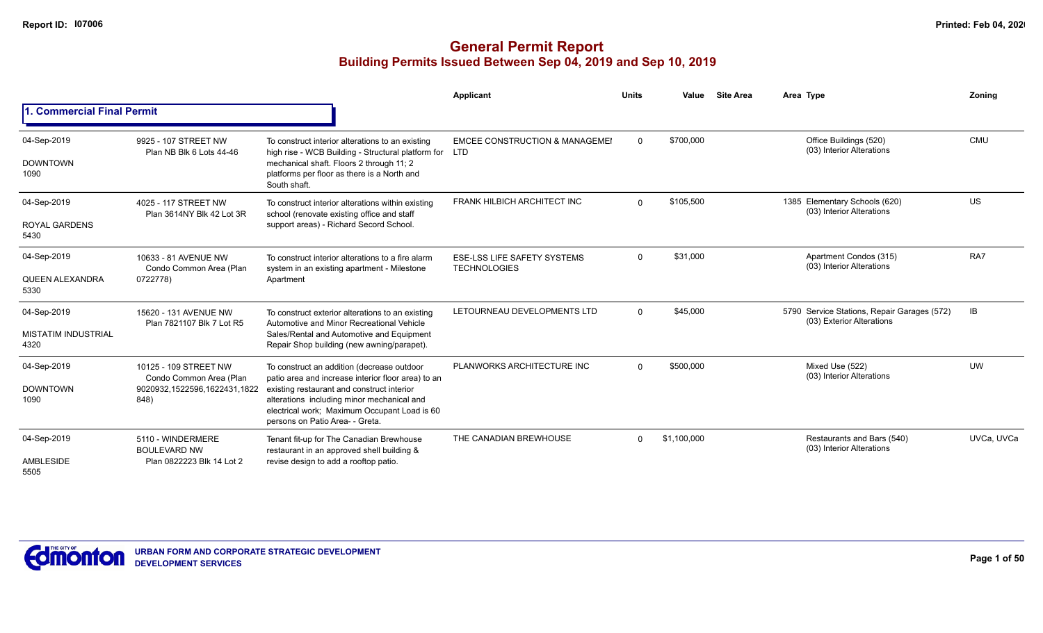# General Permit Report

## Building Permits Issued Between Sep 04, 2019 and Sep 10, 2019

### 1. Commercial Final Permit

| Date / Neighbourhood | Address / Legal | Description | Applicant | Units | Value | Site Area | Area Type | Zoning |
|---|---|---|---|---|---|---|---|---|
| 04-Sep-2019 DOWNTOWN 1090 | 9925 - 107 STREET NW Plan NB Blk 6 Lots 44-46 | To construct interior alterations to an existing high rise - WCB Building - Structural platform for mechanical shaft. Floors 2 through 11; 2 platforms per floor as there is a North and South shaft. | EMCEE CONSTRUCTION & MANAGEMEI LTD | 0 | $700,000 | | Office Buildings (520) (03) Interior Alterations | CMU |
| 04-Sep-2019 ROYAL GARDENS 5430 | 4025 - 117 STREET NW Plan 3614NY Blk 42 Lot 3R | To construct interior alterations within existing school (renovate existing office and staff support areas) - Richard Secord School. | FRANK HILBICH ARCHITECT INC | 0 | $105,500 | 1385 | Elementary Schools (620) (03) Interior Alterations | US |
| 04-Sep-2019 QUEEN ALEXANDRA 5330 | 10633 - 81 AVENUE NW Condo Common Area (Plan 0722778) | To construct interior alterations to a fire alarm system in an existing apartment - Milestone Apartment | ESE-LSS LIFE SAFETY SYSTEMS TECHNOLOGIES | 0 | $31,000 | | Apartment Condos (315) (03) Interior Alterations | RA7 |
| 04-Sep-2019 MISTATIM INDUSTRIAL 4320 | 15620 - 131 AVENUE NW Plan 7821107 Blk 7 Lot R5 | To construct exterior alterations to an existing Automotive and Minor Recreational Vehicle Sales/Rental and Automotive and Equipment Repair Shop building (new awning/parapet). | LETOURNEAU DEVELOPMENTS LTD | 0 | $45,000 | 5790 | Service Stations, Repair Garages (572) (03) Exterior Alterations | IB |
| 04-Sep-2019 DOWNTOWN 1090 | 10125 - 109 STREET NW Condo Common Area (Plan 9020932,1522596,1622431,1822848) | To construct an addition (decrease outdoor patio area and increase interior floor area) to an existing restaurant and construct interior alterations including minor mechanical and electrical work; Maximum Occupant Load is 60 persons on Patio Area- - Greta. | PLANWORKS ARCHITECTURE INC | 0 | $500,000 | | Mixed Use (522) (03) Interior Alterations | UW |
| 04-Sep-2019 AMBLESIDE 5505 | 5110 - WINDERMERE BOULEVARD NW Plan 0822223 Blk 14 Lot 2 | Tenant fit-up for The Canadian Brewhouse restaurant in an approved shell building & revise design to add a rooftop patio. | THE CANADIAN BREWHOUSE | 0 | $1,100,000 | | Restaurants and Bars (540) (03) Interior Alterations | UVCa, UVCa |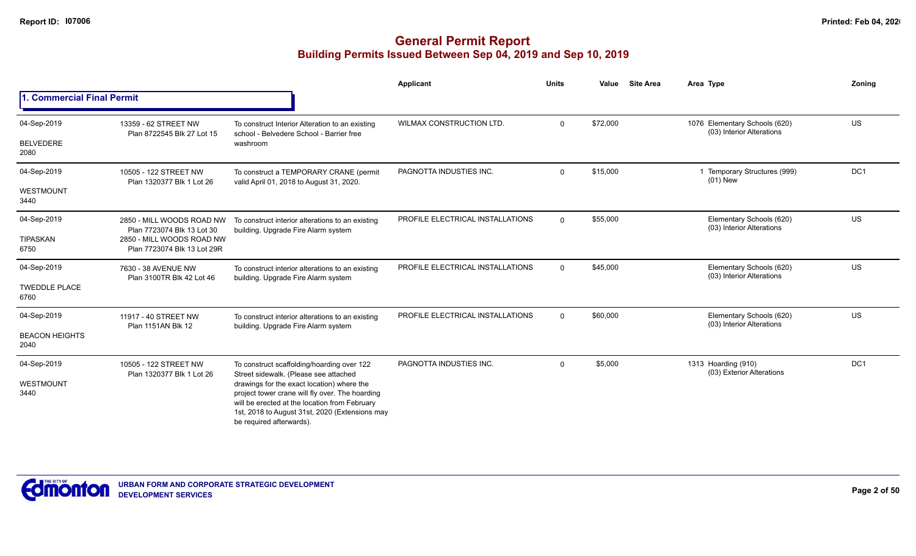# General Permit Report

## Building Permits Issued Between Sep 04, 2019 and Sep 10, 2019

### 1. Commercial Final Permit

| Date / Neighbourhood | Address / Legal | Description | Applicant | Units | Value | Site Area | Area | Type | Zoning |
|---|---|---|---|---|---|---|---|---|---|
| 04-Sep-2019 BELVEDERE 2080 | 13359 - 62 STREET NW Plan 8722545 Blk 27 Lot 15 | To construct Interior Alteration to an existing school - Belvedere School - Barrier free washroom | WILMAX CONSTRUCTION LTD. | 0 | $72,000 | | 1076 | Elementary Schools (620) (03) Interior Alterations | US |
| 04-Sep-2019 WESTMOUNT 3440 | 10505 - 122 STREET NW Plan 1320377 Blk 1 Lot 26 | To construct a TEMPORARY CRANE (permit valid April 01, 2018 to August 31, 2020. | PAGNOTTA INDUSTIES INC. | 0 | $15,000 | | 1 | Temporary Structures (999) (01) New | DC1 |
| 04-Sep-2019 TIPASKAN 6750 | 2850 - MILL WOODS ROAD NW Plan 7723074 Blk 13 Lot 30 2850 - MILL WOODS ROAD NW Plan 7723074 Blk 13 Lot 29R | To construct interior alterations to an existing building. Upgrade Fire Alarm system | PROFILE ELECTRICAL INSTALLATIONS | 0 | $55,000 | | | Elementary Schools (620) (03) Interior Alterations | US |
| 04-Sep-2019 TWEDDLE PLACE 6760 | 7630 - 38 AVENUE NW Plan 3100TR Blk 42 Lot 46 | To construct interior alterations to an existing building. Upgrade Fire Alarm system | PROFILE ELECTRICAL INSTALLATIONS | 0 | $45,000 | | | Elementary Schools (620) (03) Interior Alterations | US |
| 04-Sep-2019 BEACON HEIGHTS 2040 | 11917 - 40 STREET NW Plan 1151AN Blk 12 | To construct interior alterations to an existing building. Upgrade Fire Alarm system | PROFILE ELECTRICAL INSTALLATIONS | 0 | $60,000 | | | Elementary Schools (620) (03) Interior Alterations | US |
| 04-Sep-2019 WESTMOUNT 3440 | 10505 - 122 STREET NW Plan 1320377 Blk 1 Lot 26 | To construct scaffolding/hoarding over 122 Street sidewalk. (Please see attached drawings for the exact location) where the project tower crane will fly over. The hoarding will be erected at the location from February 1st, 2018 to August 31st, 2020 (Extensions may be required afterwards). | PAGNOTTA INDUSTIES INC. | 0 | $5,000 | | 1313 | Hoarding (910) (03) Exterior Alterations | DC1 |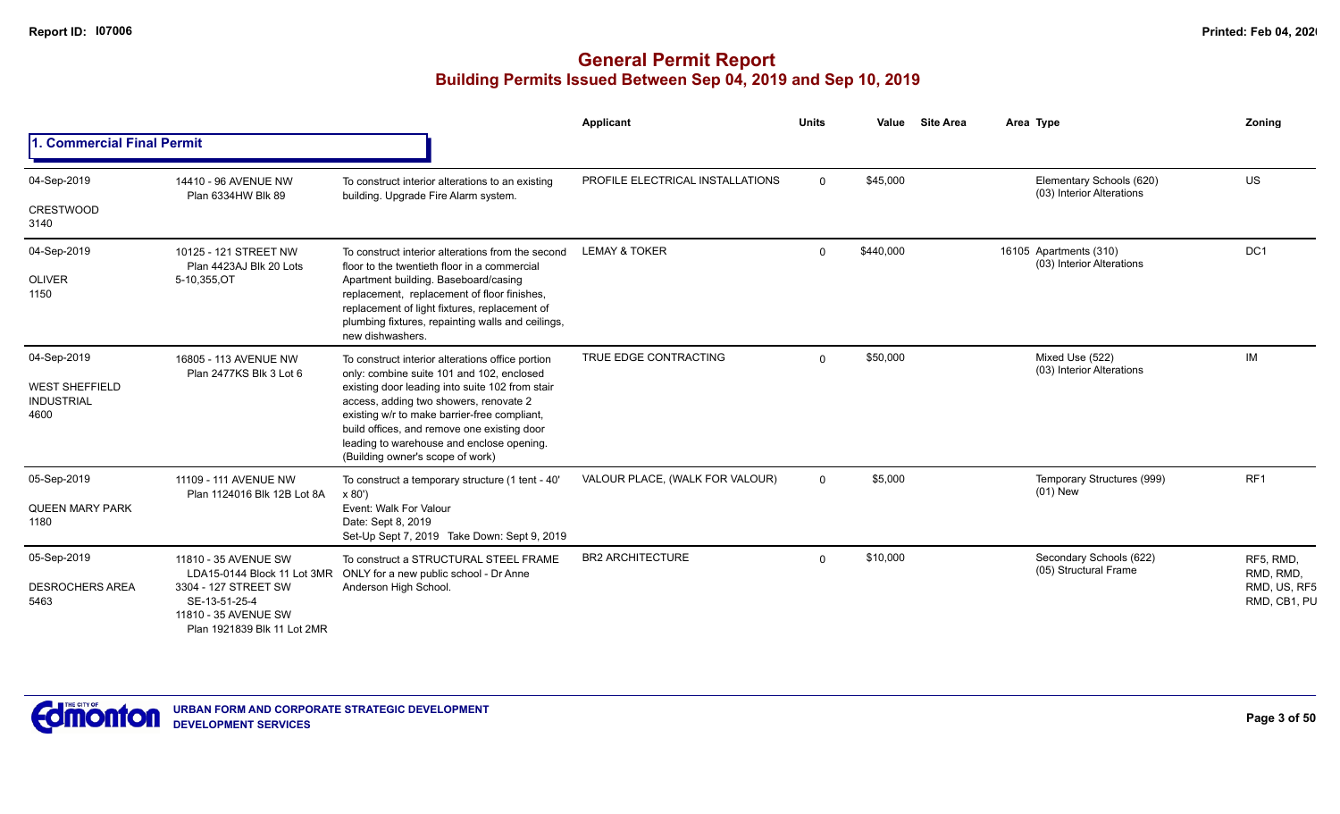# General Permit Report
## Building Permits Issued Between Sep 04, 2019 and Sep 10, 2019

### 1. Commercial Final Permit

| Date / Neighbourhood | Address | Description | Applicant | Units | Value | Site Area | Area Type | Zoning |
|---|---|---|---|---|---|---|---|---|
| 04-Sep-2019<br>CRESTWOOD<br>3140 | 14410 - 96 AVENUE NW<br>Plan 6334HW Blk 89 | To construct interior alterations to an existing building. Upgrade Fire Alarm system. | PROFILE ELECTRICAL INSTALLATIONS | 0 | $45,000 | | Elementary Schools (620)<br>(03) Interior Alterations | US |
| 04-Sep-2019<br>OLIVER<br>1150 | 10125 - 121 STREET NW<br>Plan 4423AJ Blk 20 Lots 5-10,355,OT | To construct interior alterations from the second floor to the twentieth floor in a commercial Apartment building. Baseboard/casing replacement, replacement of floor finishes, replacement of light fixtures, replacement of plumbing fixtures, repainting walls and ceilings, new dishwashers. | LEMAY & TOKER | 0 | $440,000 | | 16105 Apartments (310)<br>(03) Interior Alterations | DC1 |
| 04-Sep-2019<br>WEST SHEFFIELD INDUSTRIAL<br>4600 | 16805 - 113 AVENUE NW<br>Plan 2477KS Blk 3 Lot 6 | To construct interior alterations office portion only: combine suite 101 and 102, enclosed existing door leading into suite 102 from stair access, adding two showers, renovate 2 existing w/r to make barrier-free compliant, build offices, and remove one existing door leading to warehouse and enclose opening. (Building owner's scope of work) | TRUE EDGE CONTRACTING | 0 | $50,000 | | Mixed Use (522)<br>(03) Interior Alterations | IM |
| 05-Sep-2019<br>QUEEN MARY PARK<br>1180 | 11109 - 111 AVENUE NW<br>Plan 1124016 Blk 12B Lot 8A | To construct a temporary structure (1 tent - 40' x 80')<br>Event: Walk For Valour<br>Date: Sept 8, 2019<br>Set-Up Sept 7, 2019 Take Down: Sept 9, 2019 | VALOUR PLACE, (WALK FOR VALOUR) | 0 | $5,000 | | Temporary Structures (999)<br>(01) New | RF1 |
| 05-Sep-2019<br>DESROCHERS AREA<br>5463 | 11810 - 35 AVENUE SW<br>LDA15-0144 Block 11 Lot 3MR<br>3304 - 127 STREET SW<br>SE-13-51-25-4<br>11810 - 35 AVENUE SW<br>Plan 1921839 Blk 11 Lot 2MR | To construct a STRUCTURAL STEEL FRAME ONLY for a new public school - Dr Anne Anderson High School. | BR2 ARCHITECTURE | 0 | $10,000 | | Secondary Schools (622)<br>(05) Structural Frame | RF5, RMD, RMD, RMD, RMD, US, RF5 RMD, CB1, PU |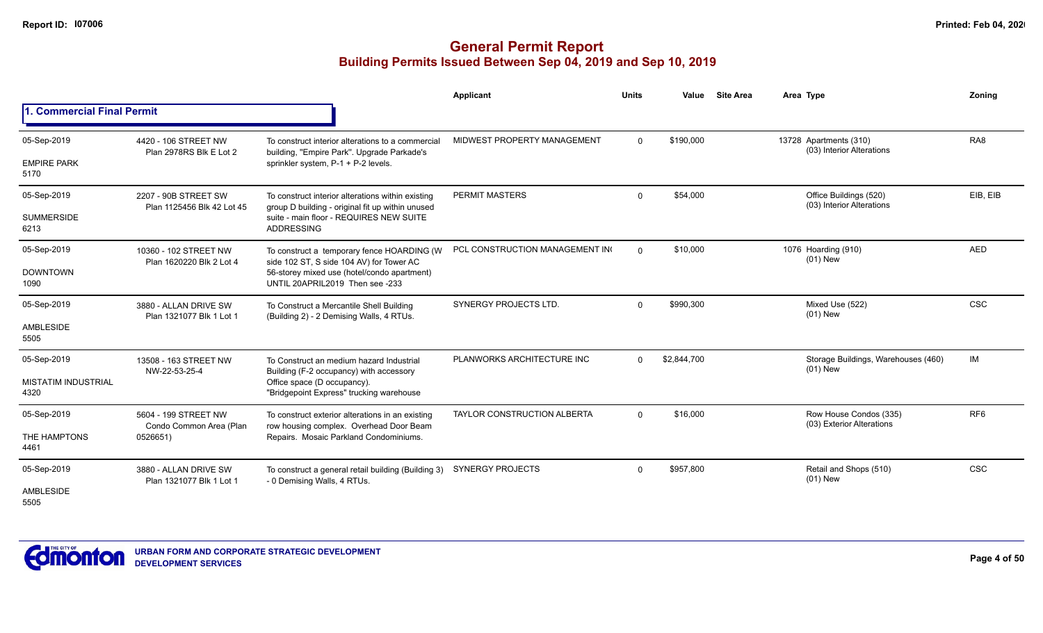# General Permit Report

## Building Permits Issued Between Sep 04, 2019 and Sep 10, 2019

### 1. Commercial Final Permit

| Date / Neighbourhood | Address / Legal | Description | Applicant | Units | Value | Site Area | Area | Type | Zoning |
|---|---|---|---|---|---|---|---|---|---|
| 05-Sep-2019<br>EMPIRE PARK<br>5170 | 4420 - 106 STREET NW<br>Plan 2978RS Blk E Lot 2 | To construct interior alterations to a commercial building, "Empire Park". Upgrade Parkade's sprinkler system, P-1 + P-2 levels. | MIDWEST PROPERTY MANAGEMENT | 0 | $190,000 | | 13728 | Apartments (310)<br>(03) Interior Alterations | RA8 |
| 05-Sep-2019<br>SUMMERSIDE<br>6213 | 2207 - 90B STREET SW<br>Plan 1125456 Blk 42 Lot 45 | To construct interior alterations within existing group D building - original fit up within unused suite - main floor - REQUIRES NEW SUITE ADDRESSING | PERMIT MASTERS | 0 | $54,000 | | | Office Buildings (520)<br>(03) Interior Alterations | EIB, EIB |
| 05-Sep-2019<br>DOWNTOWN<br>1090 | 10360 - 102 STREET NW<br>Plan 1620220 Blk 2 Lot 4 | To construct a temporary fence HOARDING (W side 102 ST, S side 104 AV) for Tower AC 56-storey mixed use (hotel/condo apartment) UNTIL 20APRIL2019 Then see -233 | PCL CONSTRUCTION MANAGEMENT IN( | 0 | $10,000 | | 1076 | Hoarding (910)<br>(01) New | AED |
| 05-Sep-2019<br>AMBLESIDE<br>5505 | 3880 - ALLAN DRIVE SW<br>Plan 1321077 Blk 1 Lot 1 | To Construct a Mercantile Shell Building (Building 2) - 2 Demising Walls, 4 RTUs. | SYNERGY PROJECTS LTD. | 0 | $990,300 | | | Mixed Use (522)<br>(01) New | CSC |
| 05-Sep-2019<br>MISTATIM INDUSTRIAL<br>4320 | 13508 - 163 STREET NW<br>NW-22-53-25-4 | To Construct an medium hazard Industrial Building (F-2 occupancy) with accessory Office space (D occupancy). "Bridgepoint Express" trucking warehouse | PLANWORKS ARCHITECTURE INC | 0 | $2,844,700 | | | Storage Buildings, Warehouses (460)<br>(01) New | IM |
| 05-Sep-2019<br>THE HAMPTONS<br>4461 | 5604 - 199 STREET NW<br>Condo Common Area (Plan 0526651) | To construct exterior alterations in an existing row housing complex. Overhead Door Beam Repairs. Mosaic Parkland Condominiums. | TAYLOR CONSTRUCTION ALBERTA | 0 | $16,000 | | | Row House Condos (335)<br>(03) Exterior Alterations | RF6 |
| 05-Sep-2019<br>AMBLESIDE<br>5505 | 3880 - ALLAN DRIVE SW<br>Plan 1321077 Blk 1 Lot 1 | To construct a general retail building (Building 3) - 0 Demising Walls, 4 RTUs. | SYNERGY PROJECTS | 0 | $957,800 | | | Retail and Shops (510)<br>(01) New | CSC |

URBAN FORM AND CORPORATE STRATEGIC DEVELOPMENT
DEVELOPMENT SERVICES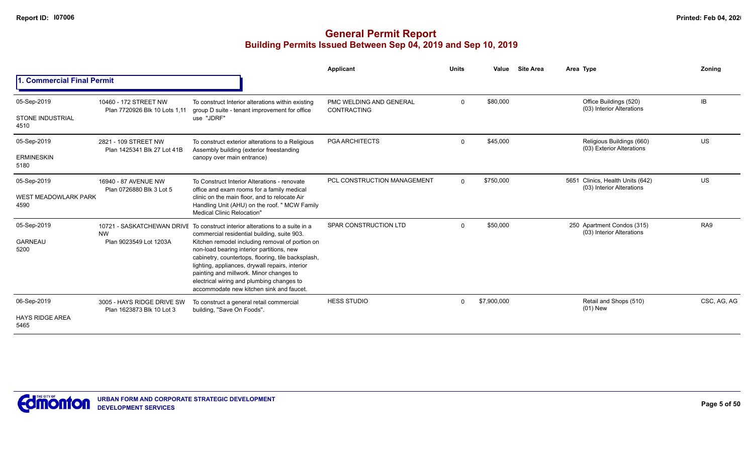# General Permit Report

## Building Permits Issued Between Sep 04, 2019 and Sep 10, 2019

### 1. Commercial Final Permit

| Date / Neighbourhood | Address / Legal | Description | Applicant | Units | Value | Site Area | Area | Type | Zoning |
|---|---|---|---|---|---|---|---|---|---|
| 05-Sep-2019<br>STONE INDUSTRIAL<br>4510 | 10460 - 172 STREET NW<br>Plan 7720926 Blk 10 Lots 1,11 | To construct Interior alterations within existing group D suite - tenant improvement for office use "JDRF" | PMC WELDING AND GENERAL CONTRACTING | 0 | $80,000 | | | Office Buildings (520)<br>(03) Interior Alterations | IB |
| 05-Sep-2019<br>ERMINESKIN<br>5180 | 2821 - 109 STREET NW<br>Plan 1425341 Blk 27 Lot 41B | To construct exterior alterations to a Religious Assembly building (exterior freestanding canopy over main entrance) | PGA ARCHITECTS | 0 | $45,000 | | | Religious Buildings (660)<br>(03) Exterior Alterations | US |
| 05-Sep-2019<br>WEST MEADOWLARK PARK<br>4590 | 16940 - 87 AVENUE NW<br>Plan 0726880 Blk 3 Lot 5 | To Construct Interior Alterations - renovate office and exam rooms for a family medical clinic on the main floor, and to relocate Air Handling Unit (AHU) on the roof. " MCW Family Medical Clinic Relocation" | PCL CONSTRUCTION MANAGEMENT | 0 | $750,000 | | 5651 | Clinics, Health Units (642)<br>(03) Interior Alterations | US |
| 05-Sep-2019<br>GARNEAU<br>5200 | 10721 - SASKATCHEWAN DRIVE NW<br>Plan 9023549 Lot 1203A | To construct interior alterations to a suite in a commercial residential building, suite 903. Kitchen remodel including removal of portion on non-load bearing interior partitions, new cabinetry, countertops, flooring, tile backsplash, lighting, appliances, drywall repairs, interior painting and millwork. Minor changes to electrical wiring and plumbing changes to accommodate new kitchen sink and faucet. | SPAR CONSTRUCTION LTD | 0 | $50,000 | | 250 | Apartment Condos (315)<br>(03) Interior Alterations | RA9 |
| 06-Sep-2019<br>HAYS RIDGE AREA<br>5465 | 3005 - HAYS RIDGE DRIVE SW<br>Plan 1623873 Blk 10 Lot 3 | To construct a general retail commercial building, "Save On Foods". | HESS STUDIO | 0 | $7,900,000 | | | Retail and Shops (510)<br>(01) New | CSC, AG, AG |

**URBAN FORM AND CORPORATE STRATEGIC DEVELOPMENT**
**DEVELOPMENT SERVICES**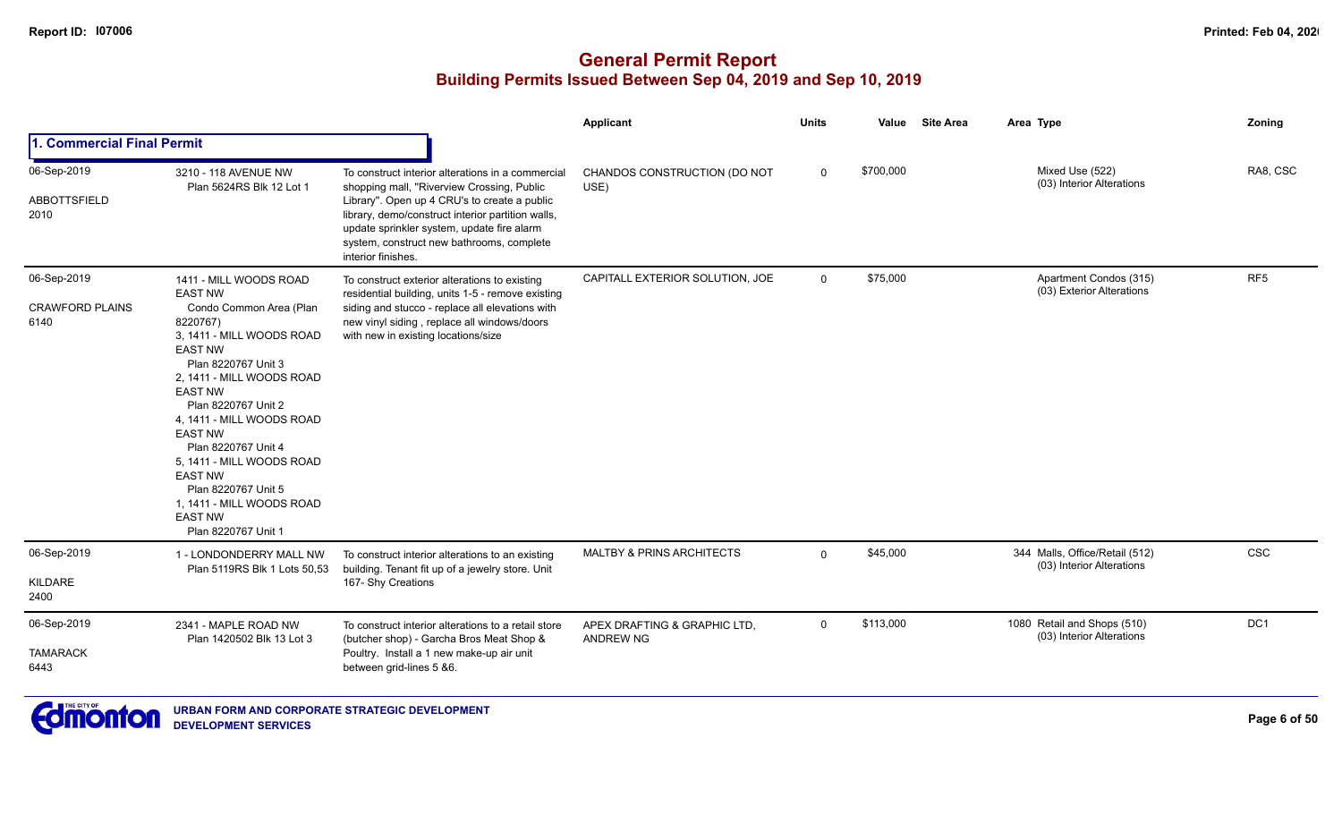# General Permit Report

## Building Permits Issued Between Sep 04, 2019 and Sep 10, 2019

### 1. Commercial Final Permit

| Date / Neighbourhood | Address | Description | Applicant | Units | Value | Site Area | Area Type | Zoning |
|---|---|---|---|---|---|---|---|---|
| 06-Sep-2019<br>ABBOTTSFIELD<br>2010 | 3210 - 118 AVENUE NW<br>Plan 5624RS Blk 12 Lot 1 | To construct interior alterations in a commercial shopping mall, "Riverview Crossing, Public Library". Open up 4 CRU's to create a public library, demo/construct interior partition walls, update sprinkler system, update fire alarm system, construct new bathrooms, complete interior finishes. | CHANDOS CONSTRUCTION (DO NOT USE) | 0 | $700,000 | | Mixed Use (522)<br>(03) Interior Alterations | RA8, CSC |
| 06-Sep-2019<br>CRAWFORD PLAINS<br>6140 | 1411 - MILL WOODS ROAD EAST NW<br>Condo Common Area (Plan 8220767)<br>3, 1411 - MILL WOODS ROAD EAST NW<br>Plan 8220767 Unit 3<br>2, 1411 - MILL WOODS ROAD EAST NW<br>Plan 8220767 Unit 2<br>4, 1411 - MILL WOODS ROAD EAST NW<br>Plan 8220767 Unit 4<br>5, 1411 - MILL WOODS ROAD EAST NW<br>Plan 8220767 Unit 5<br>1, 1411 - MILL WOODS ROAD EAST NW<br>Plan 8220767 Unit 1 | To construct exterior alterations to existing residential building, units 1-5 - remove existing siding and stucco - replace all elevations with new vinyl siding , replace all windows/doors with new in existing locations/size | CAPITALL EXTERIOR SOLUTION, JOE | 0 | $75,000 | | Apartment Condos (315)<br>(03) Exterior Alterations | RF5 |
| 06-Sep-2019<br>KILDARE<br>2400 | 1 - LONDONDERRY MALL NW<br>Plan 5119RS Blk 1 Lots 50,53 | To construct interior alterations to an existing building. Tenant fit up of a jewelry store. Unit 167- Shy Creations | MALTBY & PRINS ARCHITECTS | 0 | $45,000 | 344 | Malls, Office/Retail (512)<br>(03) Interior Alterations | CSC |
| 06-Sep-2019<br>TAMARACK<br>6443 | 2341 - MAPLE ROAD NW<br>Plan 1420502 Blk 13 Lot 3 | To construct interior alterations to a retail store (butcher shop) - Garcha Bros Meat Shop & Poultry. Install a 1 new make-up air unit between grid-lines 5 &6. | APEX DRAFTING & GRAPHIC LTD, ANDREW NG | 0 | $113,000 | 1080 | Retail and Shops (510)<br>(03) Interior Alterations | DC1 |

URBAN FORM AND CORPORATE STRATEGIC DEVELOPMENT
DEVELOPMENT SERVICES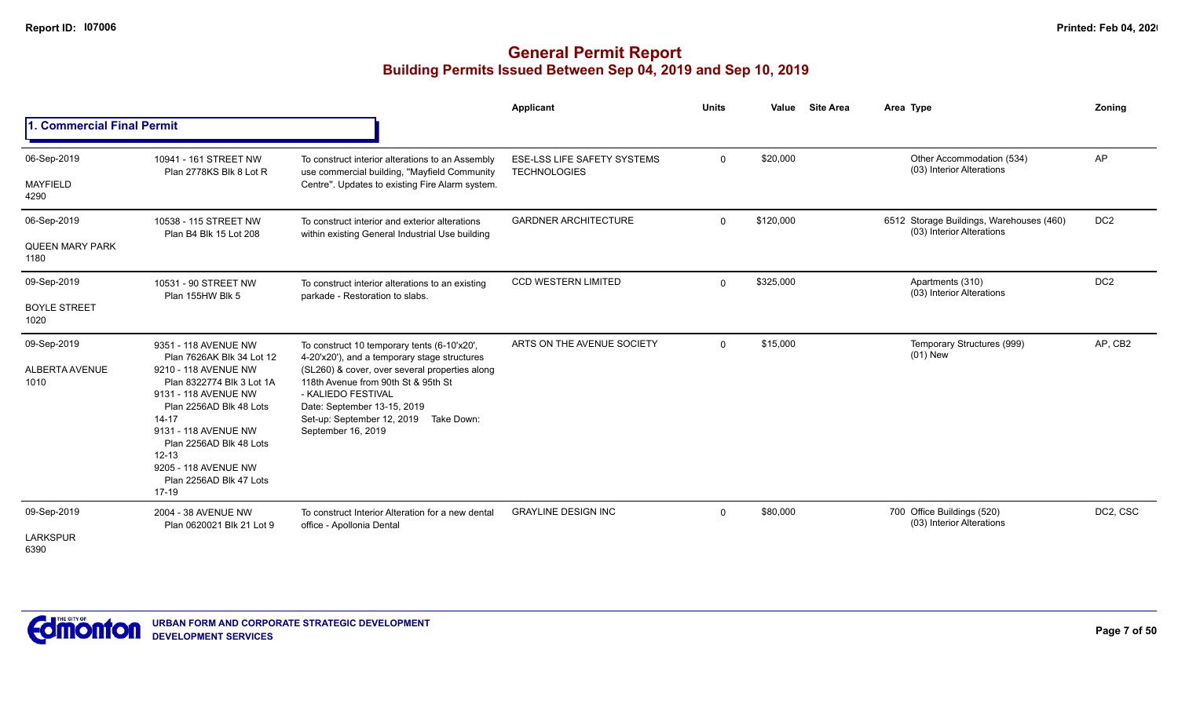# General Permit Report
## Building Permits Issued Between Sep 04, 2019 and Sep 10, 2019

### 1. Commercial Final Permit

| Date / Neighbourhood | Address / Legal | Description | Applicant | Units | Value | Site Area | Area Type | Zoning |
|---|---|---|---|---|---|---|---|---|
| 06-Sep-2019 MAYFIELD 4290 | 10941 - 161 STREET NW Plan 2778KS Blk 8 Lot R | To construct interior alterations to an Assembly use commercial building, "Mayfield Community Centre". Updates to existing Fire Alarm system. | ESE-LSS LIFE SAFETY SYSTEMS TECHNOLOGIES | 0 | $20,000 | | Other Accommodation (534) (03) Interior Alterations | AP |
| 06-Sep-2019 QUEEN MARY PARK 1180 | 10538 - 115 STREET NW Plan B4 Blk 15 Lot 208 | To construct interior and exterior alterations within existing General Industrial Use building | GARDNER ARCHITECTURE | 0 | $120,000 | | 6512 Storage Buildings, Warehouses (460) (03) Interior Alterations | DC2 |
| 09-Sep-2019 BOYLE STREET 1020 | 10531 - 90 STREET NW Plan 155HW Blk 5 | To construct interior alterations to an existing parkade - Restoration to slabs. | CCD WESTERN LIMITED | 0 | $325,000 | | Apartments (310) (03) Interior Alterations | DC2 |
| 09-Sep-2019 ALBERTA AVENUE 1010 | 9351 - 118 AVENUE NW Plan 7626AK Blk 34 Lot 12 9210 - 118 AVENUE NW Plan 8322774 Blk 3 Lot 1A 9131 - 118 AVENUE NW Plan 2256AD Blk 48 Lots 14-17 9131 - 118 AVENUE NW Plan 2256AD Blk 48 Lots 12-13 9205 - 118 AVENUE NW Plan 2256AD Blk 47 Lots 17-19 | To construct 10 temporary tents (6-10'x20', 4-20'x20'), and a temporary stage structures (SL260) & cover, over several properties along 118th Avenue from 90th St & 95th St - KALIEDO FESTIVAL Date: September 13-15, 2019 Set-up: September 12, 2019 Take Down: September 16, 2019 | ARTS ON THE AVENUE SOCIETY | 0 | $15,000 | | Temporary Structures (999) (01) New | AP, CB2 |
| 09-Sep-2019 LARKSPUR 6390 | 2004 - 38 AVENUE NW Plan 0620021 Blk 21 Lot 9 | To construct Interior Alteration for a new dental office - Apollonia Dental | GRAYLINE DESIGN INC | 0 | $80,000 | | 700 Office Buildings (520) (03) Interior Alterations | DC2, CSC |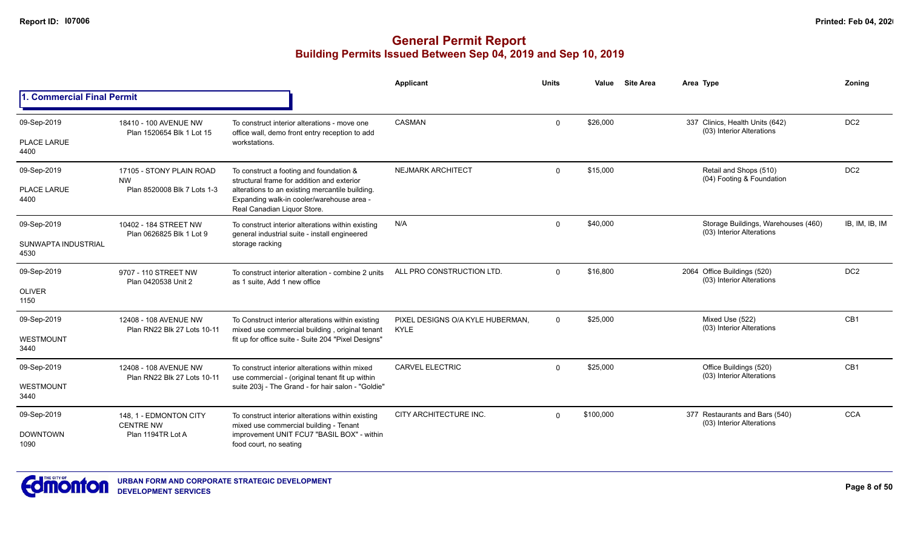# General Permit Report
## Building Permits Issued Between Sep 04, 2019 and Sep 10, 2019

### 1. Commercial Final Permit

| Date / Neighbourhood | Address / Legal | Description | Applicant | Units | Value | Site Area | Area | Type | Zoning |
|---|---|---|---|---|---|---|---|---|---|
| 09-Sep-2019<br>PLACE LARUE<br>4400 | 18410 - 100 AVENUE NW<br>Plan 1520654 Blk 1 Lot 15 | To construct interior alterations - move one office wall, demo front entry reception to add workstations. | CASMAN | 0 | $26,000 | | 337 | Clinics, Health Units (642)<br>(03) Interior Alterations | DC2 |
| 09-Sep-2019<br>PLACE LARUE<br>4400 | 17105 - STONY PLAIN ROAD NW<br>Plan 8520008 Blk 7 Lots 1-3 | To construct a footing and foundation & structural frame for addition and exterior alterations to an existing mercantile building. Expanding walk-in cooler/warehouse area - Real Canadian Liquor Store. | NEJMARK ARCHITECT | 0 | $15,000 | | | Retail and Shops (510)<br>(04) Footing & Foundation | DC2 |
| 09-Sep-2019<br>SUNWAPTA INDUSTRIAL<br>4530 | 10402 - 184 STREET NW<br>Plan 0626825 Blk 1 Lot 9 | To construct interior alterations within existing general industrial suite - install engineered storage racking | N/A | 0 | $40,000 | | | Storage Buildings, Warehouses (460)<br>(03) Interior Alterations | IB, IM, IB, IM |
| 09-Sep-2019<br>OLIVER<br>1150 | 9707 - 110 STREET NW<br>Plan 0420538 Unit 2 | To construct interior alteration - combine 2 units as 1 suite, Add 1 new office | ALL PRO CONSTRUCTION LTD. | 0 | $16,800 | | 2064 | Office Buildings (520)<br>(03) Interior Alterations | DC2 |
| 09-Sep-2019<br>WESTMOUNT<br>3440 | 12408 - 108 AVENUE NW<br>Plan RN22 Blk 27 Lots 10-11 | To Construct interior alterations within existing mixed use commercial building , original tenant fit up for office suite - Suite 204 "Pixel Designs" | PIXEL DESIGNS O/A KYLE HUBERMAN, KYLE | 0 | $25,000 | | | Mixed Use (522)<br>(03) Interior Alterations | CB1 |
| 09-Sep-2019<br>WESTMOUNT<br>3440 | 12408 - 108 AVENUE NW<br>Plan RN22 Blk 27 Lots 10-11 | To construct interior alterations within mixed use commercial - (original tenant fit up within suite 203j - The Grand - for hair salon - "Goldie" | CARVEL ELECTRIC | 0 | $25,000 | | | Office Buildings (520)<br>(03) Interior Alterations | CB1 |
| 09-Sep-2019<br>DOWNTOWN<br>1090 | 148, 1 - EDMONTON CITY CENTRE NW<br>Plan 1194TR Lot A | To construct interior alterations within existing mixed use commercial building - Tenant improvement UNIT FCU7 "BASIL BOX" - within food court, no seating | CITY ARCHITECTURE INC. | 0 | $100,000 | | 377 | Restaurants and Bars (540)<br>(03) Interior Alterations | CCA |

URBAN FORM AND CORPORATE STRATEGIC DEVELOPMENT
DEVELOPMENT SERVICES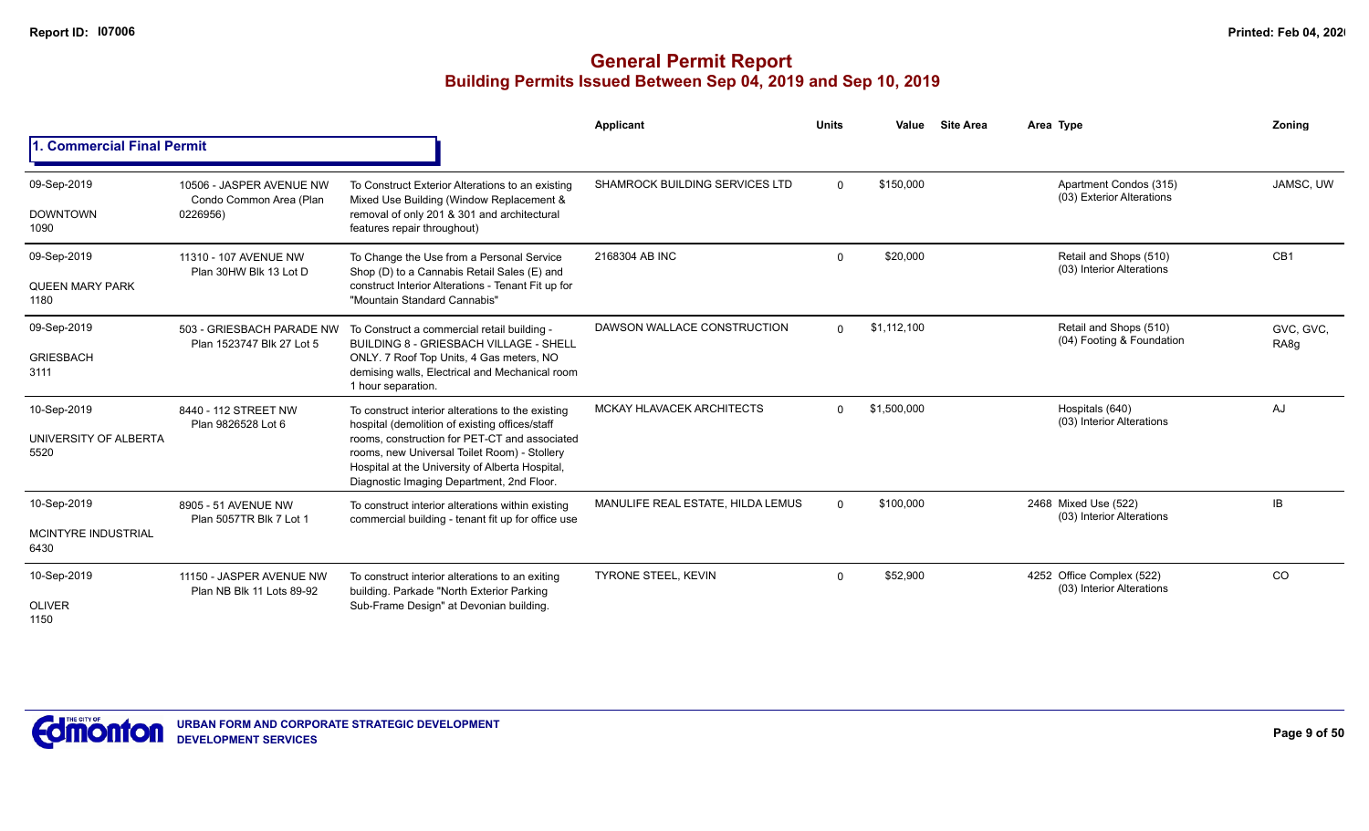# General Permit Report
## Building Permits Issued Between Sep 04, 2019 and Sep 10, 2019

### 1. Commercial Final Permit

| Date / Neighbourhood | Address | Description | Applicant | Units | Value | Site Area | Area Type | Zoning |
|---|---|---|---|---|---|---|---|---|
| 09-Sep-2019<br>DOWNTOWN<br>1090 | 10506 - JASPER AVENUE NW<br>Condo Common Area (Plan 0226956) | To Construct Exterior Alterations to an existing Mixed Use Building (Window Replacement & removal of only 201 & 301 and architectural features repair throughout) | SHAMROCK BUILDING SERVICES LTD | 0 | $150,000 | | Apartment Condos (315)<br>(03) Exterior Alterations | JAMSC, UW |
| 09-Sep-2019<br>QUEEN MARY PARK<br>1180 | 11310 - 107 AVENUE NW<br>Plan 30HW Blk 13 Lot D | To Change the Use from a Personal Service Shop (D) to a Cannabis Retail Sales (E) and construct Interior Alterations - Tenant Fit up for "Mountain Standard Cannabis" | 2168304 AB INC | 0 | $20,000 | | Retail and Shops (510)<br>(03) Interior Alterations | CB1 |
| 09-Sep-2019<br>GRIESBACH<br>3111 | 503 - GRIESBACH PARADE NW<br>Plan 1523747 Blk 27 Lot 5 | To Construct a commercial retail building - BUILDING 8 - GRIESBACH VILLAGE - SHELL ONLY. 7 Roof Top Units, 4 Gas meters, NO demising walls, Electrical and Mechanical room 1 hour separation. | DAWSON WALLACE CONSTRUCTION | 0 | $1,112,100 | | Retail and Shops (510)<br>(04) Footing & Foundation | GVC, GVC, RA8g |
| 10-Sep-2019<br>UNIVERSITY OF ALBERTA<br>5520 | 8440 - 112 STREET NW<br>Plan 9826528 Lot 6 | To construct interior alterations to the existing hospital (demolition of existing offices/staff rooms, construction for PET-CT and associated rooms, new Universal Toilet Room) - Stollery Hospital at the University of Alberta Hospital, Diagnostic Imaging Department, 2nd Floor. | MCKAY HLAVACEK ARCHITECTS | 0 | $1,500,000 | | Hospitals (640)<br>(03) Interior Alterations | AJ |
| 10-Sep-2019<br>MCINTYRE INDUSTRIAL<br>6430 | 8905 - 51 AVENUE NW<br>Plan 5057TR Blk 7 Lot 1 | To construct interior alterations within existing commercial building - tenant fit up for office use | MANULIFE REAL ESTATE, HILDA LEMUS | 0 | $100,000 | 2468 | Mixed Use (522)<br>(03) Interior Alterations | IB |
| 10-Sep-2019<br>OLIVER<br>1150 | 11150 - JASPER AVENUE NW<br>Plan NB Blk 11 Lots 89-92 | To construct interior alterations to an exiting building. Parkade "North Exterior Parking Sub-Frame Design" at Devonian building. | TYRONE STEEL, KEVIN | 0 | $52,900 | 4252 | Office Complex (522)<br>(03) Interior Alterations | CO |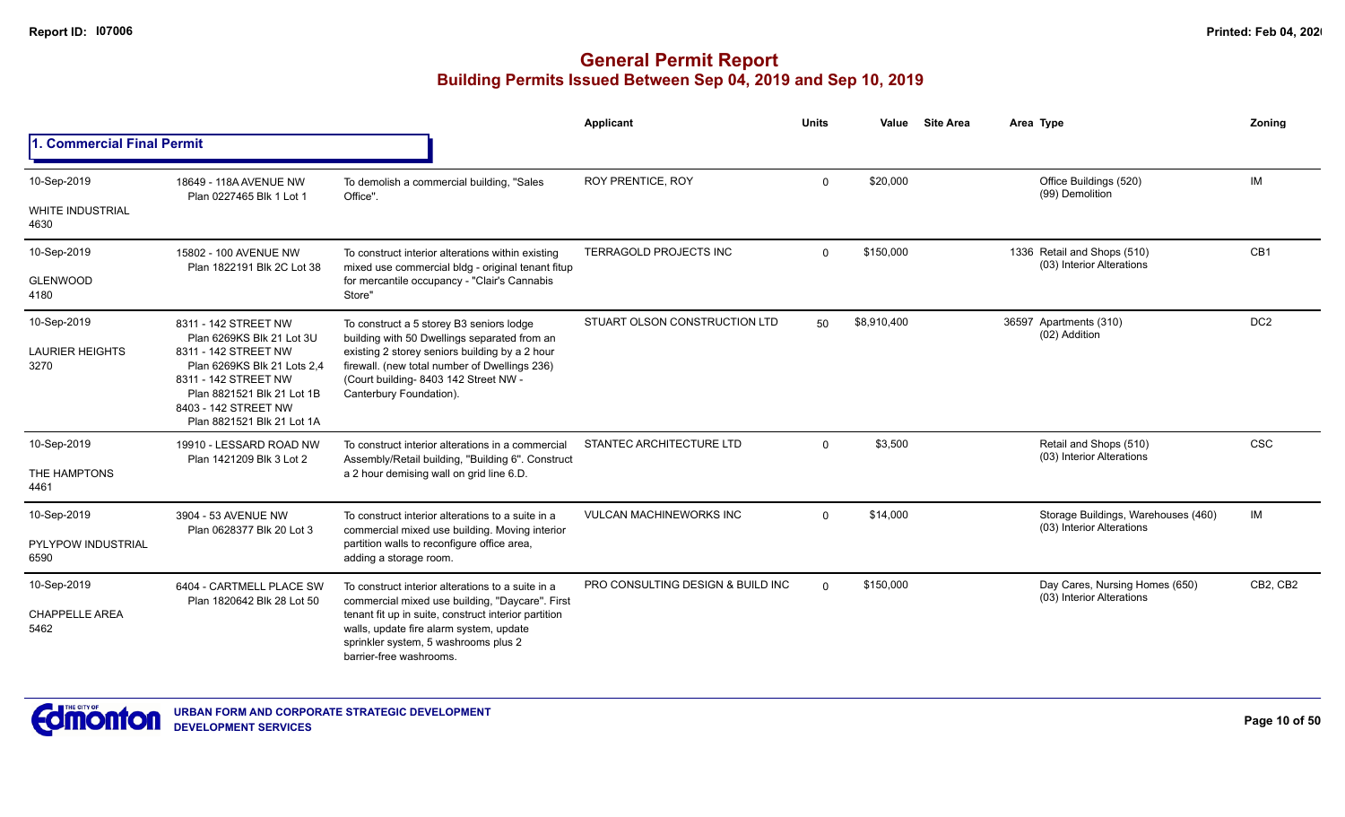# General Permit Report

## Building Permits Issued Between Sep 04, 2019 and Sep 10, 2019

### 1. Commercial Final Permit

| Date / Neighbourhood | Address / Legal | Description | Applicant | Units | Value | Site Area | Area | Type | Zoning |
|---|---|---|---|---|---|---|---|---|---|
| 10-Sep-2019<br>WHITE INDUSTRIAL<br>4630 | 18649 - 118A AVENUE NW<br>Plan 0227465 Blk 1 Lot 1 | To demolish a commercial building, "Sales Office". | ROY PRENTICE, ROY | 0 | $20,000 | | | Office Buildings (520)<br>(99) Demolition | IM |
| 10-Sep-2019<br>GLENWOOD<br>4180 | 15802 - 100 AVENUE NW<br>Plan 1822191 Blk 2C Lot 38 | To construct interior alterations within existing mixed use commercial bldg - original tenant fitup for mercantile occupancy - "Clair's Cannabis Store" | TERRAGOLD PROJECTS INC | 0 | $150,000 | | 1336 | Retail and Shops (510)<br>(03) Interior Alterations | CB1 |
| 10-Sep-2019<br>LAURIER HEIGHTS<br>3270 | 8311 - 142 STREET NW<br>Plan 6269KS Blk 21 Lot 3U<br>8311 - 142 STREET NW<br>Plan 6269KS Blk 21 Lots 2,4<br>8311 - 142 STREET NW<br>Plan 8821521 Blk 21 Lot 1B<br>8403 - 142 STREET NW<br>Plan 8821521 Blk 21 Lot 1A | To construct a 5 storey B3 seniors lodge building with 50 Dwellings separated from an existing 2 storey seniors building by a 2 hour firewall. (new total number of Dwellings 236) (Court building- 8403 142 Street NW - Canterbury Foundation). | STUART OLSON CONSTRUCTION LTD | 50 | $8,910,400 | | 36597 | Apartments (310)<br>(02) Addition | DC2 |
| 10-Sep-2019<br>THE HAMPTONS<br>4461 | 19910 - LESSARD ROAD NW<br>Plan 1421209 Blk 3 Lot 2 | To construct interior alterations in a commercial Assembly/Retail building, "Building 6". Construct a 2 hour demising wall on grid line 6.D. | STANTEC ARCHITECTURE LTD | 0 | $3,500 | | | Retail and Shops (510)<br>(03) Interior Alterations | CSC |
| 10-Sep-2019<br>PYLYPOW INDUSTRIAL<br>6590 | 3904 - 53 AVENUE NW<br>Plan 0628377 Blk 20 Lot 3 | To construct interior alterations to a suite in a commercial mixed use building. Moving interior partition walls to reconfigure office area, adding a storage room. | VULCAN MACHINEWORKS INC | 0 | $14,000 | | | Storage Buildings, Warehouses (460)<br>(03) Interior Alterations | IM |
| 10-Sep-2019<br>CHAPPELLE AREA<br>5462 | 6404 - CARTMELL PLACE SW<br>Plan 1820642 Blk 28 Lot 50 | To construct interior alterations to a suite in a commercial mixed use building, "Daycare". First tenant fit up in suite, construct interior partition walls, update fire alarm system, update sprinkler system, 5 washrooms plus 2 barrier-free washrooms. | PRO CONSULTING DESIGN & BUILD INC | 0 | $150,000 | | | Day Cares, Nursing Homes (650)<br>(03) Interior Alterations | CB2, CB2 |

URBAN FORM AND CORPORATE STRATEGIC DEVELOPMENT
DEVELOPMENT SERVICES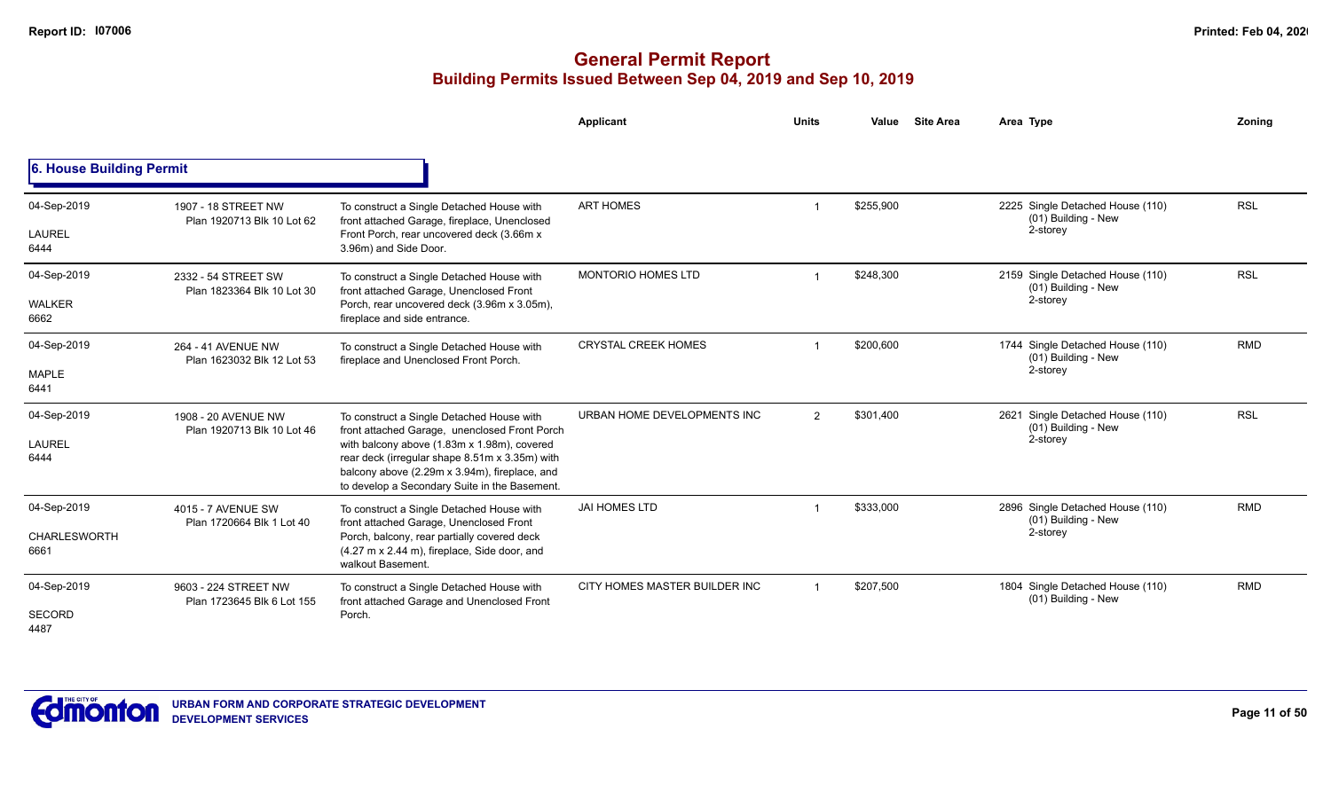# General Permit Report

## Building Permits Issued Between Sep 04, 2019 and Sep 10, 2019

### 6. House Building Permit

| Date / Neighbourhood | Address / Legal | Description | Applicant | Units | Value | Site Area | Area | Type | Zoning |
|---|---|---|---|---|---|---|---|---|---|
| 04-Sep-2019<br>LAUREL<br>6444 | 1907 - 18 STREET NW<br>Plan 1920713 Blk 10 Lot 62 | To construct a Single Detached House with front attached Garage, fireplace, Unenclosed Front Porch, rear uncovered deck (3.66m x 3.96m) and Side Door. | ART HOMES | 1 | $255,900 | | 2225 | Single Detached House (110)<br>(01) Building - New<br>2-storey | RSL |
| 04-Sep-2019<br>WALKER<br>6662 | 2332 - 54 STREET SW<br>Plan 1823364 Blk 10 Lot 30 | To construct a Single Detached House with front attached Garage, Unenclosed Front Porch, rear uncovered deck (3.96m x 3.05m), fireplace and side entrance. | MONTORIO HOMES LTD | 1 | $248,300 | | 2159 | Single Detached House (110)<br>(01) Building - New<br>2-storey | RSL |
| 04-Sep-2019<br>MAPLE<br>6441 | 264 - 41 AVENUE NW<br>Plan 1623032 Blk 12 Lot 53 | To construct a Single Detached House with fireplace and Unenclosed Front Porch. | CRYSTAL CREEK HOMES | 1 | $200,600 | | 1744 | Single Detached House (110)<br>(01) Building - New<br>2-storey | RMD |
| 04-Sep-2019<br>LAUREL<br>6444 | 1908 - 20 AVENUE NW<br>Plan 1920713 Blk 10 Lot 46 | To construct a Single Detached House with front attached Garage, unenclosed Front Porch with balcony above (1.83m x 1.98m), covered rear deck (irregular shape 8.51m x 3.35m) with balcony above (2.29m x 3.94m), fireplace, and to develop a Secondary Suite in the Basement. | URBAN HOME DEVELOPMENTS INC | 2 | $301,400 | | 2621 | Single Detached House (110)<br>(01) Building - New<br>2-storey | RSL |
| 04-Sep-2019<br>CHARLESWORTH<br>6661 | 4015 - 7 AVENUE SW<br>Plan 1720664 Blk 1 Lot 40 | To construct a Single Detached House with front attached Garage, Unenclosed Front Porch, balcony, rear partially covered deck (4.27 m x 2.44 m), fireplace, Side door, and walkout Basement. | JAI HOMES LTD | 1 | $333,000 | | 2896 | Single Detached House (110)<br>(01) Building - New<br>2-storey | RMD |
| 04-Sep-2019<br>SECORD<br>4487 | 9603 - 224 STREET NW<br>Plan 1723645 Blk 6 Lot 155 | To construct a Single Detached House with front attached Garage and Unenclosed Front Porch. | CITY HOMES MASTER BUILDER INC | 1 | $207,500 | | 1804 | Single Detached House (110)<br>(01) Building - New | RMD |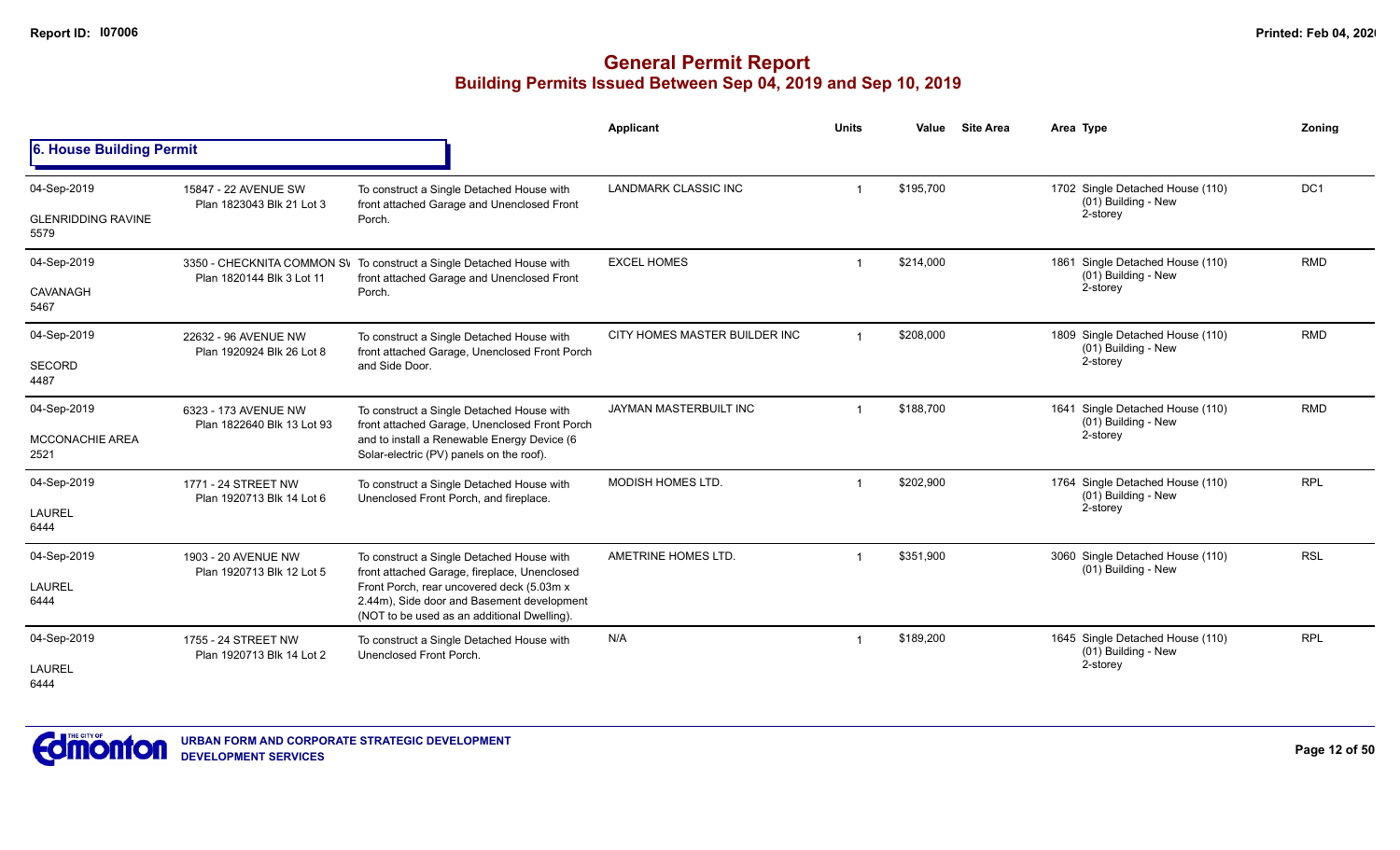# General Permit Report
## Building Permits Issued Between Sep 04, 2019 and Sep 10, 2019

### 6. House Building Permit

| | | | Applicant | Units | Value | Site Area | Area | Type | Zoning |
|---|---|---|---|---|---|---|---|---|---|
| 04-Sep-2019 GLENRIDDING RAVINE 5579 | 15847 - 22 AVENUE SW Plan 1823043 Blk 21 Lot 3 | To construct a Single Detached House with front attached Garage and Unenclosed Front Porch. | LANDMARK CLASSIC INC | 1 | $195,700 | | 1702 | Single Detached House (110) (01) Building - New 2-storey | DC1 |
| 04-Sep-2019 CAVANAGH 5467 | 3350 - CHECKNITA COMMON SW Plan 1820144 Blk 3 Lot 11 | To construct a Single Detached House with front attached Garage and Unenclosed Front Porch. | EXCEL HOMES | 1 | $214,000 | | 1861 | Single Detached House (110) (01) Building - New 2-storey | RMD |
| 04-Sep-2019 SECORD 4487 | 22632 - 96 AVENUE NW Plan 1920924 Blk 26 Lot 8 | To construct a Single Detached House with front attached Garage, Unenclosed Front Porch and Side Door. | CITY HOMES MASTER BUILDER INC | 1 | $208,000 | | 1809 | Single Detached House (110) (01) Building - New 2-storey | RMD |
| 04-Sep-2019 MCCONACHIE AREA 2521 | 6323 - 173 AVENUE NW Plan 1822640 Blk 13 Lot 93 | To construct a Single Detached House with front attached Garage, Unenclosed Front Porch and to install a Renewable Energy Device (6 Solar-electric (PV) panels on the roof). | JAYMAN MASTERBUILT INC | 1 | $188,700 | | 1641 | Single Detached House (110) (01) Building - New 2-storey | RMD |
| 04-Sep-2019 LAUREL 6444 | 1771 - 24 STREET NW Plan 1920713 Blk 14 Lot 6 | To construct a Single Detached House with Unenclosed Front Porch, and fireplace. | MODISH HOMES LTD. | 1 | $202,900 | | 1764 | Single Detached House (110) (01) Building - New 2-storey | RPL |
| 04-Sep-2019 LAUREL 6444 | 1903 - 20 AVENUE NW Plan 1920713 Blk 12 Lot 5 | To construct a Single Detached House with front attached Garage, fireplace, Unenclosed Front Porch, rear uncovered deck (5.03m x 2.44m), Side door and Basement development (NOT to be used as an additional Dwelling). | AMETRINE HOMES LTD. | 1 | $351,900 | | 3060 | Single Detached House (110) (01) Building - New | RSL |
| 04-Sep-2019 LAUREL 6444 | 1755 - 24 STREET NW Plan 1920713 Blk 14 Lot 2 | To construct a Single Detached House with Unenclosed Front Porch. | N/A | 1 | $189,200 | | 1645 | Single Detached House (110) (01) Building - New 2-storey | RPL |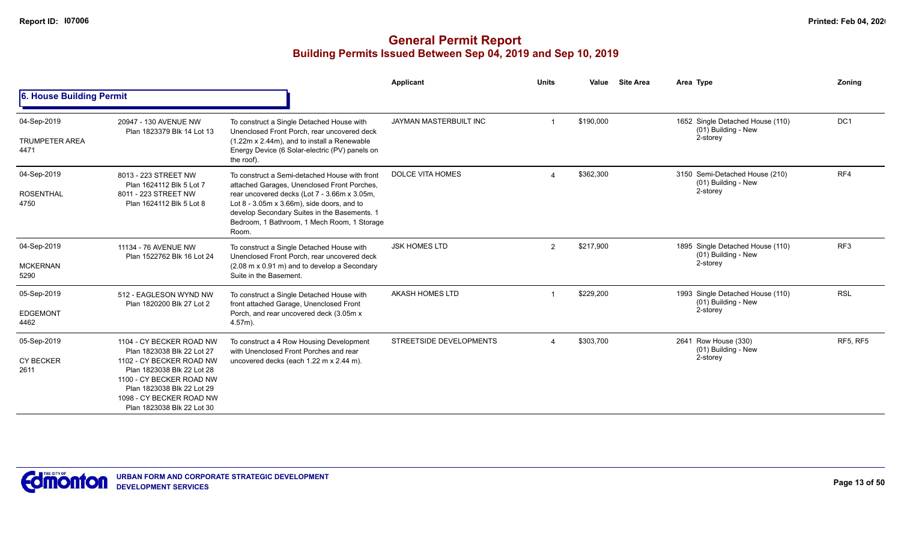# General Permit Report

## Building Permits Issued Between Sep 04, 2019 and Sep 10, 2019

### 6. House Building Permit

| Date / Neighbourhood | Address | Description | Applicant | Units | Value | Site Area | Area | Type | Zoning |
|---|---|---|---|---|---|---|---|---|---|
| 04-Sep-2019<br>TRUMPETER AREA<br>4471 | 20947 - 130 AVENUE NW<br>Plan 1823379 Blk 14 Lot 13 | To construct a Single Detached House with Unenclosed Front Porch, rear uncovered deck (1.22m x 2.44m), and to install a Renewable Energy Device (6 Solar-electric (PV) panels on the roof). | JAYMAN MASTERBUILT INC | 1 | $190,000 | | 1652 | Single Detached House (110)<br>(01) Building - New<br>2-storey | DC1 |
| 04-Sep-2019<br>ROSENTHAL<br>4750 | 8013 - 223 STREET NW<br>Plan 1624112 Blk 5 Lot 7<br>8011 - 223 STREET NW<br>Plan 1624112 Blk 5 Lot 8 | To construct a Semi-detached House with front attached Garages, Unenclosed Front Porches, rear uncovered decks (Lot 7 - 3.66m x 3.05m, Lot 8 - 3.05m x 3.66m), side doors, and to develop Secondary Suites in the Basements. 1 Bedroom, 1 Bathroom, 1 Mech Room, 1 Storage Room. | DOLCE VITA HOMES | 4 | $362,300 | | 3150 | Semi-Detached House (210)<br>(01) Building - New<br>2-storey | RF4 |
| 04-Sep-2019<br>MCKERNAN<br>5290 | 11134 - 76 AVENUE NW<br>Plan 1522762 Blk 16 Lot 24 | To construct a Single Detached House with Unenclosed Front Porch, rear uncovered deck (2.08 m x 0.91 m) and to develop a Secondary Suite in the Basement. | JSK HOMES LTD | 2 | $217,900 | | 1895 | Single Detached House (110)<br>(01) Building - New<br>2-storey | RF3 |
| 05-Sep-2019<br>EDGEMONT<br>4462 | 512 - EAGLESON WYND NW<br>Plan 1820200 Blk 27 Lot 2 | To construct a Single Detached House with front attached Garage, Unenclosed Front Porch, and rear uncovered deck (3.05m x 4.57m). | AKASH HOMES LTD | 1 | $229,200 | | 1993 | Single Detached House (110)<br>(01) Building - New<br>2-storey | RSL |
| 05-Sep-2019<br>CY BECKER<br>2611 | 1104 - CY BECKER ROAD NW<br>Plan 1823038 Blk 22 Lot 27<br>1102 - CY BECKER ROAD NW<br>Plan 1823038 Blk 22 Lot 28<br>1100 - CY BECKER ROAD NW<br>Plan 1823038 Blk 22 Lot 29<br>1098 - CY BECKER ROAD NW<br>Plan 1823038 Blk 22 Lot 30 | To construct a 4 Row Housing Development with Unenclosed Front Porches and rear uncovered decks (each 1.22 m x 2.44 m). | STREETSIDE DEVELOPMENTS | 4 | $303,700 | | 2641 | Row House (330)<br>(01) Building - New<br>2-storey | RF5, RF5 |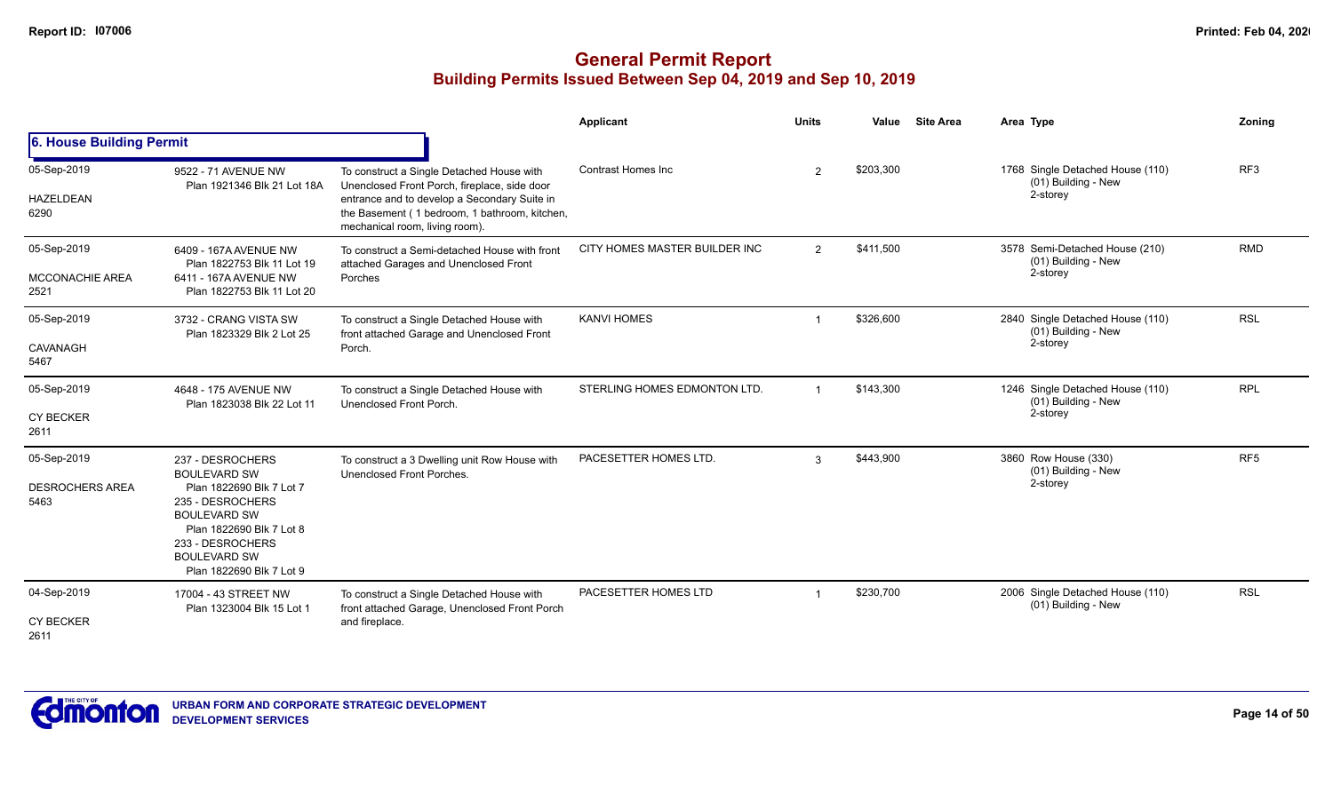## General Permit Report
### Building Permits Issued Between Sep 04, 2019 and Sep 10, 2019

| | | | Applicant | Units | Value | Site Area | Area | Type | Zoning |
|---|---|---|---|---|---|---|---|---|---|
| **6. House Building Permit** | | | | | | | | | |
| 05-Sep-2019<br>HAZELDEAN<br>6290 | 9522 - 71 AVENUE NW<br>Plan 1921346 Blk 21 Lot 18A | To construct a Single Detached House with Unenclosed Front Porch, fireplace, side door entrance and to develop a Secondary Suite in the Basement ( 1 bedroom, 1 bathroom, kitchen, mechanical room, living room). | Contrast Homes Inc | 2 | $203,300 | | 1768 | Single Detached House (110)<br>(01) Building - New<br>2-storey | RF3 |
| 05-Sep-2019<br>MCCONACHIE AREA<br>2521 | 6409 - 167A AVENUE NW<br>Plan 1822753 Blk 11 Lot 19<br>6411 - 167A AVENUE NW<br>Plan 1822753 Blk 11 Lot 20 | To construct a Semi-detached House with front attached Garages and Unenclosed Front Porches | CITY HOMES MASTER BUILDER INC | 2 | $411,500 | | 3578 | Semi-Detached House (210)<br>(01) Building - New<br>2-storey | RMD |
| 05-Sep-2019<br>CAVANAGH<br>5467 | 3732 - CRANG VISTA SW<br>Plan 1823329 Blk 2 Lot 25 | To construct a Single Detached House with front attached Garage and Unenclosed Front Porch. | KANVI HOMES | 1 | $326,600 | | 2840 | Single Detached House (110)<br>(01) Building - New<br>2-storey | RSL |
| 05-Sep-2019<br>CY BECKER<br>2611 | 4648 - 175 AVENUE NW<br>Plan 1823038 Blk 22 Lot 11 | To construct a Single Detached House with Unenclosed Front Porch. | STERLING HOMES EDMONTON LTD. | 1 | $143,300 | | 1246 | Single Detached House (110)<br>(01) Building - New<br>2-storey | RPL |
| 05-Sep-2019<br>DESROCHERS AREA<br>5463 | 237 - DESROCHERS BOULEVARD SW<br>Plan 1822690 Blk 7 Lot 7<br>235 - DESROCHERS BOULEVARD SW<br>Plan 1822690 Blk 7 Lot 8<br>233 - DESROCHERS BOULEVARD SW<br>Plan 1822690 Blk 7 Lot 9 | To construct a 3 Dwelling unit Row House with Unenclosed Front Porches. | PACESETTER HOMES LTD. | 3 | $443,900 | | 3860 | Row House (330)<br>(01) Building - New<br>2-storey | RF5 |
| 04-Sep-2019<br>CY BECKER<br>2611 | 17004 - 43 STREET NW<br>Plan 1323004 Blk 15 Lot 1 | To construct a Single Detached House with front attached Garage, Unenclosed Front Porch and fireplace. | PACESETTER HOMES LTD | 1 | $230,700 | | 2006 | Single Detached House (110)<br>(01) Building - New | RSL |

URBAN FORM AND CORPORATE STRATEGIC DEVELOPMENT
DEVELOPMENT SERVICES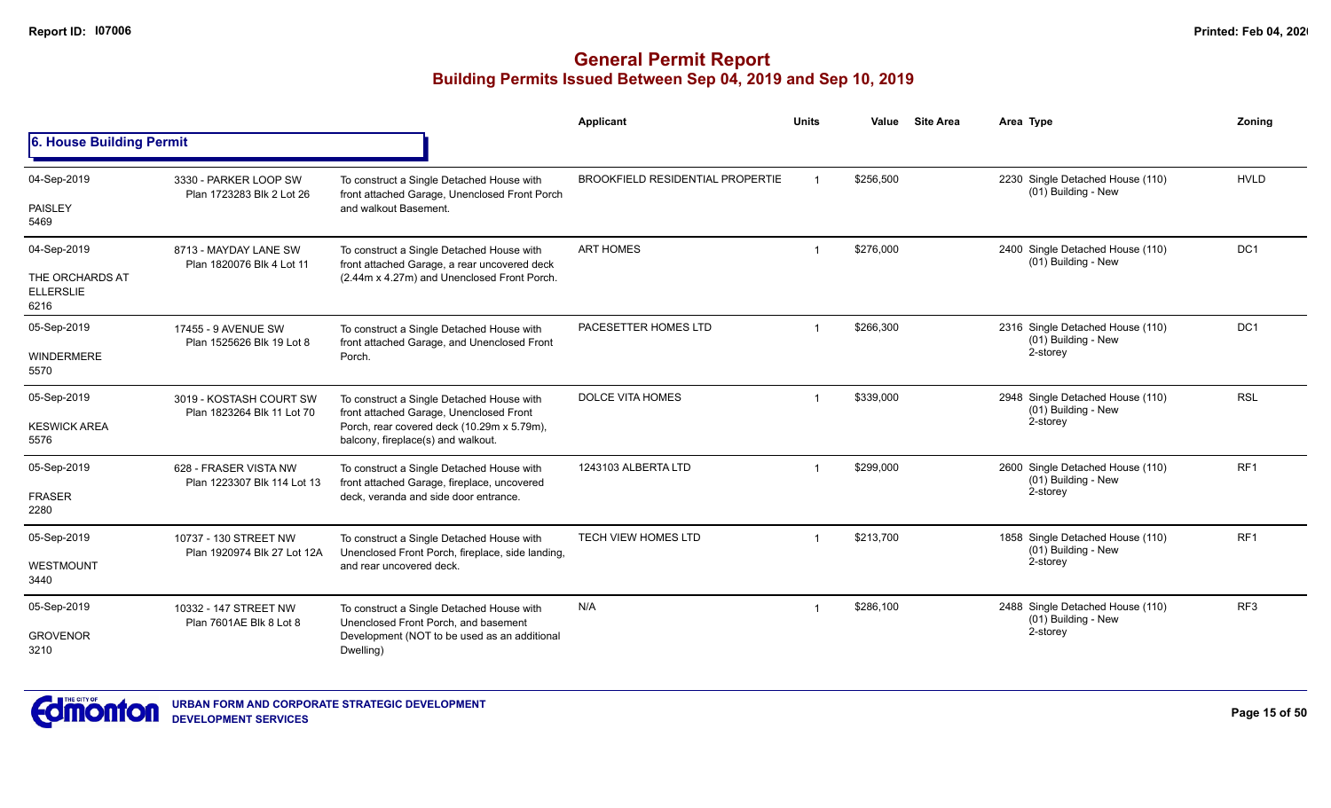# General Permit Report
## Building Permits Issued Between Sep 04, 2019 and Sep 10, 2019

### 6. House Building Permit

| Date / Neighbourhood | Address / Legal | Description | Applicant | Units | Value | Site Area | Area | Type | Zoning |
|---|---|---|---|---|---|---|---|---|---|
| 04-Sep-2019<br>PAISLEY<br>5469 | 3330 - PARKER LOOP SW<br>Plan 1723283 Blk 2 Lot 26 | To construct a Single Detached House with front attached Garage, Unenclosed Front Porch and walkout Basement. | BROOKFIELD RESIDENTIAL PROPERTIE | 1 | $256,500 | | 2230 | Single Detached House (110)<br>(01) Building - New | HVLD |
| 04-Sep-2019<br>THE ORCHARDS AT ELLERSLIE<br>6216 | 8713 - MAYDAY LANE SW<br>Plan 1820076 Blk 4 Lot 11 | To construct a Single Detached House with front attached Garage, a rear uncovered deck (2.44m x 4.27m) and Unenclosed Front Porch. | ART HOMES | 1 | $276,000 | | 2400 | Single Detached House (110)<br>(01) Building - New | DC1 |
| 05-Sep-2019<br>WINDERMERE<br>5570 | 17455 - 9 AVENUE SW<br>Plan 1525626 Blk 19 Lot 8 | To construct a Single Detached House with front attached Garage, and Unenclosed Front Porch. | PACESETTER HOMES LTD | 1 | $266,300 | | 2316 | Single Detached House (110)<br>(01) Building - New<br>2-storey | DC1 |
| 05-Sep-2019<br>KESWICK AREA<br>5576 | 3019 - KOSTASH COURT SW<br>Plan 1823264 Blk 11 Lot 70 | To construct a Single Detached House with front attached Garage, Unenclosed Front Porch, rear covered deck (10.29m x 5.79m), balcony, fireplace(s) and walkout. | DOLCE VITA HOMES | 1 | $339,000 | | 2948 | Single Detached House (110)<br>(01) Building - New<br>2-storey | RSL |
| 05-Sep-2019<br>FRASER<br>2280 | 628 - FRASER VISTA NW<br>Plan 1223307 Blk 114 Lot 13 | To construct a Single Detached House with front attached Garage, fireplace, uncovered deck, veranda and side door entrance. | 1243103 ALBERTA LTD | 1 | $299,000 | | 2600 | Single Detached House (110)<br>(01) Building - New<br>2-storey | RF1 |
| 05-Sep-2019<br>WESTMOUNT<br>3440 | 10737 - 130 STREET NW<br>Plan 1920974 Blk 27 Lot 12A | To construct a Single Detached House with Unenclosed Front Porch, fireplace, side landing, and rear uncovered deck. | TECH VIEW HOMES LTD | 1 | $213,700 | | 1858 | Single Detached House (110)<br>(01) Building - New<br>2-storey | RF1 |
| 05-Sep-2019<br>GROVENOR<br>3210 | 10332 - 147 STREET NW<br>Plan 7601AE Blk 8 Lot 8 | To construct a Single Detached House with Unenclosed Front Porch, and basement Development (NOT to be used as an additional Dwelling) | N/A | 1 | $286,100 | | 2488 | Single Detached House (110)<br>(01) Building - New<br>2-storey | RF3 |

URBAN FORM AND CORPORATE STRATEGIC DEVELOPMENT
DEVELOPMENT SERVICES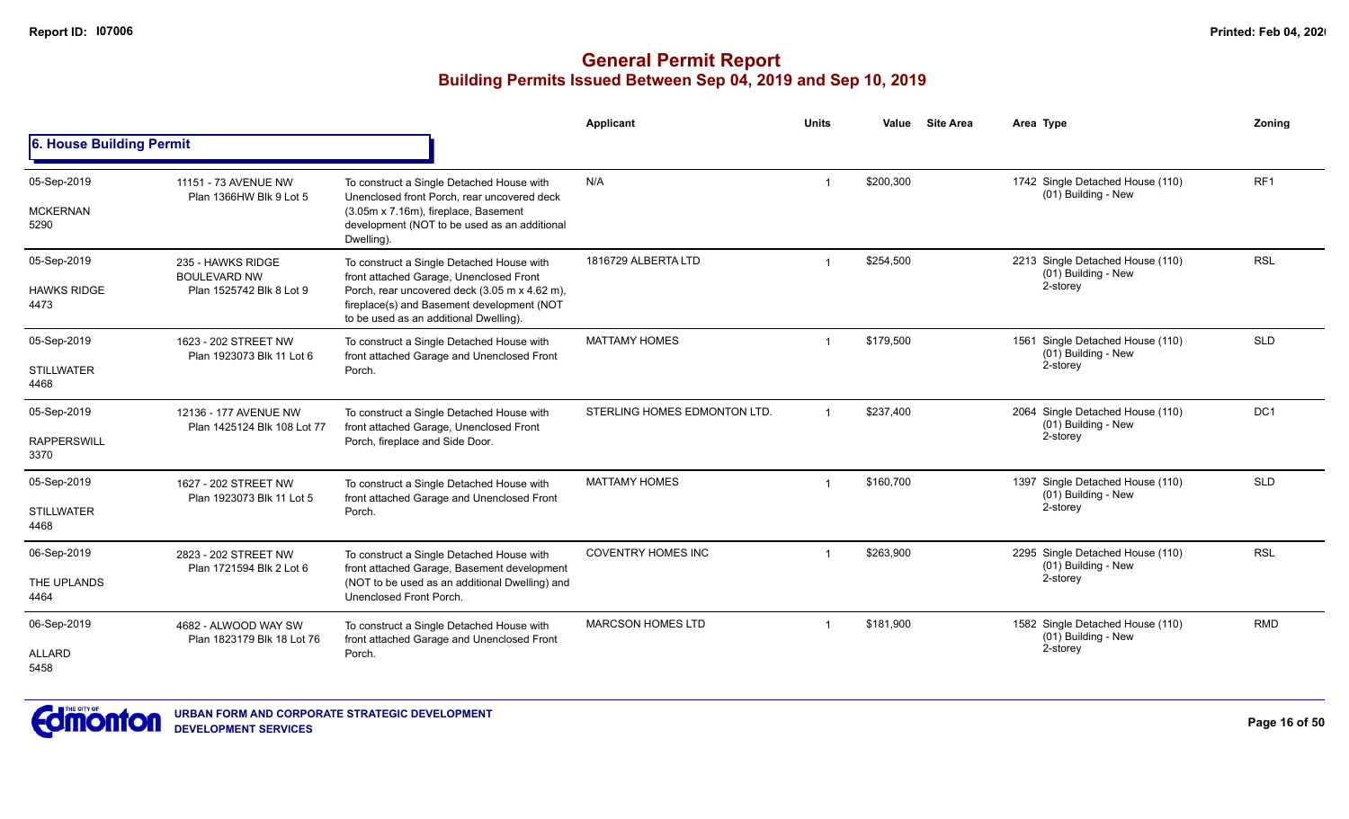# General Permit Report

## Building Permits Issued Between Sep 04, 2019 and Sep 10, 2019

### 6. House Building Permit

| Date / Neighbourhood | Address / Legal | Description | Applicant | Units | Value | Site Area | Area | Type | Zoning |
|---|---|---|---|---|---|---|---|---|---|
| 05-Sep-2019<br>MCKERNAN<br>5290 | 11151 - 73 AVENUE NW<br>Plan 1366HW Blk 9 Lot 5 | To construct a Single Detached House with Unenclosed front Porch, rear uncovered deck (3.05m x 7.16m), fireplace, Basement development (NOT to be used as an additional Dwelling). | N/A | 1 | $200,300 | | 1742 | Single Detached House (110)<br>(01) Building - New | RF1 |
| 05-Sep-2019<br>HAWKS RIDGE<br>4473 | 235 - HAWKS RIDGE BOULEVARD NW<br>Plan 1525742 Blk 8 Lot 9 | To construct a Single Detached House with front attached Garage, Unenclosed Front Porch, rear uncovered deck (3.05 m x 4.62 m), fireplace(s) and Basement development (NOT to be used as an additional Dwelling). | 1816729 ALBERTA LTD | 1 | $254,500 | | 2213 | Single Detached House (110)<br>(01) Building - New<br>2-storey | RSL |
| 05-Sep-2019<br>STILLWATER<br>4468 | 1623 - 202 STREET NW<br>Plan 1923073 Blk 11 Lot 6 | To construct a Single Detached House with front attached Garage and Unenclosed Front Porch. | MATTAMY HOMES | 1 | $179,500 | | 1561 | Single Detached House (110)<br>(01) Building - New<br>2-storey | SLD |
| 05-Sep-2019<br>RAPPERSWILL<br>3370 | 12136 - 177 AVENUE NW<br>Plan 1425124 Blk 108 Lot 77 | To construct a Single Detached House with front attached Garage, Unenclosed Front Porch, fireplace and Side Door. | STERLING HOMES EDMONTON LTD. | 1 | $237,400 | | 2064 | Single Detached House (110)<br>(01) Building - New<br>2-storey | DC1 |
| 05-Sep-2019<br>STILLWATER<br>4468 | 1627 - 202 STREET NW<br>Plan 1923073 Blk 11 Lot 5 | To construct a Single Detached House with front attached Garage and Unenclosed Front Porch. | MATTAMY HOMES | 1 | $160,700 | | 1397 | Single Detached House (110)<br>(01) Building - New<br>2-storey | SLD |
| 06-Sep-2019<br>THE UPLANDS<br>4464 | 2823 - 202 STREET NW<br>Plan 1721594 Blk 2 Lot 6 | To construct a Single Detached House with front attached Garage, Basement development (NOT to be used as an additional Dwelling) and Unenclosed Front Porch. | COVENTRY HOMES INC | 1 | $263,900 | | 2295 | Single Detached House (110)<br>(01) Building - New<br>2-storey | RSL |
| 06-Sep-2019<br>ALLARD<br>5458 | 4682 - ALWOOD WAY SW<br>Plan 1823179 Blk 18 Lot 76 | To construct a Single Detached House with front attached Garage and Unenclosed Front Porch. | MARCSON HOMES LTD | 1 | $181,900 | | 1582 | Single Detached House (110)<br>(01) Building - New<br>2-storey | RMD |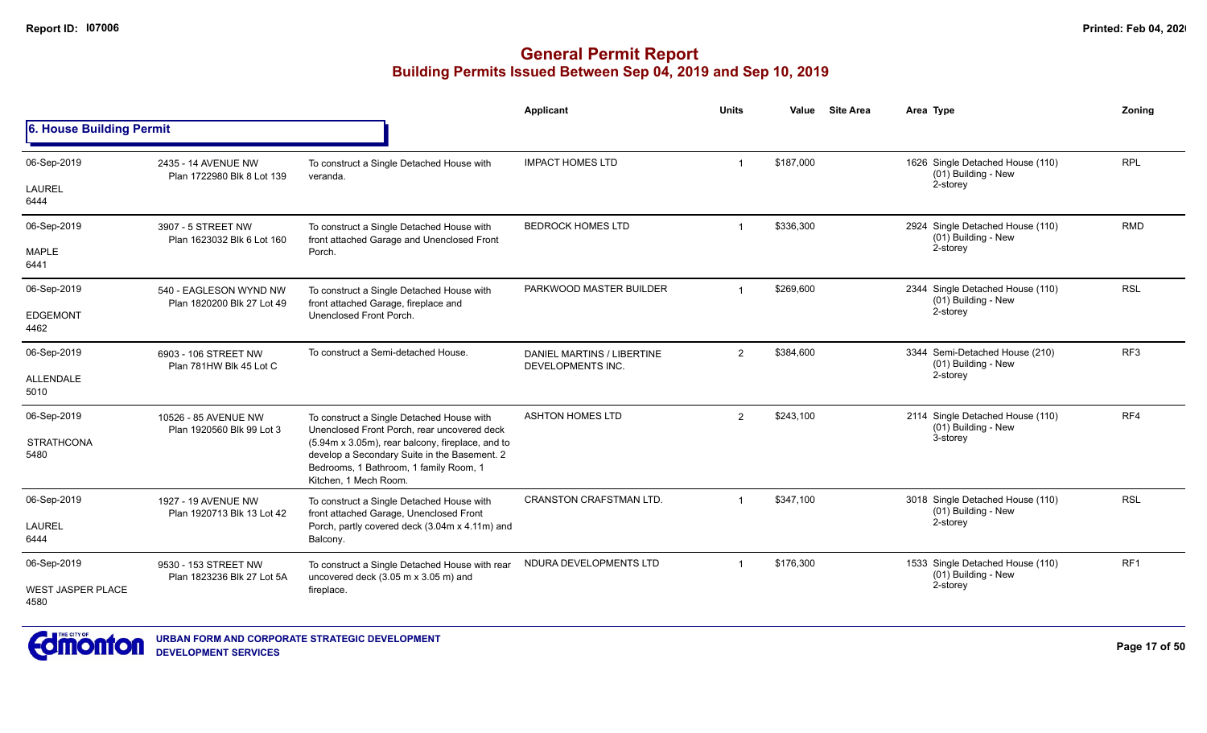# General Permit Report

## Building Permits Issued Between Sep 04, 2019 and Sep 10, 2019

### 6. House Building Permit

| Date / Neighbourhood | Address / Legal | Description | Applicant | Units | Value | Site Area | Area | Type | Zoning |
|---|---|---|---|---|---|---|---|---|---|
| 06-Sep-2019 LAUREL 6444 | 2435 - 14 AVENUE NW Plan 1722980 Blk 8 Lot 139 | To construct a Single Detached House with veranda. | IMPACT HOMES LTD | 1 | $187,000 | | 1626 | Single Detached House (110) (01) Building - New 2-storey | RPL |
| 06-Sep-2019 MAPLE 6441 | 3907 - 5 STREET NW Plan 1623032 Blk 6 Lot 160 | To construct a Single Detached House with front attached Garage and Unenclosed Front Porch. | BEDROCK HOMES LTD | 1 | $336,300 | | 2924 | Single Detached House (110) (01) Building - New 2-storey | RMD |
| 06-Sep-2019 EDGEMONT 4462 | 540 - EAGLESON WYND NW Plan 1820200 Blk 27 Lot 49 | To construct a Single Detached House with front attached Garage, fireplace and Unenclosed Front Porch. | PARKWOOD MASTER BUILDER | 1 | $269,600 | | 2344 | Single Detached House (110) (01) Building - New 2-storey | RSL |
| 06-Sep-2019 ALLENDALE 5010 | 6903 - 106 STREET NW Plan 781HW Blk 45 Lot C | To construct a Semi-detached House. | DANIEL MARTINS / LIBERTINE DEVELOPMENTS INC. | 2 | $384,600 | | 3344 | Semi-Detached House (210) (01) Building - New 2-storey | RF3 |
| 06-Sep-2019 STRATHCONA 5480 | 10526 - 85 AVENUE NW Plan 1920560 Blk 99 Lot 3 | To construct a Single Detached House with Unenclosed Front Porch, rear uncovered deck (5.94m x 3.05m), rear balcony, fireplace, and to develop a Secondary Suite in the Basement. 2 Bedrooms, 1 Bathroom, 1 family Room, 1 Kitchen, 1 Mech Room. | ASHTON HOMES LTD | 2 | $243,100 | | 2114 | Single Detached House (110) (01) Building - New 3-storey | RF4 |
| 06-Sep-2019 LAUREL 6444 | 1927 - 19 AVENUE NW Plan 1920713 Blk 13 Lot 42 | To construct a Single Detached House with front attached Garage, Unenclosed Front Porch, partly covered deck (3.04m x 4.11m) and Balcony. | CRANSTON CRAFTSMAN LTD. | 1 | $347,100 | | 3018 | Single Detached House (110) (01) Building - New 2-storey | RSL |
| 06-Sep-2019 WEST JASPER PLACE 4580 | 9530 - 153 STREET NW Plan 1823236 Blk 27 Lot 5A | To construct a Single Detached House with rear uncovered deck (3.05 m x 3.05 m) and fireplace. | NDURA DEVELOPMENTS LTD | 1 | $176,300 | | 1533 | Single Detached House (110) (01) Building - New 2-storey | RF1 |

URBAN FORM AND CORPORATE STRATEGIC DEVELOPMENT
DEVELOPMENT SERVICES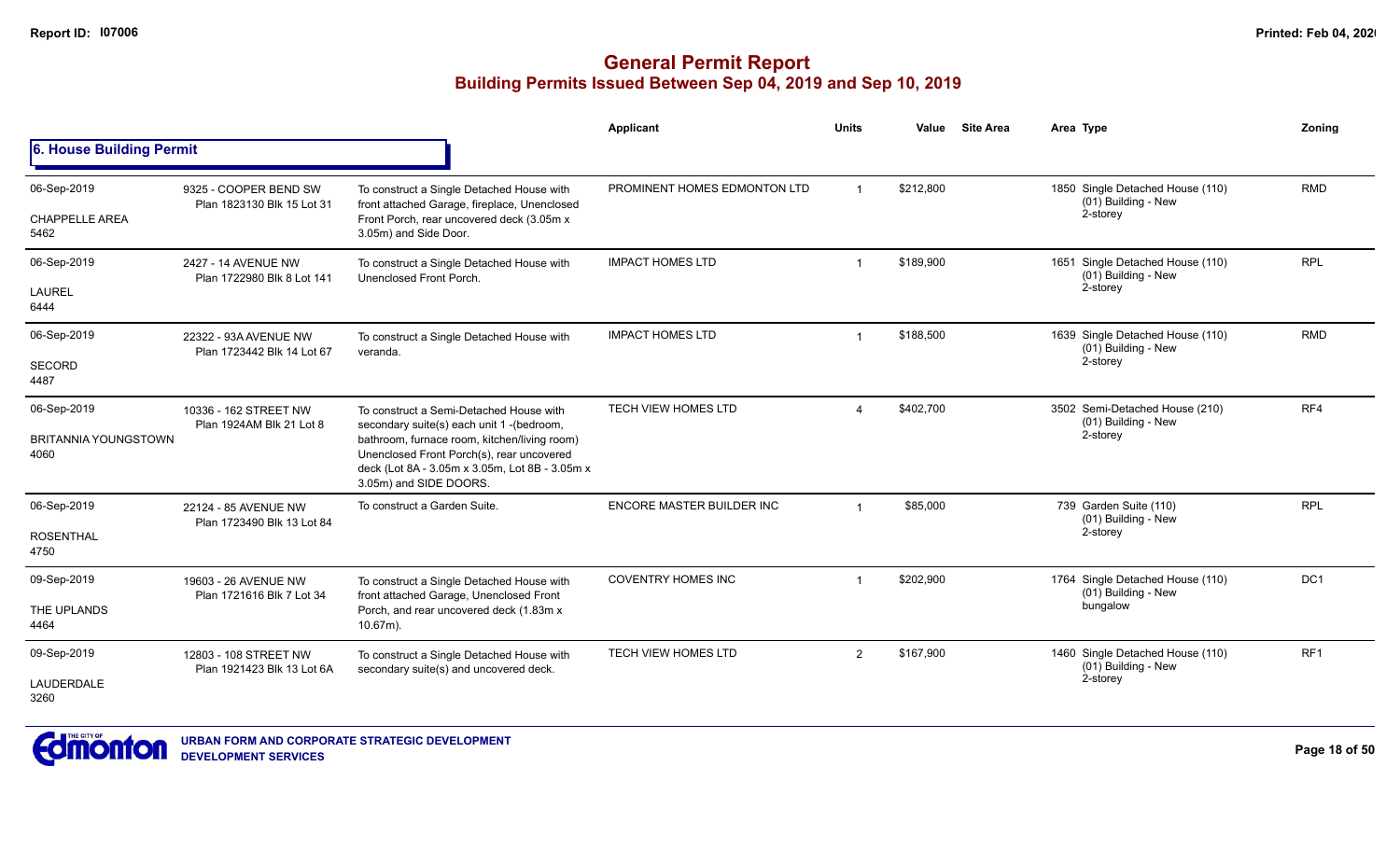# General Permit Report

## Building Permits Issued Between Sep 04, 2019 and Sep 10, 2019

### 6. House Building Permit

| Date / Neighbourhood | Address / Legal | Description | Applicant | Units | Value | Site Area | Area Type | Zoning |
|---|---|---|---|---|---|---|---|---|
| 06-Sep-2019 CHAPPELLE AREA 5462 | 9325 - COOPER BEND SW Plan 1823130 Blk 15 Lot 31 | To construct a Single Detached House with front attached Garage, fireplace, Unenclosed Front Porch, rear uncovered deck (3.05m x 3.05m) and Side Door. | PROMINENT HOMES EDMONTON LTD | 1 | $212,800 | | 1850 Single Detached House (110) (01) Building - New 2-storey | RMD |
| 06-Sep-2019 LAUREL 6444 | 2427 - 14 AVENUE NW Plan 1722980 Blk 8 Lot 141 | To construct a Single Detached House with Unenclosed Front Porch. | IMPACT HOMES LTD | 1 | $189,900 | | 1651 Single Detached House (110) (01) Building - New 2-storey | RPL |
| 06-Sep-2019 SECORD 4487 | 22322 - 93A AVENUE NW Plan 1723442 Blk 14 Lot 67 | To construct a Single Detached House with veranda. | IMPACT HOMES LTD | 1 | $188,500 | | 1639 Single Detached House (110) (01) Building - New 2-storey | RMD |
| 06-Sep-2019 BRITANNIA YOUNGSTOWN 4060 | 10336 - 162 STREET NW Plan 1924AM Blk 21 Lot 8 | To construct a Semi-Detached House with secondary suite(s) each unit 1 -(bedroom, bathroom, furnace room, kitchen/living room) Unenclosed Front Porch(s), rear uncovered deck (Lot 8A - 3.05m x 3.05m, Lot 8B - 3.05m x 3.05m) and SIDE DOORS. | TECH VIEW HOMES LTD | 4 | $402,700 | | 3502 Semi-Detached House (210) (01) Building - New 2-storey | RF4 |
| 06-Sep-2019 ROSENTHAL 4750 | 22124 - 85 AVENUE NW Plan 1723490 Blk 13 Lot 84 | To construct a Garden Suite. | ENCORE MASTER BUILDER INC | 1 | $85,000 | | 739 Garden Suite (110) (01) Building - New 2-storey | RPL |
| 09-Sep-2019 THE UPLANDS 4464 | 19603 - 26 AVENUE NW Plan 1721616 Blk 7 Lot 34 | To construct a Single Detached House with front attached Garage, Unenclosed Front Porch, and rear uncovered deck (1.83m x 10.67m). | COVENTRY HOMES INC | 1 | $202,900 | | 1764 Single Detached House (110) (01) Building - New bungalow | DC1 |
| 09-Sep-2019 LAUDERDALE 3260 | 12803 - 108 STREET NW Plan 1921423 Blk 13 Lot 6A | To construct a Single Detached House with secondary suite(s) and uncovered deck. | TECH VIEW HOMES LTD | 2 | $167,900 | | 1460 Single Detached House (110) (01) Building - New 2-storey | RF1 |

URBAN FORM AND CORPORATE STRATEGIC DEVELOPMENT
DEVELOPMENT SERVICES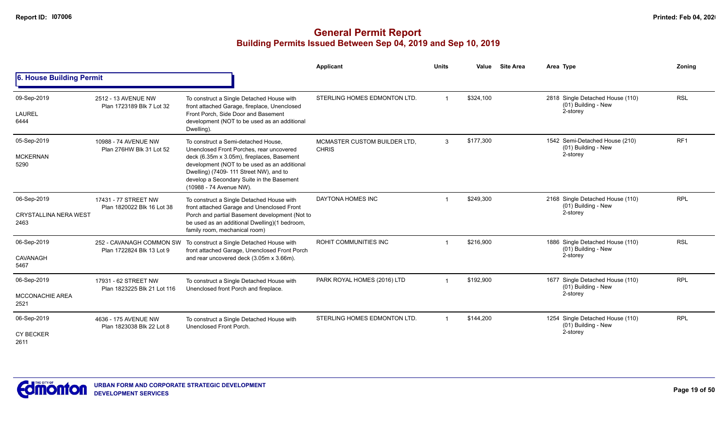# General Permit Report
## Building Permits Issued Between Sep 04, 2019 and Sep 10, 2019

### 6. House Building Permit

| | | | Applicant | Units | Value | Site Area | Area Type | Zoning |
|---|---|---|---|---|---|---|---|---|
| 09-Sep-2019<br>LAUREL<br>6444 | 2512 - 13 AVENUE NW<br>Plan 1723189 Blk 7 Lot 32 | To construct a Single Detached House with front attached Garage, fireplace, Unenclosed Front Porch, Side Door and Basement development (NOT to be used as an additional Dwelling). | STERLING HOMES EDMONTON LTD. | 1 | $324,100 | | 2818 Single Detached House (110)<br>(01) Building - New<br>2-storey | RSL |
| 05-Sep-2019<br>MCKERNAN<br>5290 | 10988 - 74 AVENUE NW<br>Plan 276HW Blk 31 Lot 52 | To construct a Semi-detached House, Unenclosed Front Porches, rear uncovered deck (6.35m x 3.05m), fireplaces, Basement development (NOT to be used as an additional Dwelling) (7409- 111 Street NW), and to develop a Secondary Suite in the Basement (10988 - 74 Avenue NW). | MCMASTER CUSTOM BUILDER LTD, CHRIS | 3 | $177,300 | | 1542 Semi-Detached House (210)<br>(01) Building - New<br>2-storey | RF1 |
| 06-Sep-2019<br>CRYSTALLINA NERA WEST<br>2463 | 17431 - 77 STREET NW<br>Plan 1820022 Blk 16 Lot 38 | To construct a Single Detached House with front attached Garage and Unenclosed Front Porch and partial Basement development (Not to be used as an additional Dwelling)(1 bedroom, family room, mechanical room) | DAYTONA HOMES INC | 1 | $249,300 | | 2168 Single Detached House (110)<br>(01) Building - New<br>2-storey | RPL |
| 06-Sep-2019<br>CAVANAGH<br>5467 | 252 - CAVANAGH COMMON SW<br>Plan 1722824 Blk 13 Lot 9 | To construct a Single Detached House with front attached Garage, Unenclosed Front Porch and rear uncovered deck (3.05m x 3.66m). | ROHIT COMMUNITIES INC | 1 | $216,900 | | 1886 Single Detached House (110)<br>(01) Building - New<br>2-storey | RSL |
| 06-Sep-2019<br>MCCONACHIE AREA<br>2521 | 17931 - 62 STREET NW<br>Plan 1823225 Blk 21 Lot 116 | To construct a Single Detached House with Unenclosed front Porch and fireplace. | PARK ROYAL HOMES (2016) LTD | 1 | $192,900 | | 1677 Single Detached House (110)<br>(01) Building - New<br>2-storey | RPL |
| 06-Sep-2019<br>CY BECKER<br>2611 | 4636 - 175 AVENUE NW<br>Plan 1823038 Blk 22 Lot 8 | To construct a Single Detached House with Unenclosed Front Porch. | STERLING HOMES EDMONTON LTD. | 1 | $144,200 | | 1254 Single Detached House (110)<br>(01) Building - New<br>2-storey | RPL |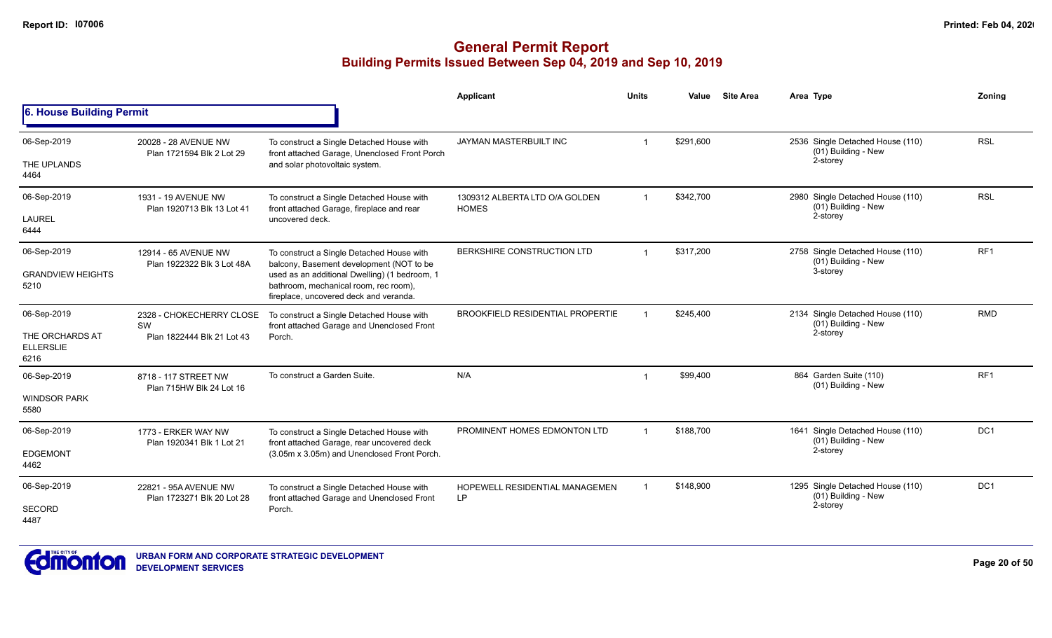# General Permit Report

## Building Permits Issued Between Sep 04, 2019 and Sep 10, 2019

### 6. House Building Permit

| Date / Neighbourhood | Address / Legal | Description | Applicant | Units | Value | Site Area | Area Type | Zoning |
|---|---|---|---|---|---|---|---|---|
| 06-Sep-2019<br>THE UPLANDS<br>4464 | 20028 - 28 AVENUE NW<br>Plan 1721594 Blk 2 Lot 29 | To construct a Single Detached House with front attached Garage, Unenclosed Front Porch and solar photovoltaic system. | JAYMAN MASTERBUILT INC | 1 | $291,600 | | 2536 Single Detached House (110)<br>(01) Building - New<br>2-storey | RSL |
| 06-Sep-2019<br>LAUREL<br>6444 | 1931 - 19 AVENUE NW<br>Plan 1920713 Blk 13 Lot 41 | To construct a Single Detached House with front attached Garage, fireplace and rear uncovered deck. | 1309312 ALBERTA LTD O/A GOLDEN HOMES | 1 | $342,700 | | 2980 Single Detached House (110)<br>(01) Building - New<br>2-storey | RSL |
| 06-Sep-2019<br>GRANDVIEW HEIGHTS<br>5210 | 12914 - 65 AVENUE NW<br>Plan 1922322 Blk 3 Lot 48A | To construct a Single Detached House with balcony, Basement development (NOT to be used as an additional Dwelling) (1 bedroom, 1 bathroom, mechanical room, rec room), fireplace, uncovered deck and veranda. | BERKSHIRE CONSTRUCTION LTD | 1 | $317,200 | | 2758 Single Detached House (110)<br>(01) Building - New<br>3-storey | RF1 |
| 06-Sep-2019<br>THE ORCHARDS AT ELLERSLIE<br>6216 | 2328 - CHOKECHERRY CLOSE SW<br>Plan 1822444 Blk 21 Lot 43 | To construct a Single Detached House with front attached Garage and Unenclosed Front Porch. | BROOKFIELD RESIDENTIAL PROPERTIE | 1 | $245,400 | | 2134 Single Detached House (110)<br>(01) Building - New<br>2-storey | RMD |
| 06-Sep-2019<br>WINDSOR PARK<br>5580 | 8718 - 117 STREET NW<br>Plan 715HW Blk 24 Lot 16 | To construct a Garden Suite. | N/A | 1 | $99,400 | | 864 Garden Suite (110)<br>(01) Building - New | RF1 |
| 06-Sep-2019<br>EDGEMONT<br>4462 | 1773 - ERKER WAY NW<br>Plan 1920341 Blk 1 Lot 21 | To construct a Single Detached House with front attached Garage, rear uncovered deck (3.05m x 3.05m) and Unenclosed Front Porch. | PROMINENT HOMES EDMONTON LTD | 1 | $188,700 | | 1641 Single Detached House (110)<br>(01) Building - New<br>2-storey | DC1 |
| 06-Sep-2019<br>SECORD<br>4487 | 22821 - 95A AVENUE NW<br>Plan 1723271 Blk 20 Lot 28 | To construct a Single Detached House with front attached Garage and Unenclosed Front Porch. | HOPEWELL RESIDENTIAL MANAGEMEN LP | 1 | $148,900 | | 1295 Single Detached House (110)<br>(01) Building - New<br>2-storey | DC1 |

URBAN FORM AND CORPORATE STRATEGIC DEVELOPMENT
DEVELOPMENT SERVICES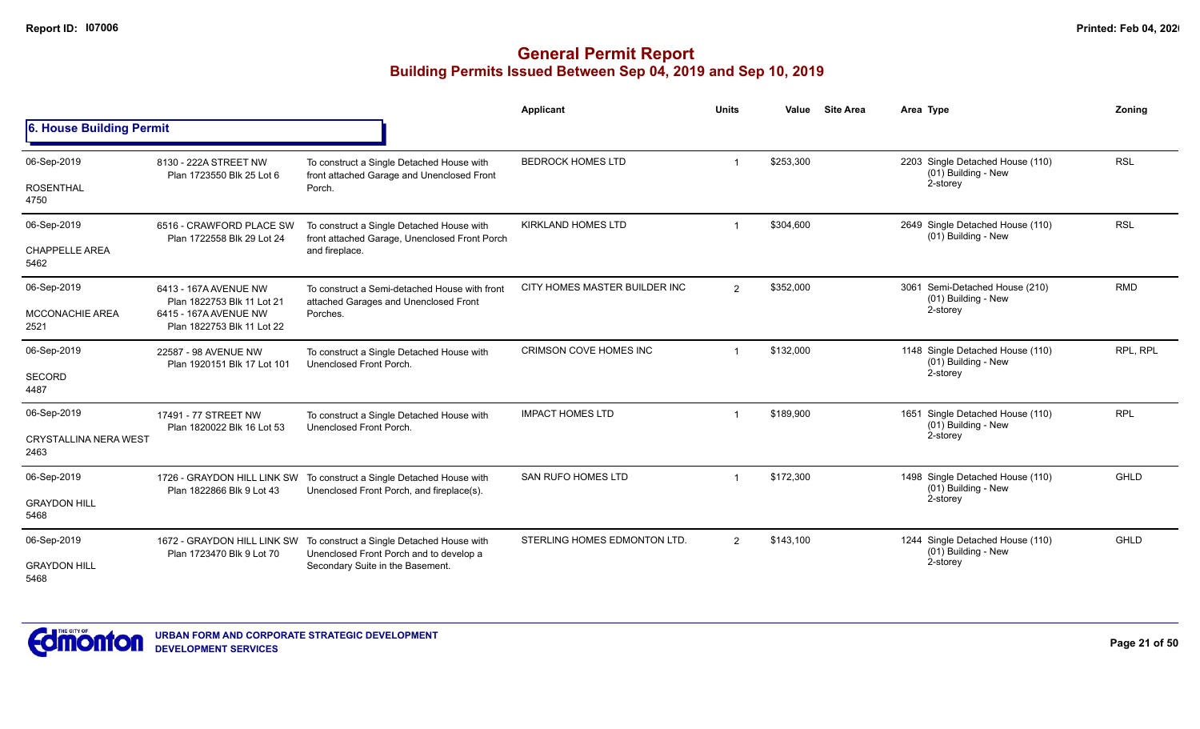# General Permit Report
## Building Permits Issued Between Sep 04, 2019 and Sep 10, 2019

### 6. House Building Permit

| | | | Applicant | Units | Value | Site Area | Area Type | Zoning |
|---|---|---|---|---|---|---|---|---|
| 06-Sep-2019<br>ROSENTHAL<br>4750 | 8130 - 222A STREET NW<br>Plan 1723550 Blk 25 Lot 6 | To construct a Single Detached House with front attached Garage and Unenclosed Front Porch. | BEDROCK HOMES LTD | 1 | $253,300 | | 2203 Single Detached House (110)<br>(01) Building - New<br>2-storey | RSL |
| 06-Sep-2019<br>CHAPPELLE AREA<br>5462 | 6516 - CRAWFORD PLACE SW<br>Plan 1722558 Blk 29 Lot 24 | To construct a Single Detached House with front attached Garage, Unenclosed Front Porch and fireplace. | KIRKLAND HOMES LTD | 1 | $304,600 | | 2649 Single Detached House (110)<br>(01) Building - New | RSL |
| 06-Sep-2019<br>MCCONACHIE AREA<br>2521 | 6413 - 167A AVENUE NW<br>Plan 1822753 Blk 11 Lot 21<br>6415 - 167A AVENUE NW<br>Plan 1822753 Blk 11 Lot 22 | To construct a Semi-detached House with front attached Garages and Unenclosed Front Porches. | CITY HOMES MASTER BUILDER INC | 2 | $352,000 | | 3061 Semi-Detached House (210)<br>(01) Building - New<br>2-storey | RMD |
| 06-Sep-2019<br>SECORD<br>4487 | 22587 - 98 AVENUE NW<br>Plan 1920151 Blk 17 Lot 101 | To construct a Single Detached House with Unenclosed Front Porch. | CRIMSON COVE HOMES INC | 1 | $132,000 | | 1148 Single Detached House (110)<br>(01) Building - New<br>2-storey | RPL, RPL |
| 06-Sep-2019<br>CRYSTALLINA NERA WEST<br>2463 | 17491 - 77 STREET NW<br>Plan 1820022 Blk 16 Lot 53 | To construct a Single Detached House with Unenclosed Front Porch. | IMPACT HOMES LTD | 1 | $189,900 | | 1651 Single Detached House (110)<br>(01) Building - New<br>2-storey | RPL |
| 06-Sep-2019<br>GRAYDON HILL<br>5468 | 1726 - GRAYDON HILL LINK SW<br>Plan 1822866 Blk 9 Lot 43 | To construct a Single Detached House with Unenclosed Front Porch, and fireplace(s). | SAN RUFO HOMES LTD | 1 | $172,300 | | 1498 Single Detached House (110)<br>(01) Building - New<br>2-storey | GHLD |
| 06-Sep-2019<br>GRAYDON HILL<br>5468 | 1672 - GRAYDON HILL LINK SW<br>Plan 1723470 Blk 9 Lot 70 | To construct a Single Detached House with Unenclosed Front Porch and to develop a Secondary Suite in the Basement. | STERLING HOMES EDMONTON LTD. | 2 | $143,100 | | 1244 Single Detached House (110)<br>(01) Building - New<br>2-storey | GHLD |

URBAN FORM AND CORPORATE STRATEGIC DEVELOPMENT
DEVELOPMENT SERVICES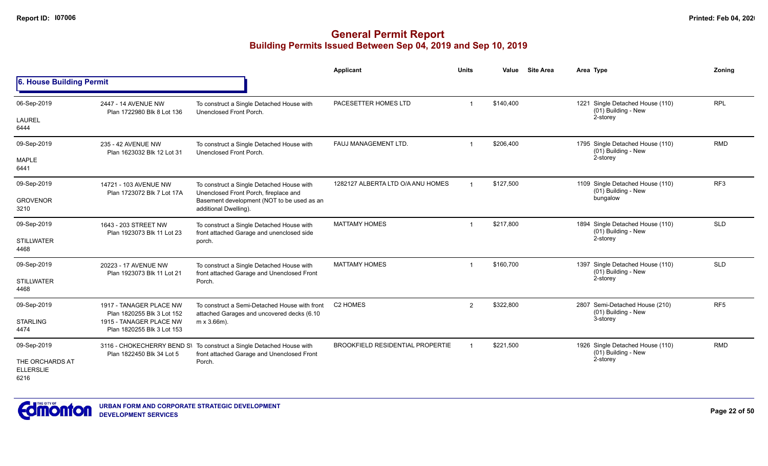# General Permit Report

## Building Permits Issued Between Sep 04, 2019 and Sep 10, 2019

### 6. House Building Permit

| Date / Neighbourhood | Address / Legal | Description | Applicant | Units | Value | Site Area | Area Type | Zoning |
|---|---|---|---|---|---|---|---|---|
| 06-Sep-2019<br>LAUREL<br>6444 | 2447 - 14 AVENUE NW<br>Plan 1722980 Blk 8 Lot 136 | To construct a Single Detached House with Unenclosed Front Porch. | PACESETTER HOMES LTD | 1 | $140,400 | | 1221 Single Detached House (110)<br>(01) Building - New<br>2-storey | RPL |
| 09-Sep-2019<br>MAPLE<br>6441 | 235 - 42 AVENUE NW<br>Plan 1623032 Blk 12 Lot 31 | To construct a Single Detached House with Unenclosed Front Porch. | FAUJ MANAGEMENT LTD. | 1 | $206,400 | | 1795 Single Detached House (110)<br>(01) Building - New<br>2-storey | RMD |
| 09-Sep-2019<br>GROVENOR<br>3210 | 14721 - 103 AVENUE NW<br>Plan 1723072 Blk 7 Lot 17A | To construct a Single Detached House with Unenclosed Front Porch, fireplace and Basement development (NOT to be used as an additional Dwelling). | 1282127 ALBERTA LTD O/A ANU HOMES | 1 | $127,500 | | 1109 Single Detached House (110)<br>(01) Building - New<br>bungalow | RF3 |
| 09-Sep-2019<br>STILLWATER<br>4468 | 1643 - 203 STREET NW<br>Plan 1923073 Blk 11 Lot 23 | To construct a Single Detached House with front attached Garage and unenclosed side porch. | MATTAMY HOMES | 1 | $217,800 | | 1894 Single Detached House (110)<br>(01) Building - New<br>2-storey | SLD |
| 09-Sep-2019<br>STILLWATER<br>4468 | 20223 - 17 AVENUE NW<br>Plan 1923073 Blk 11 Lot 21 | To construct a Single Detached House with front attached Garage and Unenclosed Front Porch. | MATTAMY HOMES | 1 | $160,700 | | 1397 Single Detached House (110)<br>(01) Building - New<br>2-storey | SLD |
| 09-Sep-2019<br>STARLING<br>4474 | 1917 - TANAGER PLACE NW<br>Plan 1820255 Blk 3 Lot 152<br>1915 - TANAGER PLACE NW<br>Plan 1820255 Blk 3 Lot 153 | To construct a Semi-Detached House with front attached Garages and uncovered decks (6.10 m x 3.66m). | C2 HOMES | 2 | $322,800 | | 2807 Semi-Detached House (210)<br>(01) Building - New<br>3-storey | RF5 |
| 09-Sep-2019<br>THE ORCHARDS AT ELLERSLIE<br>6216 | 3116 - CHOKECHERRY BEND SW<br>Plan 1822450 Blk 34 Lot 5 | To construct a Single Detached House with front attached Garage and Unenclosed Front Porch. | BROOKFIELD RESIDENTIAL PROPERTIE | 1 | $221,500 | | 1926 Single Detached House (110)<br>(01) Building - New<br>2-storey | RMD |

URBAN FORM AND CORPORATE STRATEGIC DEVELOPMENT
DEVELOPMENT SERVICES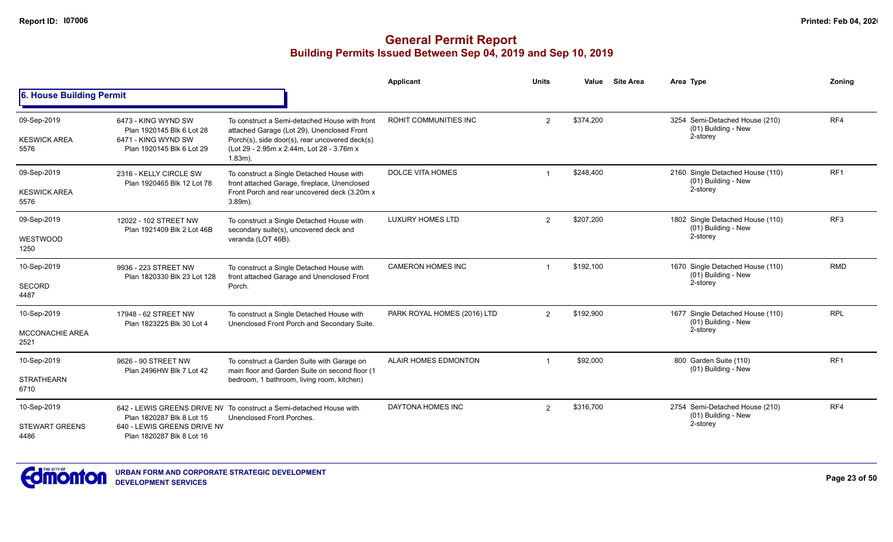# General Permit Report

## Building Permits Issued Between Sep 04, 2019 and Sep 10, 2019

### 6. House Building Permit

| Date / Neighbourhood | Address | Description | Applicant | Units | Value | Site Area | Area | Type | Zoning |
|---|---|---|---|---|---|---|---|---|---|
| 09-Sep-2019 KESWICK AREA 5576 | 6473 - KING WYND SW Plan 1920145 Blk 6 Lot 28; 6471 - KING WYND SW Plan 1920145 Blk 6 Lot 29 | To construct a Semi-detached House with front attached Garage (Lot 29), Unenclosed Front Porch(s), side door(s), rear uncovered deck(s) (Lot 29 - 2.95m x 2.44m, Lot 28 - 3.76m x 1.83m). | ROHIT COMMUNITIES INC | 2 | $374,200 | | 3254 | Semi-Detached House (210) (01) Building - New 2-storey | RF4 |
| 09-Sep-2019 KESWICK AREA 5576 | 2316 - KELLY CIRCLE SW Plan 1920465 Blk 12 Lot 78 | To construct a Single Detached House with front attached Garage, fireplace, Unenclosed Front Porch and rear uncovered deck (3.20m x 3.89m). | DOLCE VITA HOMES | 1 | $248,400 | | 2160 | Single Detached House (110) (01) Building - New 2-storey | RF1 |
| 09-Sep-2019 WESTWOOD 1250 | 12022 - 102 STREET NW Plan 1921409 Blk 2 Lot 46B | To construct a Single Detached House with secondary suite(s), uncovered deck and veranda (LOT 46B). | LUXURY HOMES LTD | 2 | $207,200 | | 1802 | Single Detached House (110) (01) Building - New 2-storey | RF3 |
| 10-Sep-2019 SECORD 4487 | 9936 - 223 STREET NW Plan 1820330 Blk 23 Lot 128 | To construct a Single Detached House with front attached Garage and Unenclosed Front Porch. | CAMERON HOMES INC | 1 | $192,100 | | 1670 | Single Detached House (110) (01) Building - New 2-storey | RMD |
| 10-Sep-2019 MCCONACHIE AREA 2521 | 17948 - 62 STREET NW Plan 1823225 Blk 30 Lot 4 | To construct a Single Detached House with Unenclosed Front Porch and Secondary Suite. | PARK ROYAL HOMES (2016) LTD | 2 | $192,900 | | 1677 | Single Detached House (110) (01) Building - New 2-storey | RPL |
| 10-Sep-2019 STRATHEARN 6710 | 9626 - 90 STREET NW Plan 2496HW Blk 7 Lot 42 | To construct a Garden Suite with Garage on main floor and Garden Suite on second floor (1 bedroom, 1 bathroom, living room, kitchen) | ALAIR HOMES EDMONTON | 1 | $92,000 | | 800 | Garden Suite (110) (01) Building - New | RF1 |
| 10-Sep-2019 STEWART GREENS 4486 | 642 - LEWIS GREENS DRIVE NW Plan 1820287 Blk 8 Lot 15; 640 - LEWIS GREENS DRIVE NW Plan 1820287 Blk 8 Lot 16 | To construct a Semi-detached House with Unenclosed Front Porches. | DAYTONA HOMES INC | 2 | $316,700 | | 2754 | Semi-Detached House (210) (01) Building - New 2-storey | RF4 |

URBAN FORM AND CORPORATE STRATEGIC DEVELOPMENT
DEVELOPMENT SERVICES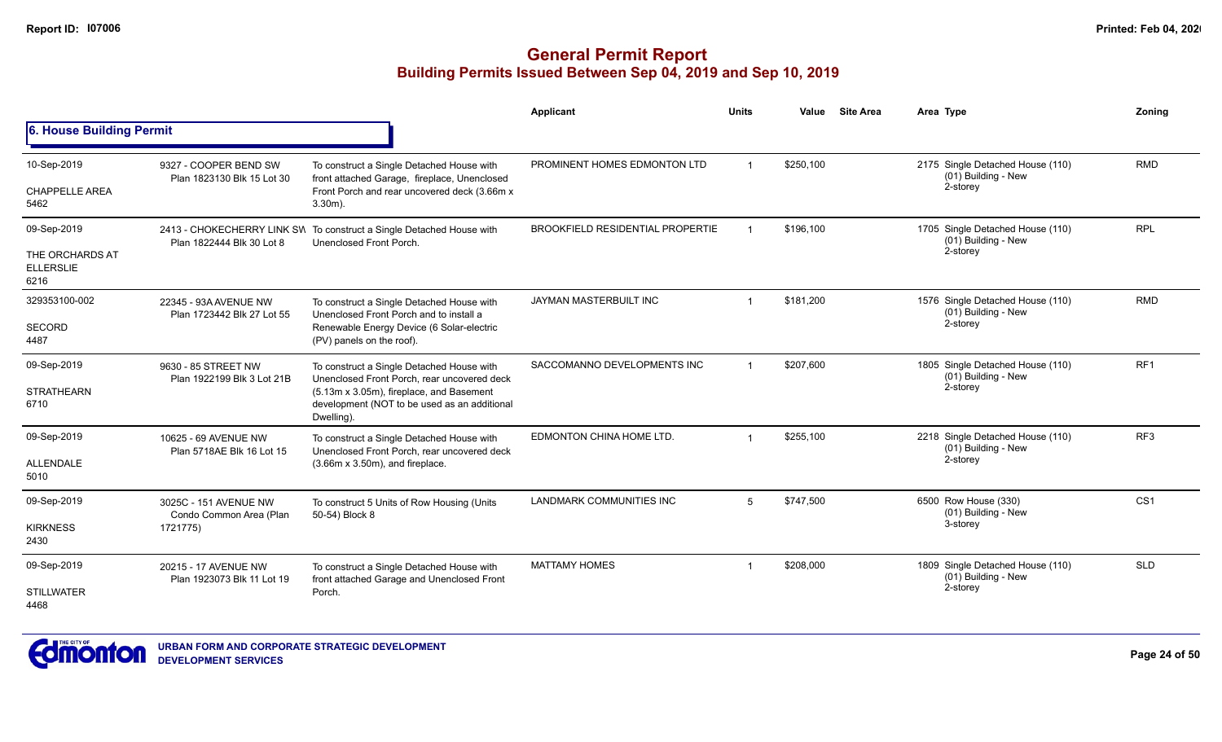# General Permit Report
## Building Permits Issued Between Sep 04, 2019 and Sep 10, 2019

### 6. House Building Permit

| Date / Neighbourhood | Address / Legal | Description | Applicant | Units | Value | Site Area | Area Type | Zoning |
|---|---|---|---|---|---|---|---|---|
| 10-Sep-2019<br>CHAPPELLE AREA<br>5462 | 9327 - COOPER BEND SW<br>Plan 1823130 Blk 15 Lot 30 | To construct a Single Detached House with front attached Garage, fireplace, Unenclosed Front Porch and rear uncovered deck (3.66m x 3.30m). | PROMINENT HOMES EDMONTON LTD | 1 | $250,100 | | 2175 Single Detached House (110)<br>(01) Building - New<br>2-storey | RMD |
| 09-Sep-2019<br>THE ORCHARDS AT ELLERSLIE<br>6216 | 2413 - CHOKECHERRY LINK SW<br>Plan 1822444 Blk 30 Lot 8 | To construct a Single Detached House with Unenclosed Front Porch. | BROOKFIELD RESIDENTIAL PROPERTIE | 1 | $196,100 | | 1705 Single Detached House (110)<br>(01) Building - New<br>2-storey | RPL |
| 329353100-002<br>SECORD<br>4487 | 22345 - 93A AVENUE NW<br>Plan 1723442 Blk 27 Lot 55 | To construct a Single Detached House with Unenclosed Front Porch and to install a Renewable Energy Device (6 Solar-electric (PV) panels on the roof). | JAYMAN MASTERBUILT INC | 1 | $181,200 | | 1576 Single Detached House (110)<br>(01) Building - New<br>2-storey | RMD |
| 09-Sep-2019<br>STRATHEARN<br>6710 | 9630 - 85 STREET NW<br>Plan 1922199 Blk 3 Lot 21B | To construct a Single Detached House with Unenclosed Front Porch, rear uncovered deck (5.13m x 3.05m), fireplace, and Basement development (NOT to be used as an additional Dwelling). | SACCOMANNO DEVELOPMENTS INC | 1 | $207,600 | | 1805 Single Detached House (110)<br>(01) Building - New<br>2-storey | RF1 |
| 09-Sep-2019<br>ALLENDALE<br>5010 | 10625 - 69 AVENUE NW<br>Plan 5718AE Blk 16 Lot 15 | To construct a Single Detached House with Unenclosed Front Porch, rear uncovered deck (3.66m x 3.50m), and fireplace. | EDMONTON CHINA HOME LTD. | 1 | $255,100 | | 2218 Single Detached House (110)<br>(01) Building - New<br>2-storey | RF3 |
| 09-Sep-2019<br>KIRKNESS<br>2430 | 3025C - 151 AVENUE NW<br>Condo Common Area (Plan 1721775) | To construct 5 Units of Row Housing (Units 50-54) Block 8 | LANDMARK COMMUNITIES INC | 5 | $747,500 | | 6500 Row House (330)<br>(01) Building - New<br>3-storey | CS1 |
| 09-Sep-2019<br>STILLWATER<br>4468 | 20215 - 17 AVENUE NW<br>Plan 1923073 Blk 11 Lot 19 | To construct a Single Detached House with front attached Garage and Unenclosed Front Porch. | MATTAMY HOMES | 1 | $208,000 | | 1809 Single Detached House (110)<br>(01) Building - New<br>2-storey | SLD |

URBAN FORM AND CORPORATE STRATEGIC DEVELOPMENT
DEVELOPMENT SERVICES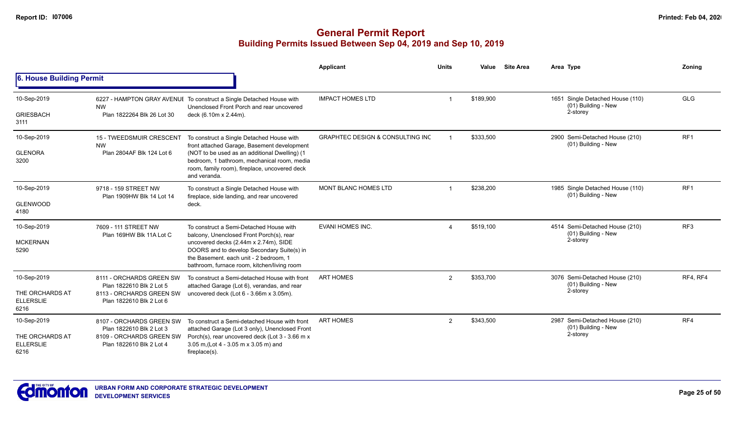# General Permit Report
## Building Permits Issued Between Sep 04, 2019 and Sep 10, 2019

### 6. House Building Permit

| Date / Neighbourhood | Address / Legal | Description | Applicant | Units | Value | Site Area | Area Type | Zoning |
|---|---|---|---|---|---|---|---|---|
| 10-Sep-2019<br>GRIESBACH<br>3111 | 6227 - HAMPTON GRAY AVENUE NW<br>Plan 1822264 Blk 26 Lot 30 | To construct a Single Detached House with Unenclosed Front Porch and rear uncovered deck (6.10m x 2.44m). | IMPACT HOMES LTD | 1 | $189,900 | | 1651 Single Detached House (110)<br>(01) Building - New<br>2-storey | GLG |
| 10-Sep-2019<br>GLENORA<br>3200 | 15 - TWEEDSMUIR CRESCENT NW<br>Plan 2804AF Blk 124 Lot 6 | To construct a Single Detached House with front attached Garage, Basement development (NOT to be used as an additional Dwelling) (1 bedroom, 1 bathroom, mechanical room, media room, family room), fireplace, uncovered deck and veranda. | GRAPHTEC DESIGN & CONSULTING INC | 1 | $333,500 | | 2900 Semi-Detached House (210)<br>(01) Building - New | RF1 |
| 10-Sep-2019<br>GLENWOOD<br>4180 | 9718 - 159 STREET NW<br>Plan 1909HW Blk 14 Lot 14 | To construct a Single Detached House with fireplace, side landing, and rear uncovered deck. | MONT BLANC HOMES LTD | 1 | $238,200 | | 1985 Single Detached House (110)<br>(01) Building - New | RF1 |
| 10-Sep-2019<br>MCKERNAN<br>5290 | 7609 - 111 STREET NW<br>Plan 169HW Blk 11A Lot C | To construct a Semi-Detached House with balcony, Unenclosed Front Porch(s), rear uncovered decks (2.44m x 2.74m), SIDE DOORS and to develop Secondary Suite(s) in the Basement. each unit - 2 bedroom, 1 bathroom, furnace room, kitchen/living room | EVANI HOMES INC. | 4 | $519,100 | | 4514 Semi-Detached House (210)<br>(01) Building - New<br>2-storey | RF3 |
| 10-Sep-2019<br>THE ORCHARDS AT ELLERSLIE<br>6216 | 8111 - ORCHARDS GREEN SW<br>Plan 1822610 Blk 2 Lot 5<br>8113 - ORCHARDS GREEN SW<br>Plan 1822610 Blk 2 Lot 6 | To construct a Semi-detached House with front attached Garage (Lot 6), verandas, and rear uncovered deck (Lot 6 - 3.66m x 3.05m). | ART HOMES | 2 | $353,700 | | 3076 Semi-Detached House (210)<br>(01) Building - New<br>2-storey | RF4, RF4 |
| 10-Sep-2019<br>THE ORCHARDS AT ELLERSLIE<br>6216 | 8107 - ORCHARDS GREEN SW<br>Plan 1822610 Blk 2 Lot 3<br>8109 - ORCHARDS GREEN SW<br>Plan 1822610 Blk 2 Lot 4 | To construct a Semi-detached House with front attached Garage (Lot 3 only), Unenclosed Front Porch(s), rear uncovered deck (Lot 3 - 3.66 m x 3.05 m,(Lot 4 - 3.05 m x 3.05 m) and fireplace(s). | ART HOMES | 2 | $343,500 | | 2987 Semi-Detached House (210)<br>(01) Building - New<br>2-storey | RF4 |

URBAN FORM AND CORPORATE STRATEGIC DEVELOPMENT
DEVELOPMENT SERVICES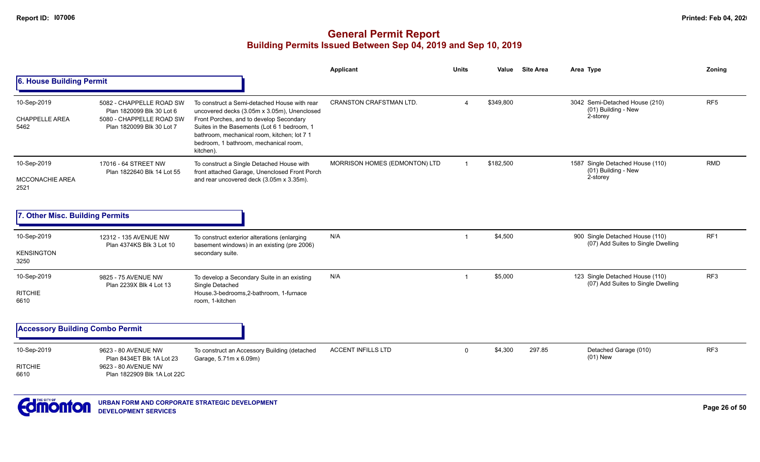# General Permit Report

## Building Permits Issued Between Sep 04, 2019 and Sep 10, 2019

### 6. House Building Permit

| Date / Neighbourhood | Address / Legal | Description | Applicant | Units | Value | Site Area | Area | Type | Zoning |
|---|---|---|---|---|---|---|---|---|---|
| 10-Sep-2019 CHAPPELLE AREA 5462 | 5082 - CHAPPELLE ROAD SW Plan 1820099 Blk 30 Lot 6 5080 - CHAPPELLE ROAD SW Plan 1820099 Blk 30 Lot 7 | To construct a Semi-detached House with rear uncovered decks (3.05m x 3.05m), Unenclosed Front Porches, and to develop Secondary Suites in the Basements (Lot 6 1 bedroom, 1 bathroom, mechanical room, kitchen; lot 7 1 bedroom, 1 bathroom, mechanical room, kitchen). | CRANSTON CRAFTSMAN LTD. | 4 | $349,800 | | 3042 | Semi-Detached House (210) (01) Building - New 2-storey | RF5 |
| 10-Sep-2019 MCCONACHIE AREA 2521 | 17016 - 64 STREET NW Plan 1822640 Blk 14 Lot 55 | To construct a Single Detached House with front attached Garage, Unenclosed Front Porch and rear uncovered deck (3.05m x 3.35m). | MORRISON HOMES (EDMONTON) LTD | 1 | $182,500 | | 1587 | Single Detached House (110) (01) Building - New 2-storey | RMD |

### 7. Other Misc. Building Permits

| Date / Neighbourhood | Address / Legal | Description | Applicant | Units | Value | Site Area | Area | Type | Zoning |
|---|---|---|---|---|---|---|---|---|---|
| 10-Sep-2019 KENSINGTON 3250 | 12312 - 135 AVENUE NW Plan 4374KS Blk 3 Lot 10 | To construct exterior alterations (enlarging basement windows) in an existing (pre 2006) secondary suite. | N/A | 1 | $4,500 | | 900 | Single Detached House (110) (07) Add Suites to Single Dwelling | RF1 |
| 10-Sep-2019 RITCHIE 6610 | 9825 - 75 AVENUE NW Plan 2239X Blk 4 Lot 13 | To develop a Secondary Suite in an existing Single Detached House.3-bedrooms,2-bathroom, 1-furnace room, 1-kitchen | N/A | 1 | $5,000 | | 123 | Single Detached House (110) (07) Add Suites to Single Dwelling | RF3 |

### Accessory Building Combo Permit

| Date / Neighbourhood | Address / Legal | Description | Applicant | Units | Value | Site Area | Area | Type | Zoning |
|---|---|---|---|---|---|---|---|---|---|
| 10-Sep-2019 RITCHIE 6610 | 9623 - 80 AVENUE NW Plan 8434ET Blk 1A Lot 23 9623 - 80 AVENUE NW Plan 1822909 Blk 1A Lot 22C | To construct an Accessory Building (detached Garage, 5.71m x 6.09m) | ACCENT INFILLS LTD | 0 | $4,300 | 297.85 | | Detached Garage (010) (01) New | RF3 |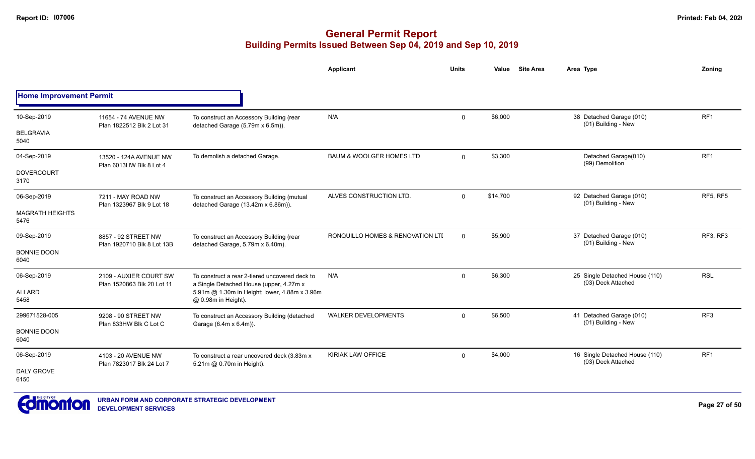# General Permit Report

## Building Permits Issued Between Sep 04, 2019 and Sep 10, 2019

### Home Improvement Permit

| | | | Applicant | Units | Value | Site Area | Area | Type | Zoning |
|---|---|---|---|---|---|---|---|---|---|
| 10-Sep-2019<br>BELGRAVIA<br>5040 | 11654 - 74 AVENUE NW<br>Plan 1822512 Blk 2 Lot 31 | To construct an Accessory Building (rear detached Garage (5.79m x 6.5m)). | N/A | 0 | $6,000 | | 38 | Detached Garage (010)<br>(01) Building - New | RF1 |
| 04-Sep-2019<br>DOVERCOURT<br>3170 | 13520 - 124A AVENUE NW<br>Plan 6013HW Blk 8 Lot 4 | To demolish a detached Garage. | BAUM & WOOLGER HOMES LTD | 0 | $3,300 | | | Detached Garage(010)<br>(99) Demolition | RF1 |
| 06-Sep-2019<br>MAGRATH HEIGHTS<br>5476 | 7211 - MAY ROAD NW<br>Plan 1323967 Blk 9 Lot 18 | To construct an Accessory Building (mutual detached Garage (13.42m x 6.86m)). | ALVES CONSTRUCTION LTD. | 0 | $14,700 | | 92 | Detached Garage (010)<br>(01) Building - New | RF5, RF5 |
| 09-Sep-2019<br>BONNIE DOON<br>6040 | 8857 - 92 STREET NW<br>Plan 1920710 Blk 8 Lot 13B | To construct an Accessory Building (rear detached Garage, 5.79m x 6.40m). | RONQUILLO HOMES & RENOVATION LTI | 0 | $5,900 | | 37 | Detached Garage (010)<br>(01) Building - New | RF3, RF3 |
| 06-Sep-2019<br>ALLARD<br>5458 | 2109 - AUXIER COURT SW<br>Plan 1520863 Blk 20 Lot 11 | To construct a rear 2-tiered uncovered deck to a Single Detached House (upper, 4.27m x 5.91m @ 1.30m in Height; lower, 4.88m x 3.96m @ 0.98m in Height). | N/A | 0 | $6,300 | | 25 | Single Detached House (110)<br>(03) Deck Attached | RSL |
| 299671528-005<br>BONNIE DOON<br>6040 | 9208 - 90 STREET NW<br>Plan 833HW Blk C Lot C | To construct an Accessory Building (detached Garage (6.4m x 6.4m)). | WALKER DEVELOPMENTS | 0 | $6,500 | | 41 | Detached Garage (010)<br>(01) Building - New | RF3 |
| 06-Sep-2019<br>DALY GROVE<br>6150 | 4103 - 20 AVENUE NW<br>Plan 7823017 Blk 24 Lot 7 | To construct a rear uncovered deck (3.83m x 5.21m @ 0.70m in Height). | KIRIAK LAW OFFICE | 0 | $4,000 | | 16 | Single Detached House (110)<br>(03) Deck Attached | RF1 |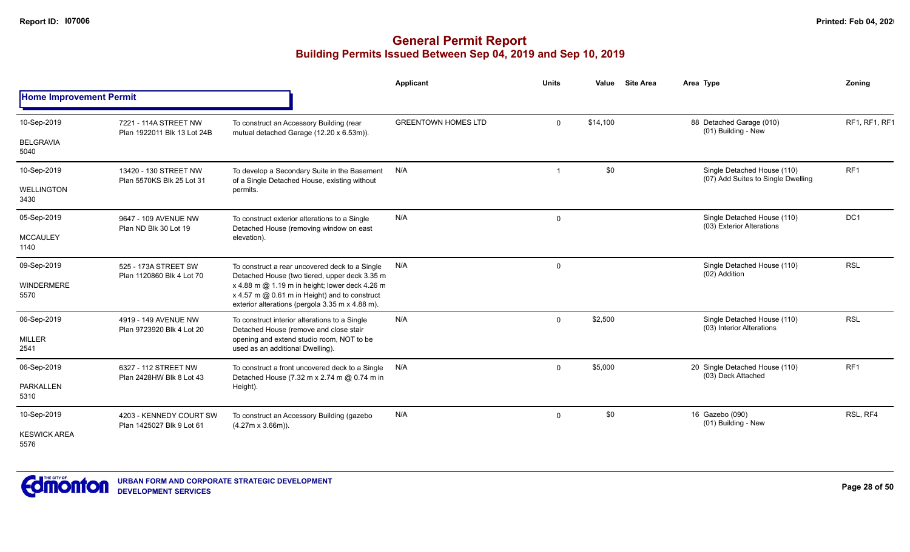# General Permit Report

## Building Permits Issued Between Sep 04, 2019 and Sep 10, 2019

### Home Improvement Permit

| Date / Neighbourhood | Address / Legal | Description | Applicant | Units | Value | Site Area | Area | Type | Zoning |
|---|---|---|---|---|---|---|---|---|---|
| 10-Sep-2019<br>BELGRAVIA<br>5040 | 7221 - 114A STREET NW<br>Plan 1922011 Blk 13 Lot 24B | To construct an Accessory Building (rear mutual detached Garage (12.20 x 6.53m)). | GREENTOWN HOMES LTD | 0 | $14,100 | | 88 | Detached Garage (010)<br>(01) Building - New | RF1, RF1, RF1 |
| 10-Sep-2019<br>WELLINGTON<br>3430 | 13420 - 130 STREET NW<br>Plan 5570KS Blk 25 Lot 31 | To develop a Secondary Suite in the Basement of a Single Detached House, existing without permits. | N/A | 1 | $0 | | | Single Detached House (110)<br>(07) Add Suites to Single Dwelling | RF1 |
| 05-Sep-2019<br>MCCAULEY<br>1140 | 9647 - 109 AVENUE NW<br>Plan ND Blk 30 Lot 19 | To construct exterior alterations to a Single Detached House (removing window on east elevation). | N/A | 0 | | | | Single Detached House (110)<br>(03) Exterior Alterations | DC1 |
| 09-Sep-2019<br>WINDERMERE<br>5570 | 525 - 173A STREET SW<br>Plan 1120860 Blk 4 Lot 70 | To construct a rear uncovered deck to a Single Detached House (two tiered, upper deck 3.35 m x 4.88 m @ 1.19 m in height; lower deck 4.26 m x 4.57 m @ 0.61 m in Height) and to construct exterior alterations (pergola 3.35 m x 4.88 m). | N/A | 0 | | | | Single Detached House (110)<br>(02) Addition | RSL |
| 06-Sep-2019<br>MILLER<br>2541 | 4919 - 149 AVENUE NW<br>Plan 9723920 Blk 4 Lot 20 | To construct interior alterations to a Single Detached House (remove and close stair opening and extend studio room, NOT to be used as an additional Dwelling). | N/A | 0 | $2,500 | | | Single Detached House (110)<br>(03) Interior Alterations | RSL |
| 06-Sep-2019<br>PARKALLEN<br>5310 | 6327 - 112 STREET NW<br>Plan 2428HW Blk 8 Lot 43 | To construct a front uncovered deck to a Single Detached House (7.32 m x 2.74 m @ 0.74 m in Height). | N/A | 0 | $5,000 | | 20 | Single Detached House (110)<br>(03) Deck Attached | RF1 |
| 10-Sep-2019<br>KESWICK AREA<br>5576 | 4203 - KENNEDY COURT SW<br>Plan 1425027 Blk 9 Lot 61 | To construct an Accessory Building (gazebo (4.27m x 3.66m)). | N/A | 0 | $0 | | 16 | Gazebo (090)<br>(01) Building - New | RSL, RF4 |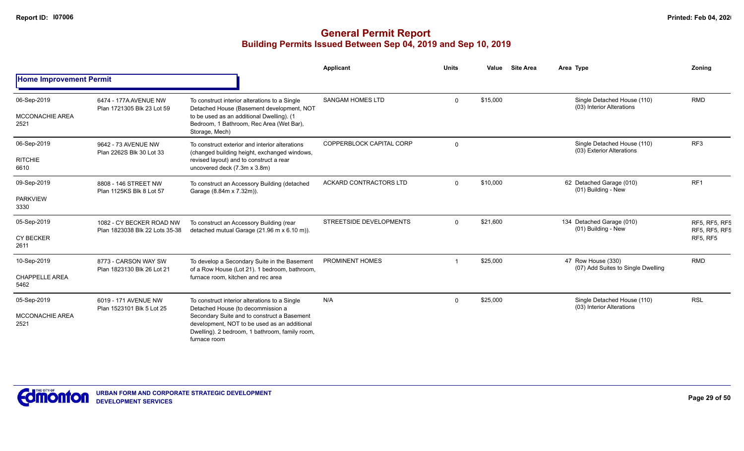# General Permit Report

## Building Permits Issued Between Sep 04, 2019 and Sep 10, 2019

| | | | Applicant | Units | Value | Site Area | Area Type | Zoning |
|---|---|---|---|---|---|---|---|---|
| **Home Improvement Permit** | | | | | | | | |
| 06-Sep-2019<br>MCCONACHIE AREA<br>2521 | 6474 - 177A AVENUE NW<br>Plan 1721305 Blk 23 Lot 59 | To construct interior alterations to a Single Detached House (Basement development, NOT to be used as an additional Dwelling). (1 Bedroom, 1 Bathroom, Rec Area (Wet Bar), Storage, Mech) | SANGAM HOMES LTD | 0 | $15,000 | | Single Detached House (110)<br>(03) Interior Alterations | RMD |
| 06-Sep-2019<br>RITCHIE<br>6610 | 9642 - 73 AVENUE NW<br>Plan 2262S Blk 30 Lot 33 | To construct exterior and interior alterations (changed building height, exchanged windows, revised layout) and to construct a rear uncovered deck (7.3m x 3.8m) | COPPERBLOCK CAPITAL CORP | 0 | | | Single Detached House (110)<br>(03) Exterior Alterations | RF3 |
| 09-Sep-2019<br>PARKVIEW<br>3330 | 8808 - 146 STREET NW<br>Plan 1125KS Blk 8 Lot 57 | To construct an Accessory Building (detached Garage (8.84m x 7.32m)). | ACKARD CONTRACTORS LTD | 0 | $10,000 | | 62 Detached Garage (010)<br>(01) Building - New | RF1 |
| 05-Sep-2019<br>CY BECKER<br>2611 | 1082 - CY BECKER ROAD NW<br>Plan 1823038 Blk 22 Lots 35-38 | To construct an Accessory Building (rear detached mutual Garage (21.96 m x 6.10 m)). | STREETSIDE DEVELOPMENTS | 0 | $21,600 | | 134 Detached Garage (010)<br>(01) Building - New | RF5, RF5, RF5, RF5, RF5, RF5, RF5, RF5 |
| 10-Sep-2019<br>CHAPPELLE AREA<br>5462 | 8773 - CARSON WAY SW<br>Plan 1823130 Blk 26 Lot 21 | To develop a Secondary Suite in the Basement of a Row House (Lot 21). 1 bedroom, bathroom, furnace room, kitchen and rec area | PROMINENT HOMES | 1 | $25,000 | | 47 Row House (330)<br>(07) Add Suites to Single Dwelling | RMD |
| 05-Sep-2019<br>MCCONACHIE AREA<br>2521 | 6019 - 171 AVENUE NW<br>Plan 1523101 Blk 5 Lot 25 | To construct interior alterations to a Single Detached House (to decommission a Secondary Suite and to construct a Basement development, NOT to be used as an additional Dwelling). 2 bedroom, 1 bathroom, family room, furnace room | N/A | 0 | $25,000 | | Single Detached House (110)<br>(03) Interior Alterations | RSL |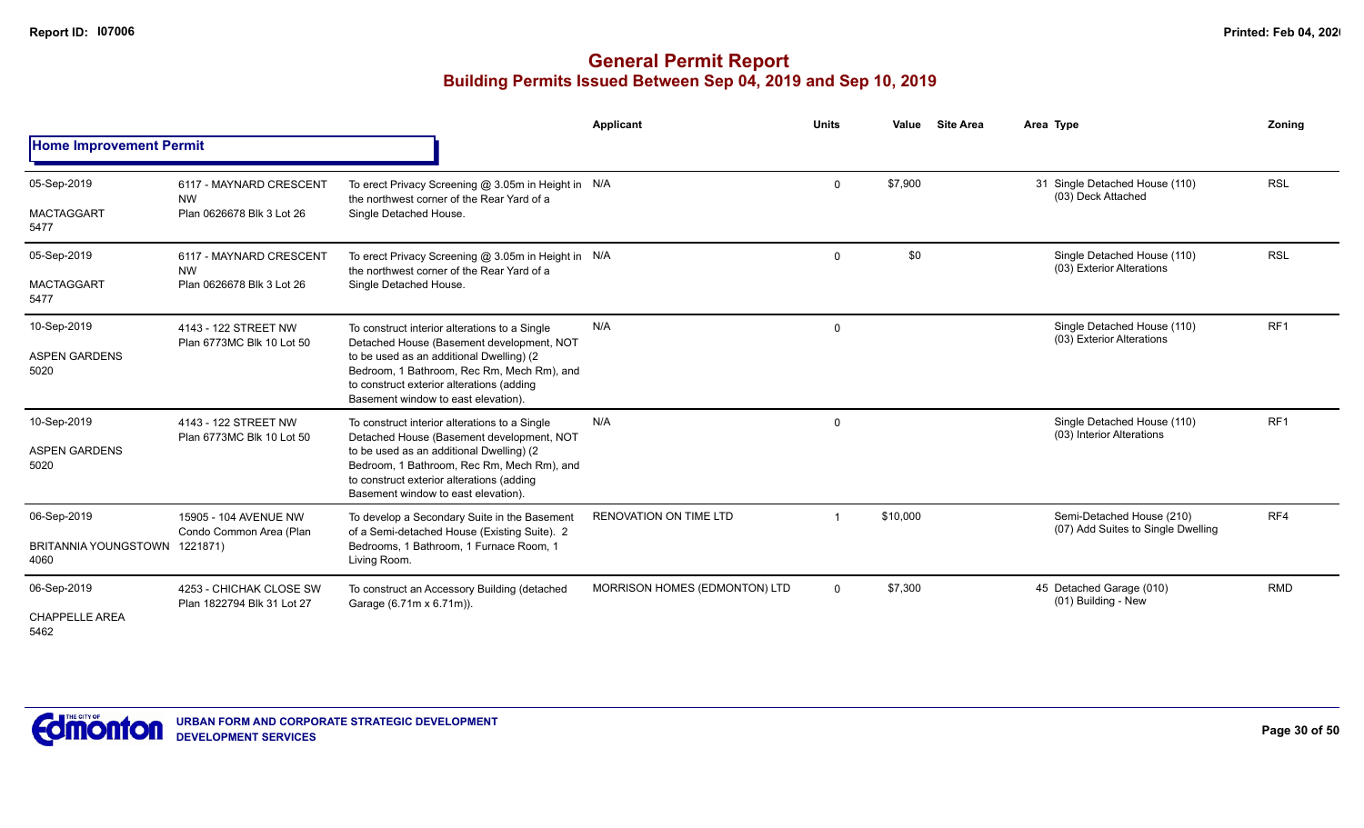# General Permit Report

## Building Permits Issued Between Sep 04, 2019 and Sep 10, 2019

### Home Improvement Permit

| Date / Neighbourhood | Address / Legal | Description | Applicant | Units | Value | Site Area | Area | Type | Zoning |
|---|---|---|---|---|---|---|---|---|---|
| 05-Sep-2019<br>MACTAGGART<br>5477 | 6117 - MAYNARD CRESCENT NW<br>Plan 0626678 Blk 3 Lot 26 | To erect Privacy Screening @ 3.05m in Height in the northwest corner of the Rear Yard of a Single Detached House. | N/A | 0 | $7,900 | | 31 | Single Detached House (110)<br>(03) Deck Attached | RSL |
| 05-Sep-2019<br>MACTAGGART<br>5477 | 6117 - MAYNARD CRESCENT NW<br>Plan 0626678 Blk 3 Lot 26 | To erect Privacy Screening @ 3.05m in Height in the northwest corner of the Rear Yard of a Single Detached House. | N/A | 0 | $0 | | | Single Detached House (110)<br>(03) Exterior Alterations | RSL |
| 10-Sep-2019<br>ASPEN GARDENS<br>5020 | 4143 - 122 STREET NW<br>Plan 6773MC Blk 10 Lot 50 | To construct interior alterations to a Single Detached House (Basement development, NOT to be used as an additional Dwelling) (2 Bedroom, 1 Bathroom, Rec Rm, Mech Rm), and to construct exterior alterations (adding Basement window to east elevation). | N/A | 0 | | | | Single Detached House (110)<br>(03) Exterior Alterations | RF1 |
| 10-Sep-2019<br>ASPEN GARDENS<br>5020 | 4143 - 122 STREET NW<br>Plan 6773MC Blk 10 Lot 50 | To construct interior alterations to a Single Detached House (Basement development, NOT to be used as an additional Dwelling) (2 Bedroom, 1 Bathroom, Rec Rm, Mech Rm), and to construct exterior alterations (adding Basement window to east elevation). | N/A | 0 | | | | Single Detached House (110)<br>(03) Interior Alterations | RF1 |
| 06-Sep-2019<br>BRITANNIA YOUNGSTOWN<br>4060 | 15905 - 104 AVENUE NW<br>Condo Common Area (Plan 1221871) | To develop a Secondary Suite in the Basement of a Semi-detached House (Existing Suite). 2 Bedrooms, 1 Bathroom, 1 Furnace Room, 1 Living Room. | RENOVATION ON TIME LTD | 1 | $10,000 | | | Semi-Detached House (210)<br>(07) Add Suites to Single Dwelling | RF4 |
| 06-Sep-2019<br>CHAPPELLE AREA<br>5462 | 4253 - CHICHAK CLOSE SW<br>Plan 1822794 Blk 31 Lot 27 | To construct an Accessory Building (detached Garage (6.71m x 6.71m)). | MORRISON HOMES (EDMONTON) LTD | 0 | $7,300 | | 45 | Detached Garage (010)<br>(01) Building - New | RMD |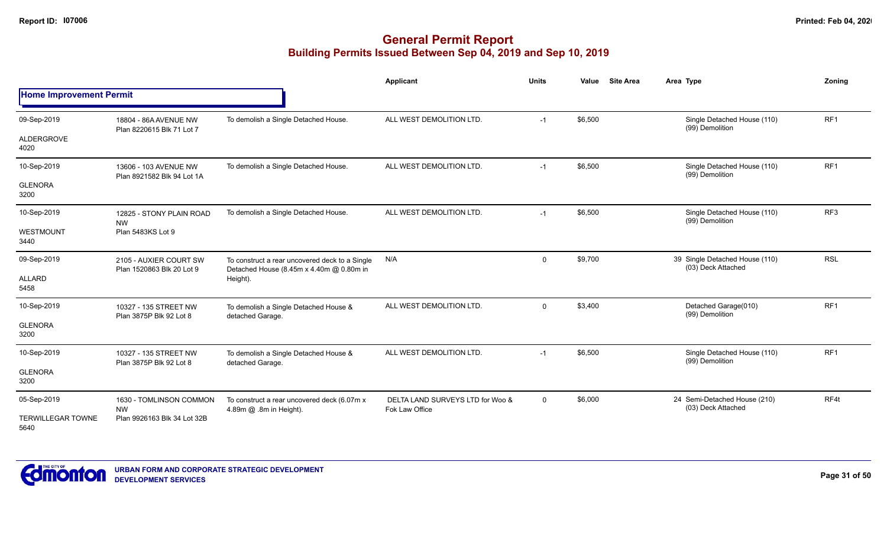## General Permit Report
### Building Permits Issued Between Sep 04, 2019 and Sep 10, 2019

**Home Improvement Permit**

| Date / Neighbourhood | Address / Legal | Description | Applicant | Units | Value | Site Area | Area | Type | Zoning |
|---|---|---|---|---|---|---|---|---|---|
| 09-Sep-2019<br>ALDERGROVE<br>4020 | 18804 - 86A AVENUE NW<br>Plan 8220615 Blk 71 Lot 7 | To demolish a Single Detached House. | ALL WEST DEMOLITION LTD. | -1 | $6,500 | | | Single Detached House (110)<br>(99) Demolition | RF1 |
| 10-Sep-2019<br>GLENORA<br>3200 | 13606 - 103 AVENUE NW<br>Plan 8921582 Blk 94 Lot 1A | To demolish a Single Detached House. | ALL WEST DEMOLITION LTD. | -1 | $6,500 | | | Single Detached House (110)<br>(99) Demolition | RF1 |
| 10-Sep-2019<br>WESTMOUNT<br>3440 | 12825 - STONY PLAIN ROAD NW<br>Plan 5483KS Lot 9 | To demolish a Single Detached House. | ALL WEST DEMOLITION LTD. | -1 | $6,500 | | | Single Detached House (110)<br>(99) Demolition | RF3 |
| 09-Sep-2019<br>ALLARD<br>5458 | 2105 - AUXIER COURT SW<br>Plan 1520863 Blk 20 Lot 9 | To construct a rear uncovered deck to a Single Detached House (8.45m x 4.40m @ 0.80m in Height). | N/A | 0 | $9,700 | | 39 | Single Detached House (110)<br>(03) Deck Attached | RSL |
| 10-Sep-2019<br>GLENORA<br>3200 | 10327 - 135 STREET NW<br>Plan 3875P Blk 92 Lot 8 | To demolish a Single Detached House & detached Garage. | ALL WEST DEMOLITION LTD. | 0 | $3,400 | | | Detached Garage(010)<br>(99) Demolition | RF1 |
| 10-Sep-2019<br>GLENORA<br>3200 | 10327 - 135 STREET NW<br>Plan 3875P Blk 92 Lot 8 | To demolish a Single Detached House & detached Garage. | ALL WEST DEMOLITION LTD. | -1 | $6,500 | | | Single Detached House (110)<br>(99) Demolition | RF1 |
| 05-Sep-2019<br>TERWILLEGAR TOWNE<br>5640 | 1630 - TOMLINSON COMMON NW<br>Plan 9926163 Blk 34 Lot 32B | To construct a rear uncovered deck (6.07m x 4.89m @ .8m in Height). | DELTA LAND SURVEYS LTD for Woo & Fok Law Office | 0 | $6,000 | | 24 | Semi-Detached House (210)<br>(03) Deck Attached | RF4t |

URBAN FORM AND CORPORATE STRATEGIC DEVELOPMENT
DEVELOPMENT SERVICES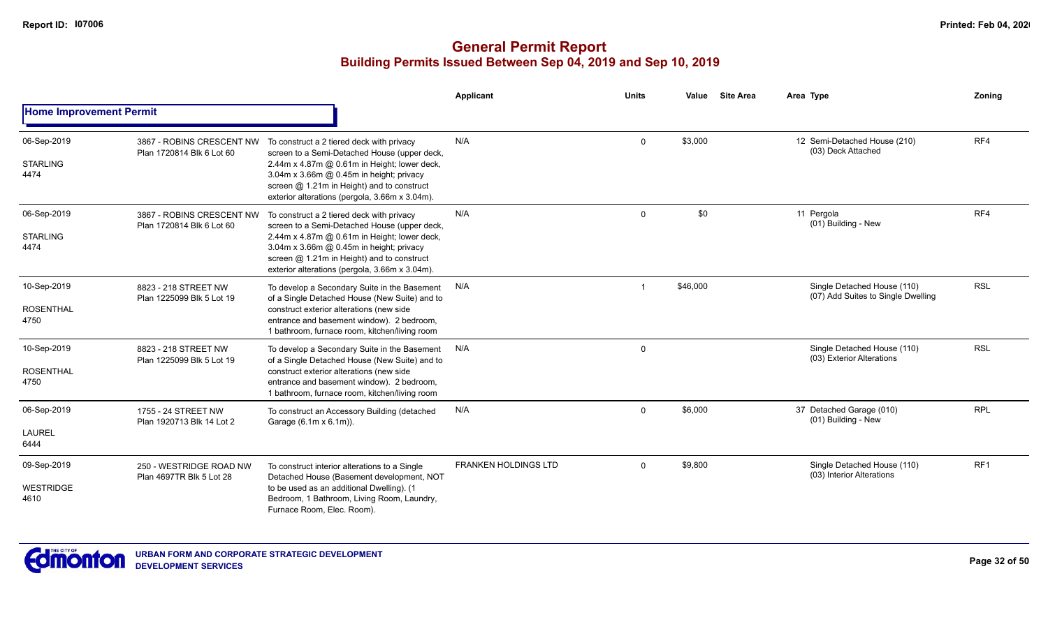# General Permit Report

## Building Permits Issued Between Sep 04, 2019 and Sep 10, 2019

### Home Improvement Permit

| Date / Neighbourhood | Address / Legal | Description | Applicant | Units | Value | Site Area | Area Type | Zoning |
|---|---|---|---|---|---|---|---|---|
| 06-Sep-2019<br>STARLING<br>4474 | 3867 - ROBINS CRESCENT NW<br>Plan 1720814 Blk 6 Lot 60 | To construct a 2 tiered deck with privacy screen to a Semi-Detached House (upper deck, 2.44m x 4.87m @ 0.61m in Height; lower deck, 3.04m x 3.66m @ 0.45m in height; privacy screen @ 1.21m in Height) and to construct exterior alterations (pergola, 3.66m x 3.04m). | N/A | 0 | $3,000 | | 12 Semi-Detached House (210)<br>(03) Deck Attached | RF4 |
| 06-Sep-2019<br>STARLING<br>4474 | 3867 - ROBINS CRESCENT NW<br>Plan 1720814 Blk 6 Lot 60 | To construct a 2 tiered deck with privacy screen to a Semi-Detached House (upper deck, 2.44m x 4.87m @ 0.61m in Height; lower deck, 3.04m x 3.66m @ 0.45m in height; privacy screen @ 1.21m in Height) and to construct exterior alterations (pergola, 3.66m x 3.04m). | N/A | 0 | $0 | | 11 Pergola<br>(01) Building - New | RF4 |
| 10-Sep-2019<br>ROSENTHAL<br>4750 | 8823 - 218 STREET NW<br>Plan 1225099 Blk 5 Lot 19 | To develop a Secondary Suite in the Basement of a Single Detached House (New Suite) and to construct exterior alterations (new side entrance and basement window). 2 bedroom, 1 bathroom, furnace room, kitchen/living room | N/A | 1 | $46,000 | | Single Detached House (110)<br>(07) Add Suites to Single Dwelling | RSL |
| 10-Sep-2019<br>ROSENTHAL<br>4750 | 8823 - 218 STREET NW<br>Plan 1225099 Blk 5 Lot 19 | To develop a Secondary Suite in the Basement of a Single Detached House (New Suite) and to construct exterior alterations (new side entrance and basement window). 2 bedroom, 1 bathroom, furnace room, kitchen/living room | N/A | 0 | | | Single Detached House (110)<br>(03) Exterior Alterations | RSL |
| 06-Sep-2019<br>LAUREL<br>6444 | 1755 - 24 STREET NW<br>Plan 1920713 Blk 14 Lot 2 | To construct an Accessory Building (detached Garage (6.1m x 6.1m)). | N/A | 0 | $6,000 | | 37 Detached Garage (010)<br>(01) Building - New | RPL |
| 09-Sep-2019<br>WESTRIDGE<br>4610 | 250 - WESTRIDGE ROAD NW<br>Plan 4697TR Blk 5 Lot 28 | To construct interior alterations to a Single Detached House (Basement development, NOT to be used as an additional Dwelling). (1 Bedroom, 1 Bathroom, Living Room, Laundry, Furnace Room, Elec. Room). | FRANKEN HOLDINGS LTD | 0 | $9,800 | | Single Detached House (110)<br>(03) Interior Alterations | RF1 |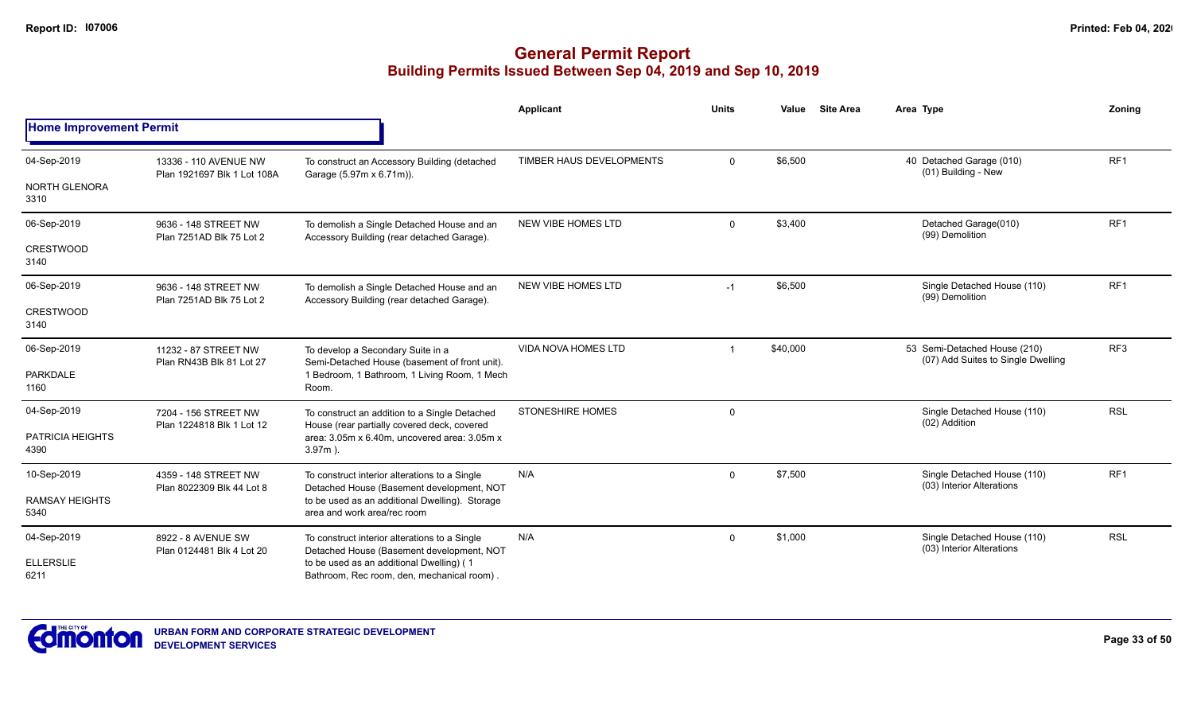# General Permit Report

## Building Permits Issued Between Sep 04, 2019 and Sep 10, 2019

### Home Improvement Permit

| Date / Neighbourhood | Address / Legal | Description | Applicant | Units | Value | Site Area | Area Type | Zoning |
|---|---|---|---|---|---|---|---|---|
| 04-Sep-2019<br>NORTH GLENORA<br>3310 | 13336 - 110 AVENUE NW<br>Plan 1921697 Blk 1 Lot 108A | To construct an Accessory Building (detached Garage (5.97m x 6.71m)). | TIMBER HAUS DEVELOPMENTS | 0 | $6,500 | | 40 Detached Garage (010)<br>(01) Building - New | RF1 |
| 06-Sep-2019<br>CRESTWOOD<br>3140 | 9636 - 148 STREET NW<br>Plan 7251AD Blk 75 Lot 2 | To demolish a Single Detached House and an Accessory Building (rear detached Garage). | NEW VIBE HOMES LTD | 0 | $3,400 | | Detached Garage(010)<br>(99) Demolition | RF1 |
| 06-Sep-2019<br>CRESTWOOD<br>3140 | 9636 - 148 STREET NW<br>Plan 7251AD Blk 75 Lot 2 | To demolish a Single Detached House and an Accessory Building (rear detached Garage). | NEW VIBE HOMES LTD | -1 | $6,500 | | Single Detached House (110)<br>(99) Demolition | RF1 |
| 06-Sep-2019<br>PARKDALE<br>1160 | 11232 - 87 STREET NW<br>Plan RN43B Blk 81 Lot 27 | To develop a Secondary Suite in a Semi-Detached House (basement of front unit). 1 Bedroom, 1 Bathroom, 1 Living Room, 1 Mech Room. | VIDA NOVA HOMES LTD | 1 | $40,000 | | 53 Semi-Detached House (210)<br>(07) Add Suites to Single Dwelling | RF3 |
| 04-Sep-2019<br>PATRICIA HEIGHTS<br>4390 | 7204 - 156 STREET NW<br>Plan 1224818 Blk 1 Lot 12 | To construct an addition to a Single Detached House (rear partially covered deck, covered area: 3.05m x 6.40m, uncovered area: 3.05m x 3.97m ). | STONESHIRE HOMES | 0 | | | Single Detached House (110)<br>(02) Addition | RSL |
| 10-Sep-2019<br>RAMSAY HEIGHTS<br>5340 | 4359 - 148 STREET NW<br>Plan 8022309 Blk 44 Lot 8 | To construct interior alterations to a Single Detached House (Basement development, NOT to be used as an additional Dwelling). Storage area and work area/rec room | N/A | 0 | $7,500 | | Single Detached House (110)<br>(03) Interior Alterations | RF1 |
| 04-Sep-2019<br>ELLERSLIE<br>6211 | 8922 - 8 AVENUE SW<br>Plan 0124481 Blk 4 Lot 20 | To construct interior alterations to a Single Detached House (Basement development, NOT to be used as an additional Dwelling) ( 1 Bathroom, Rec room, den, mechanical room) . | N/A | 0 | $1,000 | | Single Detached House (110)<br>(03) Interior Alterations | RSL |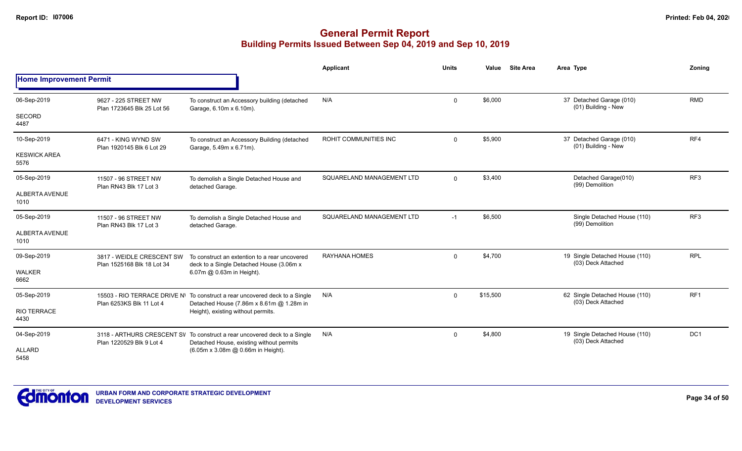# General Permit Report
## Building Permits Issued Between Sep 04, 2019 and Sep 10, 2019

**Home Improvement Permit**

| Date / Neighbourhood | Address / Legal | Description | Applicant | Units | Value | Site Area | Area Type | Zoning |
|---|---|---|---|---|---|---|---|---|
| 06-Sep-2019<br>SECORD<br>4487 | 9627 - 225 STREET NW<br>Plan 1723645 Blk 25 Lot 56 | To construct an Accessory building (detached Garage, 6.10m x 6.10m). | N/A | 0 | $6,000 | | 37 Detached Garage (010)<br>(01) Building - New | RMD |
| 10-Sep-2019<br>KESWICK AREA<br>5576 | 6471 - KING WYND SW<br>Plan 1920145 Blk 6 Lot 29 | To construct an Accessory Building (detached Garage, 5.49m x 6.71m). | ROHIT COMMUNITIES INC | 0 | $5,900 | | 37 Detached Garage (010)<br>(01) Building - New | RF4 |
| 05-Sep-2019<br>ALBERTA AVENUE<br>1010 | 11507 - 96 STREET NW<br>Plan RN43 Blk 17 Lot 3 | To demolish a Single Detached House and detached Garage. | SQUARELAND MANAGEMENT LTD | 0 | $3,400 | | Detached Garage(010)<br>(99) Demolition | RF3 |
| 05-Sep-2019<br>ALBERTA AVENUE<br>1010 | 11507 - 96 STREET NW<br>Plan RN43 Blk 17 Lot 3 | To demolish a Single Detached House and detached Garage. | SQUARELAND MANAGEMENT LTD | -1 | $6,500 | | Single Detached House (110)<br>(99) Demolition | RF3 |
| 09-Sep-2019<br>WALKER<br>6662 | 3817 - WEIDLE CRESCENT SW<br>Plan 1525168 Blk 18 Lot 34 | To construct an extention to a rear uncovered deck to a Single Detached House (3.06m x 6.07m @ 0.63m in Height). | RAYHANA HOMES | 0 | $4,700 | | 19 Single Detached House (110)<br>(03) Deck Attached | RPL |
| 05-Sep-2019<br>RIO TERRACE<br>4430 | 15503 - RIO TERRACE DRIVE NW<br>Plan 6253KS Blk 11 Lot 4 | To construct a rear uncovered deck to a Single Detached House (7.86m x 8.61m @ 1.28m in Height), existing without permits. | N/A | 0 | $15,500 | | 62 Single Detached House (110)<br>(03) Deck Attached | RF1 |
| 04-Sep-2019<br>ALLARD<br>5458 | 3118 - ARTHURS CRESCENT SW<br>Plan 1220529 Blk 9 Lot 4 | To construct a rear uncovered deck to a Single Detached House, existing without permits (6.05m x 3.08m @ 0.66m in Height). | N/A | 0 | $4,800 | | 19 Single Detached House (110)<br>(03) Deck Attached | DC1 |

URBAN FORM AND CORPORATE STRATEGIC DEVELOPMENT
DEVELOPMENT SERVICES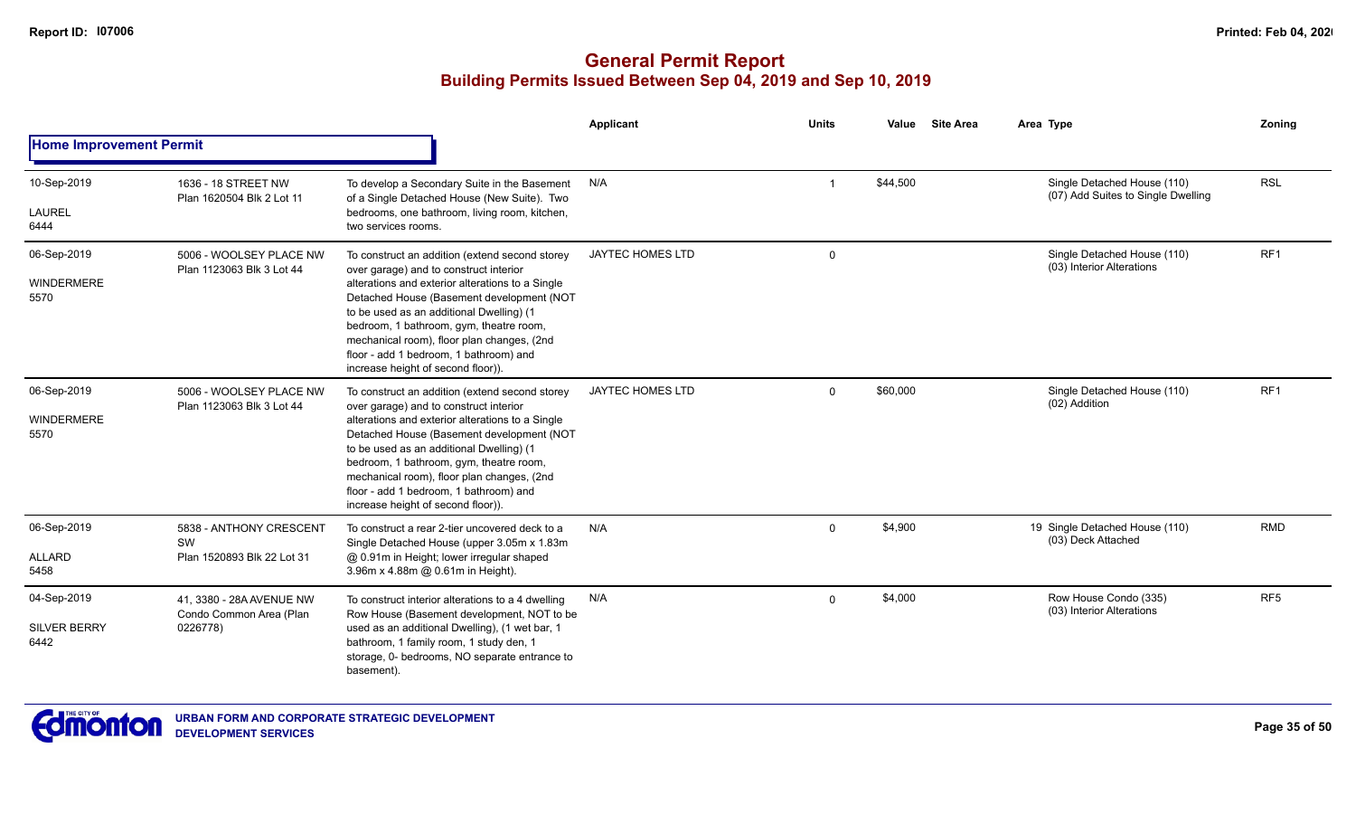# General Permit Report
## Building Permits Issued Between Sep 04, 2019 and Sep 10, 2019

### Home Improvement Permit

| Date / Neighbourhood | Address / Legal | Description | Applicant | Units | Value | Site Area | Area | Type | Zoning |
|---|---|---|---|---|---|---|---|---|---|
| 10-Sep-2019<br>LAUREL<br>6444 | 1636 - 18 STREET NW<br>Plan 1620504 Blk 2 Lot 11 | To develop a Secondary Suite in the Basement of a Single Detached House (New Suite). Two bedrooms, one bathroom, living room, kitchen, two services rooms. | N/A | 1 | $44,500 | | | Single Detached House (110)<br>(07) Add Suites to Single Dwelling | RSL |
| 06-Sep-2019<br>WINDERMERE<br>5570 | 5006 - WOOLSEY PLACE NW<br>Plan 1123063 Blk 3 Lot 44 | To construct an addition (extend second storey over garage) and to construct interior alterations and exterior alterations to a Single Detached House (Basement development (NOT to be used as an additional Dwelling) (1 bedroom, 1 bathroom, gym, theatre room, mechanical room), floor plan changes, (2nd floor - add 1 bedroom, 1 bathroom) and increase height of second floor)). | JAYTEC HOMES LTD | 0 | | | | Single Detached House (110)<br>(03) Interior Alterations | RF1 |
| 06-Sep-2019<br>WINDERMERE<br>5570 | 5006 - WOOLSEY PLACE NW<br>Plan 1123063 Blk 3 Lot 44 | To construct an addition (extend second storey over garage) and to construct interior alterations and exterior alterations to a Single Detached House (Basement development (NOT to be used as an additional Dwelling) (1 bedroom, 1 bathroom, gym, theatre room, mechanical room), floor plan changes, (2nd floor - add 1 bedroom, 1 bathroom) and increase height of second floor)). | JAYTEC HOMES LTD | 0 | $60,000 | | | Single Detached House (110)<br>(02) Addition | RF1 |
| 06-Sep-2019<br>ALLARD<br>5458 | 5838 - ANTHONY CRESCENT SW<br>Plan 1520893 Blk 22 Lot 31 | To construct a rear 2-tier uncovered deck to a Single Detached House (upper 3.05m x 1.83m @ 0.91m in Height; lower irregular shaped 3.96m x 4.88m @ 0.61m in Height). | N/A | 0 | $4,900 | | 19 | Single Detached House (110)<br>(03) Deck Attached | RMD |
| 04-Sep-2019<br>SILVER BERRY<br>6442 | 41, 3380 - 28A AVENUE NW<br>Condo Common Area (Plan 0226778) | To construct interior alterations to a 4 dwelling Row House (Basement development, NOT to be used as an additional Dwelling), (1 wet bar, 1 bathroom, 1 family room, 1 study den, 1 storage, 0- bedrooms, NO separate entrance to basement). | N/A | 0 | $4,000 | | | Row House Condo (335)<br>(03) Interior Alterations | RF5 |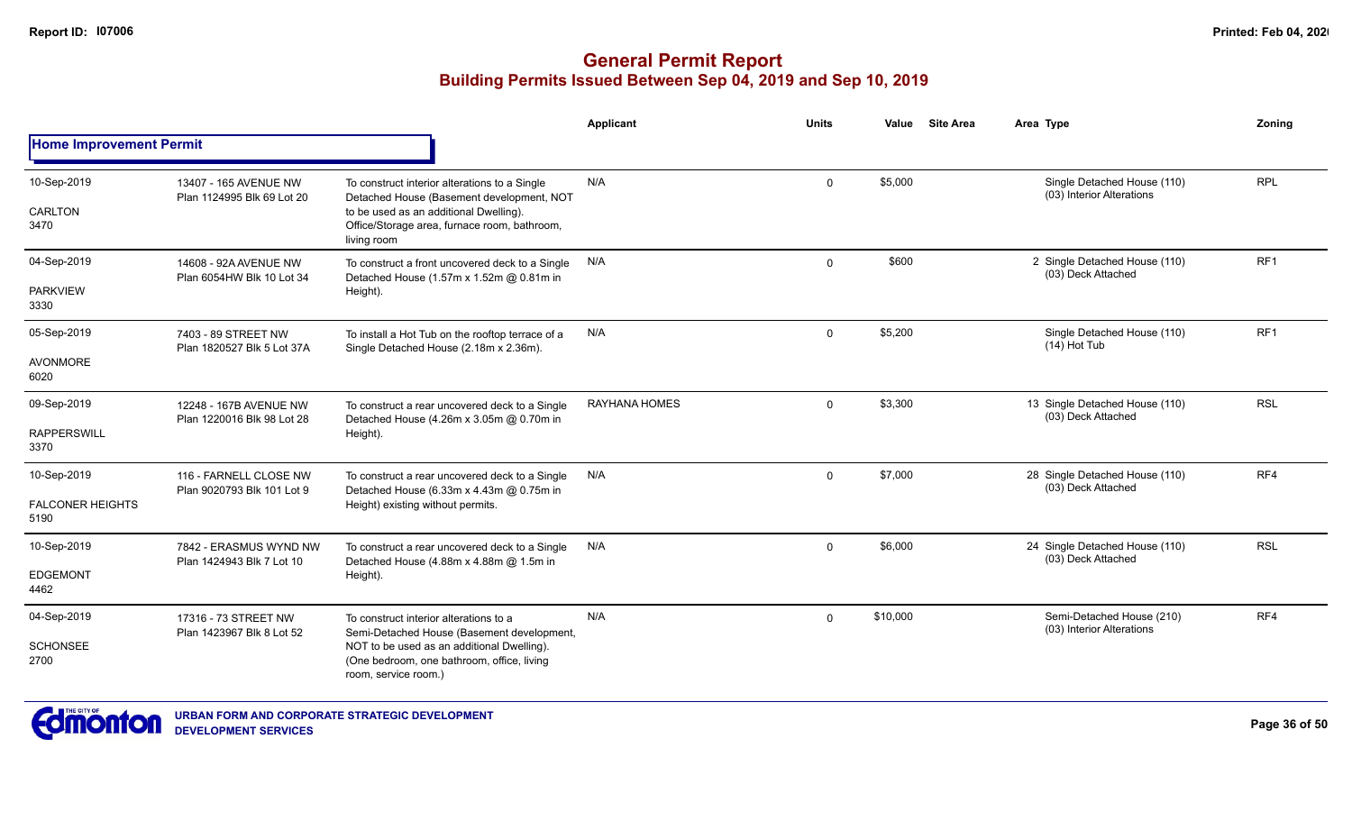# General Permit Report

## Building Permits Issued Between Sep 04, 2019 and Sep 10, 2019

| | | | Applicant | Units | Value | Site Area | Area Type | Zoning |
|---|---|---|---|---|---|---|---|---|
| **Home Improvement Permit** | | | | | | | | |
| 10-Sep-2019 CARLTON 3470 | 13407 - 165 AVENUE NW Plan 1124995 Blk 69 Lot 20 | To construct interior alterations to a Single Detached House (Basement development, NOT to be used as an additional Dwelling). Office/Storage area, furnace room, bathroom, living room | N/A | 0 | $5,000 | | Single Detached House (110) (03) Interior Alterations | RPL |
| 04-Sep-2019 PARKVIEW 3330 | 14608 - 92A AVENUE NW Plan 6054HW Blk 10 Lot 34 | To construct a front uncovered deck to a Single Detached House (1.57m x 1.52m @ 0.81m in Height). | N/A | 0 | $600 | | 2 Single Detached House (110) (03) Deck Attached | RF1 |
| 05-Sep-2019 AVONMORE 6020 | 7403 - 89 STREET NW Plan 1820527 Blk 5 Lot 37A | To install a Hot Tub on the rooftop terrace of a Single Detached House (2.18m x 2.36m). | N/A | 0 | $5,200 | | Single Detached House (110) (14) Hot Tub | RF1 |
| 09-Sep-2019 RAPPERSWILL 3370 | 12248 - 167B AVENUE NW Plan 1220016 Blk 98 Lot 28 | To construct a rear uncovered deck to a Single Detached House (4.26m x 3.05m @ 0.70m in Height). | RAYHANA HOMES | 0 | $3,300 | | 13 Single Detached House (110) (03) Deck Attached | RSL |
| 10-Sep-2019 FALCONER HEIGHTS 5190 | 116 - FARNELL CLOSE NW Plan 9020793 Blk 101 Lot 9 | To construct a rear uncovered deck to a Single Detached House (6.33m x 4.43m @ 0.75m in Height) existing without permits. | N/A | 0 | $7,000 | | 28 Single Detached House (110) (03) Deck Attached | RF4 |
| 10-Sep-2019 EDGEMONT 4462 | 7842 - ERASMUS WYND NW Plan 1424943 Blk 7 Lot 10 | To construct a rear uncovered deck to a Single Detached House (4.88m x 4.88m @ 1.5m in Height). | N/A | 0 | $6,000 | | 24 Single Detached House (110) (03) Deck Attached | RSL |
| 04-Sep-2019 SCHONSEE 2700 | 17316 - 73 STREET NW Plan 1423967 Blk 8 Lot 52 | To construct interior alterations to a Semi-Detached House (Basement development, NOT to be used as an additional Dwelling). (One bedroom, one bathroom, office, living room, service room.) | N/A | 0 | $10,000 | | Semi-Detached House (210) (03) Interior Alterations | RF4 |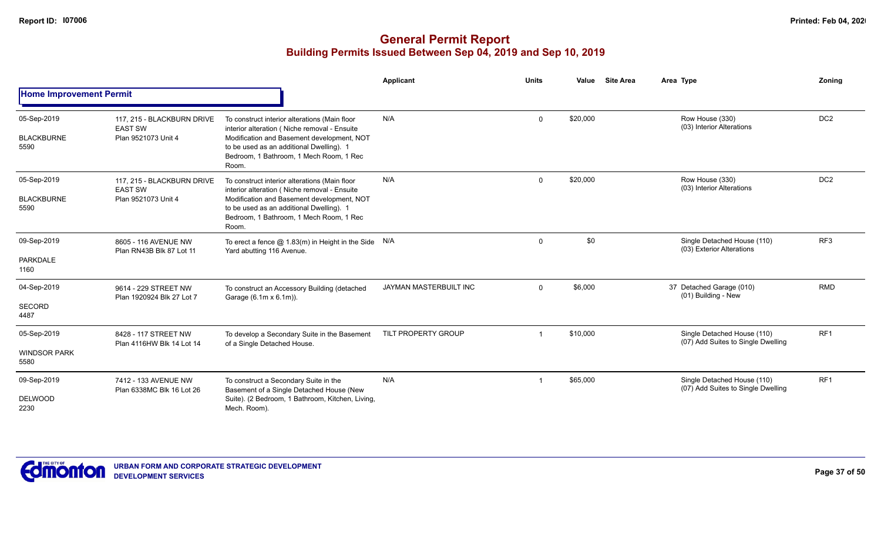# General Permit Report

## Building Permits Issued Between Sep 04, 2019 and Sep 10, 2019

### Home Improvement Permit

| Date / Neighbourhood | Address / Legal | Description | Applicant | Units | Value | Site Area | Area | Type | Zoning |
|---|---|---|---|---|---|---|---|---|---|
| 05-Sep-2019<br>BLACKBURNE<br>5590 | 117, 215 - BLACKBURN DRIVE EAST SW<br>Plan 9521073 Unit 4 | To construct interior alterations (Main floor interior alteration ( Niche removal - Ensuite Modification and Basement development, NOT to be used as an additional Dwelling). 1 Bedroom, 1 Bathroom, 1 Mech Room, 1 Rec Room. | N/A | 0 | $20,000 | | | Row House (330)<br>(03) Interior Alterations | DC2 |
| 05-Sep-2019<br>BLACKBURNE<br>5590 | 117, 215 - BLACKBURN DRIVE EAST SW<br>Plan 9521073 Unit 4 | To construct interior alterations (Main floor interior alteration ( Niche removal - Ensuite Modification and Basement development, NOT to be used as an additional Dwelling). 1 Bedroom, 1 Bathroom, 1 Mech Room, 1 Rec Room. | N/A | 0 | $20,000 | | | Row House (330)<br>(03) Interior Alterations | DC2 |
| 09-Sep-2019<br>PARKDALE<br>1160 | 8605 - 116 AVENUE NW<br>Plan RN43B Blk 87 Lot 11 | To erect a fence @ 1.83(m) in Height in the Side Yard abutting 116 Avenue. | N/A | 0 | $0 | | | Single Detached House (110)<br>(03) Exterior Alterations | RF3 |
| 04-Sep-2019<br>SECORD<br>4487 | 9614 - 229 STREET NW<br>Plan 1920924 Blk 27 Lot 7 | To construct an Accessory Building (detached Garage (6.1m x 6.1m)). | JAYMAN MASTERBUILT INC | 0 | $6,000 | | 37 | Detached Garage (010)<br>(01) Building - New | RMD |
| 05-Sep-2019<br>WINDSOR PARK<br>5580 | 8428 - 117 STREET NW<br>Plan 4116HW Blk 14 Lot 14 | To develop a Secondary Suite in the Basement of a Single Detached House. | TILT PROPERTY GROUP | 1 | $10,000 | | | Single Detached House (110)<br>(07) Add Suites to Single Dwelling | RF1 |
| 09-Sep-2019<br>DELWOOD<br>2230 | 7412 - 133 AVENUE NW<br>Plan 6338MC Blk 16 Lot 26 | To construct a Secondary Suite in the Basement of a Single Detached House (New Suite). (2 Bedroom, 1 Bathroom, Kitchen, Living, Mech. Room). | N/A | 1 | $65,000 | | | Single Detached House (110)<br>(07) Add Suites to Single Dwelling | RF1 |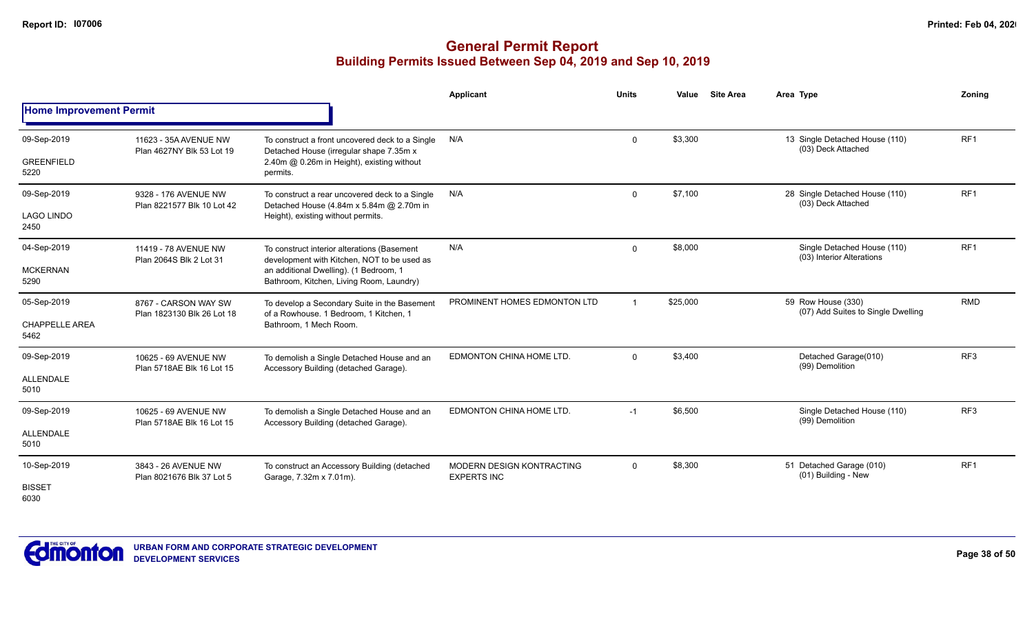# General Permit Report

## Building Permits Issued Between Sep 04, 2019 and Sep 10, 2019

### Home Improvement Permit

| Date / Neighbourhood | Address / Legal | Description | Applicant | Units | Value | Site Area | Area Type | Zoning |
|---|---|---|---|---|---|---|---|---|
| 09-Sep-2019 GREENFIELD 5220 | 11623 - 35A AVENUE NW Plan 4627NY Blk 53 Lot 19 | To construct a front uncovered deck to a Single Detached House (irregular shape 7.35m x 2.40m @ 0.26m in Height), existing without permits. | N/A | 0 | $3,300 | | 13 Single Detached House (110) (03) Deck Attached | RF1 |
| 09-Sep-2019 LAGO LINDO 2450 | 9328 - 176 AVENUE NW Plan 8221577 Blk 10 Lot 42 | To construct a rear uncovered deck to a Single Detached House (4.84m x 5.84m @ 2.70m in Height), existing without permits. | N/A | 0 | $7,100 | | 28 Single Detached House (110) (03) Deck Attached | RF1 |
| 04-Sep-2019 MCKERNAN 5290 | 11419 - 78 AVENUE NW Plan 2064S Blk 2 Lot 31 | To construct interior alterations (Basement development with Kitchen, NOT to be used as an additional Dwelling). (1 Bedroom, 1 Bathroom, Kitchen, Living Room, Laundry) | N/A | 0 | $8,000 | | Single Detached House (110) (03) Interior Alterations | RF1 |
| 05-Sep-2019 CHAPPELLE AREA 5462 | 8767 - CARSON WAY SW Plan 1823130 Blk 26 Lot 18 | To develop a Secondary Suite in the Basement of a Rowhouse. 1 Bedroom, 1 Kitchen, 1 Bathroom, 1 Mech Room. | PROMINENT HOMES EDMONTON LTD | 1 | $25,000 | | 59 Row House (330) (07) Add Suites to Single Dwelling | RMD |
| 09-Sep-2019 ALLENDALE 5010 | 10625 - 69 AVENUE NW Plan 5718AE Blk 16 Lot 15 | To demolish a Single Detached House and an Accessory Building (detached Garage). | EDMONTON CHINA HOME LTD. | 0 | $3,400 | | Detached Garage(010) (99) Demolition | RF3 |
| 09-Sep-2019 ALLENDALE 5010 | 10625 - 69 AVENUE NW Plan 5718AE Blk 16 Lot 15 | To demolish a Single Detached House and an Accessory Building (detached Garage). | EDMONTON CHINA HOME LTD. | -1 | $6,500 | | Single Detached House (110) (99) Demolition | RF3 |
| 10-Sep-2019 BISSET 6030 | 3843 - 26 AVENUE NW Plan 8021676 Blk 37 Lot 5 | To construct an Accessory Building (detached Garage, 7.32m x 7.01m). | MODERN DESIGN KONTRACTING EXPERTS INC | 0 | $8,300 | | 51 Detached Garage (010) (01) Building - New | RF1 |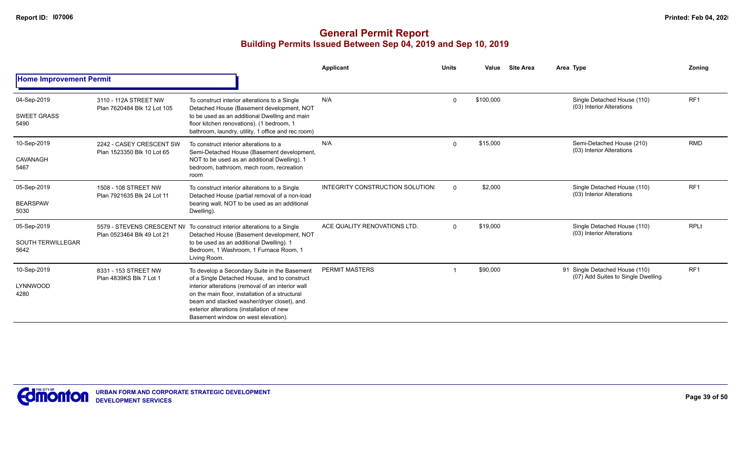# General Permit Report

## Building Permits Issued Between Sep 04, 2019 and Sep 10, 2019

### Home Improvement Permit

| Date / Neighbourhood | Address / Legal | Description | Applicant | Units | Value | Site Area | Area Type | Zoning |
|---|---|---|---|---|---|---|---|---|
| 04-Sep-2019<br>SWEET GRASS<br>5490 | 3110 - 112A STREET NW<br>Plan 7620484 Blk 12 Lot 105 | To construct interior alterations to a Single Detached House (Basement development, NOT to be used as an additional Dwelling and main floor kitchen renovations). (1 bedroom, 1 bathroom, laundry, utility, 1 office and rec room) | N/A | 0 | $100,000 | | Single Detached House (110)<br>(03) Interior Alterations | RF1 |
| 10-Sep-2019<br>CAVANAGH<br>5467 | 2242 - CASEY CRESCENT SW<br>Plan 1523350 Blk 10 Lot 65 | To construct interior alterations to a Semi-Detached House (Basement development, NOT to be used as an additional Dwelling). 1 bedroom, bathroom, mech room, recreation room | N/A | 0 | $15,000 | | Semi-Detached House (210)<br>(03) Interior Alterations | RMD |
| 05-Sep-2019<br>BEARSPAW<br>5030 | 1508 - 108 STREET NW<br>Plan 7921635 Blk 24 Lot 11 | To construct interior alterations to a Single Detached House (partial removal of a non-load bearing wall, NOT to be used as an additional Dwelling). | INTEGRITY CONSTRUCTION SOLUTION: | 0 | $2,000 | | Single Detached House (110)<br>(03) Interior Alterations | RF1 |
| 05-Sep-2019<br>SOUTH TERWILLEGAR<br>5642 | 5579 - STEVENS CRESCENT NV<br>Plan 0523464 Blk 49 Lot 21 | To construct interior alterations to a Single Detached House (Basement development, NOT to be used as an additional Dwelling). 1 Bedroom, 1 Washroom, 1 Furnace Room, 1 Living Room. | ACE QUALITY RENOVATIONS LTD. | 0 | $19,000 | | Single Detached House (110)<br>(03) Interior Alterations | RPLt |
| 10-Sep-2019<br>LYNNWOOD<br>4280 | 8331 - 153 STREET NW<br>Plan 4839KS Blk 7 Lot 1 | To develop a Secondary Suite in the Basement of a Single Detached House, and to construct interior alterations (removal of an interior wall on the main floor, installation of a structural beam and stacked washer/dryer closet), and exterior alterations (installation of new Basement window on west elevation). | PERMIT MASTERS | 1 | $90,000 | | 91 Single Detached House (110)<br>(07) Add Suites to Single Dwelling | RF1 |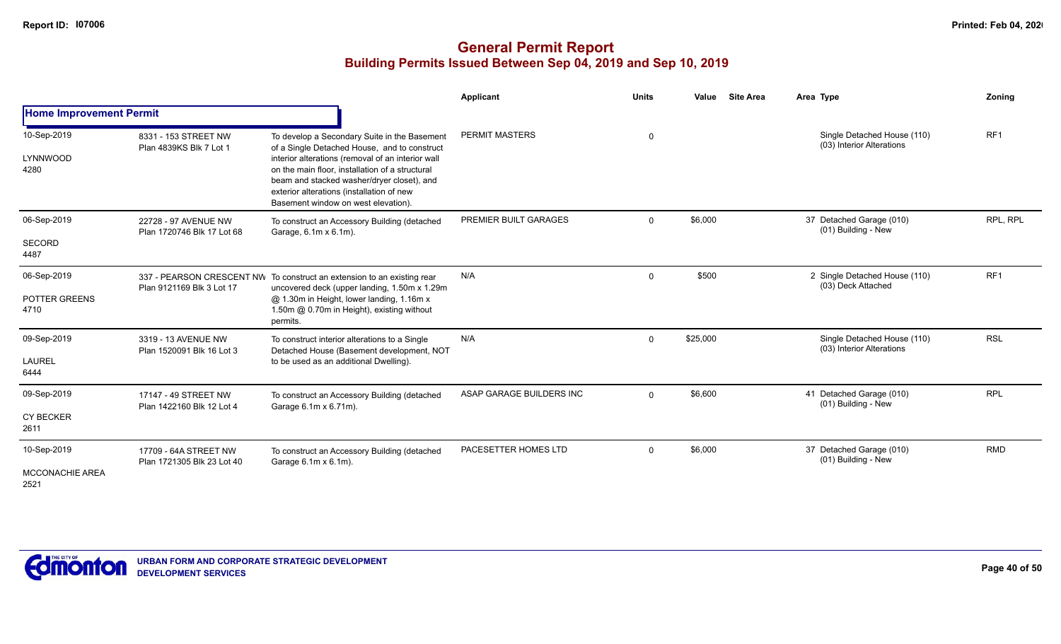# General Permit Report

## Building Permits Issued Between Sep 04, 2019 and Sep 10, 2019

| | | | Applicant | Units | Value | Site Area | Area | Type | Zoning |
|---|---|---|---|---|---|---|---|---|---|
| **Home Improvement Permit** | | | | | | | | | |
| 10-Sep-2019<br>LYNNWOOD<br>4280 | 8331 - 153 STREET NW<br>Plan 4839KS Blk 7 Lot 1 | To develop a Secondary Suite in the Basement of a Single Detached House, and to construct interior alterations (removal of an interior wall on the main floor, installation of a structural beam and stacked washer/dryer closet), and exterior alterations (installation of new Basement window on west elevation). | PERMIT MASTERS | 0 | | | | Single Detached House (110)<br>(03) Interior Alterations | RF1 |
| 06-Sep-2019<br>SECORD<br>4487 | 22728 - 97 AVENUE NW<br>Plan 1720746 Blk 17 Lot 68 | To construct an Accessory Building (detached Garage, 6.1m x 6.1m). | PREMIER BUILT GARAGES | 0 | $6,000 | | 37 | Detached Garage (010)<br>(01) Building - New | RPL, RPL |
| 06-Sep-2019<br>POTTER GREENS<br>4710 | 337 - PEARSON CRESCENT NW<br>Plan 9121169 Blk 3 Lot 17 | To construct an extension to an existing rear uncovered deck (upper landing, 1.50m x 1.29m @ 1.30m in Height, lower landing, 1.16m x 1.50m @ 0.70m in Height), existing without permits. | N/A | 0 | $500 | | 2 | Single Detached House (110)<br>(03) Deck Attached | RF1 |
| 09-Sep-2019<br>LAUREL<br>6444 | 3319 - 13 AVENUE NW<br>Plan 1520091 Blk 16 Lot 3 | To construct interior alterations to a Single Detached House (Basement development, NOT to be used as an additional Dwelling). | N/A | 0 | $25,000 | | | Single Detached House (110)<br>(03) Interior Alterations | RSL |
| 09-Sep-2019<br>CY BECKER<br>2611 | 17147 - 49 STREET NW<br>Plan 1422160 Blk 12 Lot 4 | To construct an Accessory Building (detached Garage 6.1m x 6.71m). | ASAP GARAGE BUILDERS INC | 0 | $6,600 | | 41 | Detached Garage (010)<br>(01) Building - New | RPL |
| 10-Sep-2019<br>MCCONACHIE AREA<br>2521 | 17709 - 64A STREET NW<br>Plan 1721305 Blk 23 Lot 40 | To construct an Accessory Building (detached Garage 6.1m x 6.1m). | PACESETTER HOMES LTD | 0 | $6,000 | | 37 | Detached Garage (010)<br>(01) Building - New | RMD |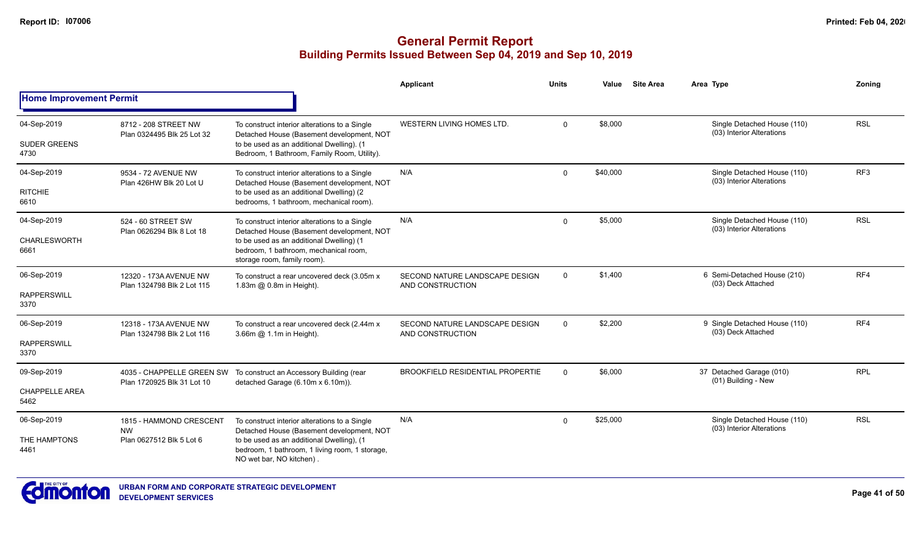# General Permit Report

## Building Permits Issued Between Sep 04, 2019 and Sep 10, 2019

### Home Improvement Permit

| Date / Neighbourhood | Address / Legal | Description | Applicant | Units | Value | Site Area | Area Type | Zoning |
|---|---|---|---|---|---|---|---|---|
| 04-Sep-2019<br>SUDER GREENS<br>4730 | 8712 - 208 STREET NW<br>Plan 0324495 Blk 25 Lot 32 | To construct interior alterations to a Single Detached House (Basement development, NOT to be used as an additional Dwelling). (1 Bedroom, 1 Bathroom, Family Room, Utility). | WESTERN LIVING HOMES LTD. | 0 | $8,000 | | Single Detached House (110)<br>(03) Interior Alterations | RSL |
| 04-Sep-2019<br>RITCHIE<br>6610 | 9534 - 72 AVENUE NW<br>Plan 426HW Blk 20 Lot U | To construct interior alterations to a Single Detached House (Basement development, NOT to be used as an additional Dwelling) (2 bedrooms, 1 bathroom, mechanical room). | N/A | 0 | $40,000 | | Single Detached House (110)<br>(03) Interior Alterations | RF3 |
| 04-Sep-2019<br>CHARLESWORTH<br>6661 | 524 - 60 STREET SW<br>Plan 0626294 Blk 8 Lot 18 | To construct interior alterations to a Single Detached House (Basement development, NOT to be used as an additional Dwelling) (1 bedroom, 1 bathroom, mechanical room, storage room, family room). | N/A | 0 | $5,000 | | Single Detached House (110)<br>(03) Interior Alterations | RSL |
| 06-Sep-2019<br>RAPPERSWILL<br>3370 | 12320 - 173A AVENUE NW<br>Plan 1324798 Blk 2 Lot 115 | To construct a rear uncovered deck (3.05m x 1.83m @ 0.8m in Height). | SECOND NATURE LANDSCAPE DESIGN AND CONSTRUCTION | 0 | $1,400 | | 6 Semi-Detached House (210)<br>(03) Deck Attached | RF4 |
| 06-Sep-2019<br>RAPPERSWILL<br>3370 | 12318 - 173A AVENUE NW<br>Plan 1324798 Blk 2 Lot 116 | To construct a rear uncovered deck (2.44m x 3.66m @ 1.1m in Height). | SECOND NATURE LANDSCAPE DESIGN AND CONSTRUCTION | 0 | $2,200 | | 9 Single Detached House (110)<br>(03) Deck Attached | RF4 |
| 09-Sep-2019<br>CHAPPELLE AREA<br>5462 | 4035 - CHAPPELLE GREEN SW<br>Plan 1720925 Blk 31 Lot 10 | To construct an Accessory Building (rear detached Garage (6.10m x 6.10m)). | BROOKFIELD RESIDENTIAL PROPERTIE | 0 | $6,000 | | 37 Detached Garage (010)<br>(01) Building - New | RPL |
| 06-Sep-2019<br>THE HAMPTONS<br>4461 | 1815 - HAMMOND CRESCENT NW<br>Plan 0627512 Blk 5 Lot 6 | To construct interior alterations to a Single Detached House (Basement development, NOT to be used as an additional Dwelling), (1 bedroom, 1 bathroom, 1 living room, 1 storage, NO wet bar, NO kitchen) . | N/A | 0 | $25,000 | | Single Detached House (110)<br>(03) Interior Alterations | RSL |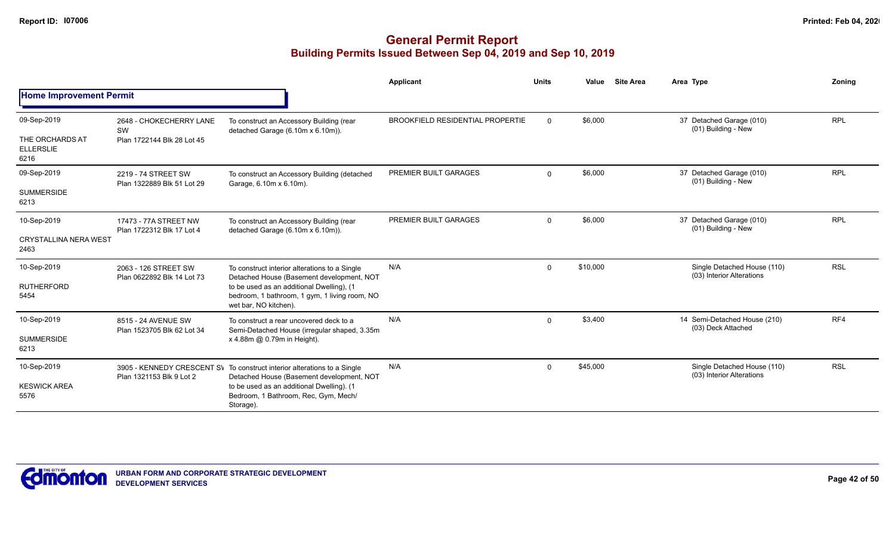# General Permit Report
## Building Permits Issued Between Sep 04, 2019 and Sep 10, 2019

**Home Improvement Permit**

| Date / Neighbourhood | Address / Legal | Description | Applicant | Units | Value | Site Area | Area Type | Zoning |
|---|---|---|---|---|---|---|---|---|
| 09-Sep-2019<br>THE ORCHARDS AT ELLERSLIE<br>6216 | 2648 - CHOKECHERRY LANE SW<br>Plan 1722144 Blk 28 Lot 45 | To construct an Accessory Building (rear detached Garage (6.10m x 6.10m)). | BROOKFIELD RESIDENTIAL PROPERTIE | 0 | $6,000 | | 37 Detached Garage (010)<br>(01) Building - New | RPL |
| 09-Sep-2019<br>SUMMERSIDE<br>6213 | 2219 - 74 STREET SW<br>Plan 1322889 Blk 51 Lot 29 | To construct an Accessory Building (detached Garage, 6.10m x 6.10m). | PREMIER BUILT GARAGES | 0 | $6,000 | | 37 Detached Garage (010)<br>(01) Building - New | RPL |
| 10-Sep-2019<br>CRYSTALLINA NERA WEST<br>2463 | 17473 - 77A STREET NW<br>Plan 1722312 Blk 17 Lot 4 | To construct an Accessory Building (rear detached Garage (6.10m x 6.10m)). | PREMIER BUILT GARAGES | 0 | $6,000 | | 37 Detached Garage (010)<br>(01) Building - New | RPL |
| 10-Sep-2019<br>RUTHERFORD<br>5454 | 2063 - 126 STREET SW<br>Plan 0622892 Blk 14 Lot 73 | To construct interior alterations to a Single Detached House (Basement development, NOT to be used as an additional Dwelling), (1 bedroom, 1 bathroom, 1 gym, 1 living room, NO wet bar, NO kitchen). | N/A | 0 | $10,000 | | Single Detached House (110)<br>(03) Interior Alterations | RSL |
| 10-Sep-2019<br>SUMMERSIDE<br>6213 | 8515 - 24 AVENUE SW<br>Plan 1523705 Blk 62 Lot 34 | To construct a rear uncovered deck to a Semi-Detached House (irregular shaped, 3.35m x 4.88m @ 0.79m in Height). | N/A | 0 | $3,400 | | 14 Semi-Detached House (210)<br>(03) Deck Attached | RF4 |
| 10-Sep-2019<br>KESWICK AREA<br>5576 | 3905 - KENNEDY CRESCENT SW<br>Plan 1321153 Blk 9 Lot 2 | To construct interior alterations to a Single Detached House (Basement development, NOT to be used as an additional Dwelling). (1 Bedroom, 1 Bathroom, Rec, Gym, Mech/ Storage). | N/A | 0 | $45,000 | | Single Detached House (110)<br>(03) Interior Alterations | RSL |

URBAN FORM AND CORPORATE STRATEGIC DEVELOPMENT
DEVELOPMENT SERVICES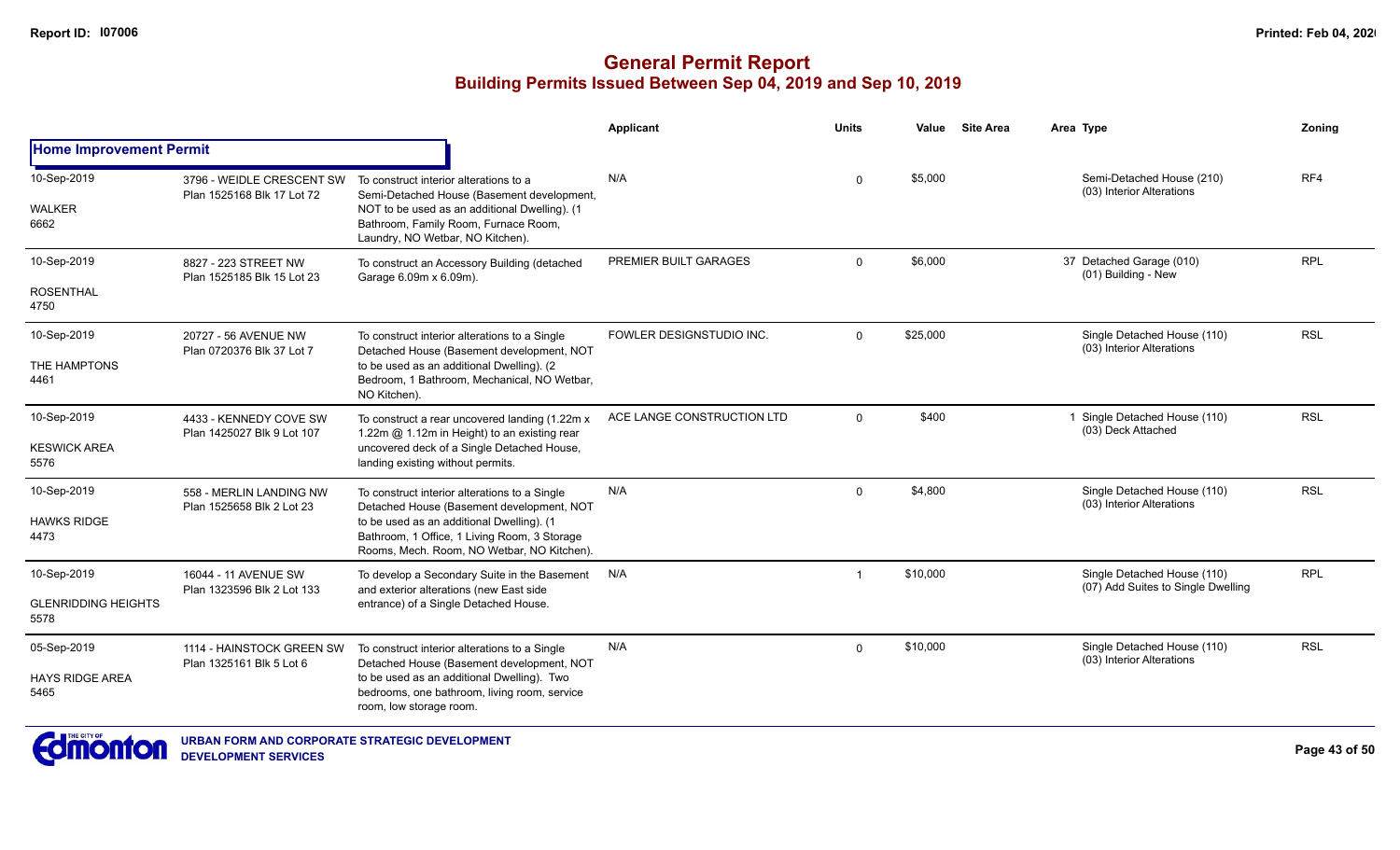# General Permit Report
## Building Permits Issued Between Sep 04, 2019 and Sep 10, 2019

| | | | Applicant | Units | Value | Site Area | Area Type | Zoning |
|---|---|---|---|---|---|---|---|---|
| **Home Improvement Permit** | | | | | | | | |
| 10-Sep-2019<br>WALKER<br>6662 | 3796 - WEIDLE CRESCENT SW<br>Plan 1525168 Blk 17 Lot 72 | To construct interior alterations to a Semi-Detached House (Basement development, NOT to be used as an additional Dwelling). (1 Bathroom, Family Room, Furnace Room, Laundry, NO Wetbar, NO Kitchen). | N/A | 0 | $5,000 | | Semi-Detached House (210)<br>(03) Interior Alterations | RF4 |
| 10-Sep-2019<br>ROSENTHAL<br>4750 | 8827 - 223 STREET NW<br>Plan 1525185 Blk 15 Lot 23 | To construct an Accessory Building (detached Garage 6.09m x 6.09m). | PREMIER BUILT GARAGES | 0 | $6,000 | | 37 Detached Garage (010)<br>(01) Building - New | RPL |
| 10-Sep-2019<br>THE HAMPTONS<br>4461 | 20727 - 56 AVENUE NW<br>Plan 0720376 Blk 37 Lot 7 | To construct interior alterations to a Single Detached House (Basement development, NOT to be used as an additional Dwelling). (2 Bedroom, 1 Bathroom, Mechanical, NO Wetbar, NO Kitchen). | FOWLER DESIGNSTUDIO INC. | 0 | $25,000 | | Single Detached House (110)<br>(03) Interior Alterations | RSL |
| 10-Sep-2019<br>KESWICK AREA<br>5576 | 4433 - KENNEDY COVE SW<br>Plan 1425027 Blk 9 Lot 107 | To construct a rear uncovered landing (1.22m x 1.22m @ 1.12m in Height) to an existing rear uncovered deck of a Single Detached House, landing existing without permits. | ACE LANGE CONSTRUCTION LTD | 0 | $400 | | 1 Single Detached House (110)<br>(03) Deck Attached | RSL |
| 10-Sep-2019<br>HAWKS RIDGE<br>4473 | 558 - MERLIN LANDING NW<br>Plan 1525658 Blk 2 Lot 23 | To construct interior alterations to a Single Detached House (Basement development, NOT to be used as an additional Dwelling). (1 Bathroom, 1 Office, 1 Living Room, 3 Storage Rooms, Mech. Room, NO Wetbar, NO Kitchen). | N/A | 0 | $4,800 | | Single Detached House (110)<br>(03) Interior Alterations | RSL |
| 10-Sep-2019<br>GLENRIDDING HEIGHTS<br>5578 | 16044 - 11 AVENUE SW<br>Plan 1323596 Blk 2 Lot 133 | To develop a Secondary Suite in the Basement and exterior alterations (new East side entrance) of a Single Detached House. | N/A | 1 | $10,000 | | Single Detached House (110)<br>(07) Add Suites to Single Dwelling | RPL |
| 05-Sep-2019<br>HAYS RIDGE AREA<br>5465 | 1114 - HAINSTOCK GREEN SW<br>Plan 1325161 Blk 5 Lot 6 | To construct interior alterations to a Single Detached House (Basement development, NOT to be used as an additional Dwelling). Two bedrooms, one bathroom, living room, service room, low storage room. | N/A | 0 | $10,000 | | Single Detached House (110)<br>(03) Interior Alterations | RSL |

URBAN FORM AND CORPORATE STRATEGIC DEVELOPMENT
DEVELOPMENT SERVICES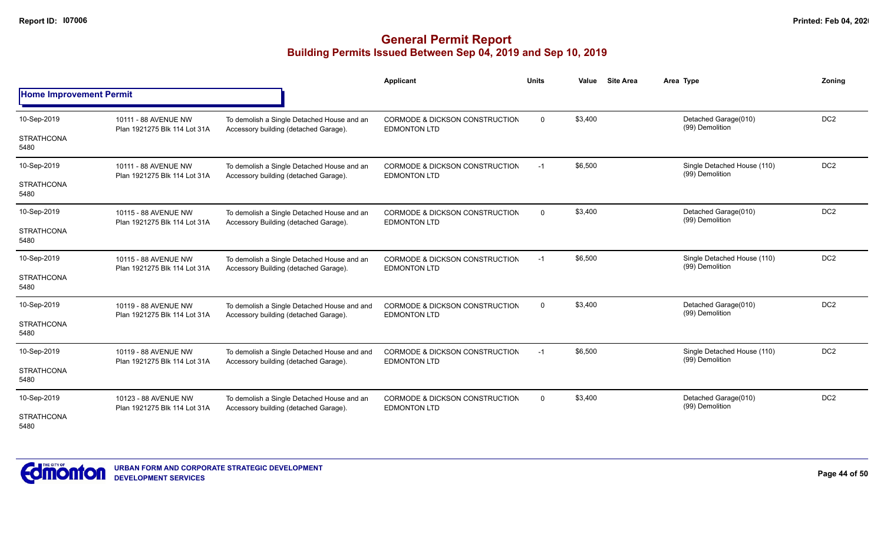# General Permit Report

## Building Permits Issued Between Sep 04, 2019 and Sep 10, 2019

### Home Improvement Permit

| Date / Neighbourhood | Address / Legal | Description | Applicant | Units | Value | Site Area | Area Type | Zoning |
|---|---|---|---|---|---|---|---|---|
| 10-Sep-2019<br>STRATHCONA<br>5480 | 10111 - 88 AVENUE NW<br>Plan 1921275 Blk 114 Lot 31A | To demolish a Single Detached House and an Accessory building (detached Garage). | CORMODE & DICKSON CONSTRUCTION EDMONTON LTD | 0 | $3,400 | | Detached Garage(010)<br>(99) Demolition | DC2 |
| 10-Sep-2019<br>STRATHCONA<br>5480 | 10111 - 88 AVENUE NW<br>Plan 1921275 Blk 114 Lot 31A | To demolish a Single Detached House and an Accessory building (detached Garage). | CORMODE & DICKSON CONSTRUCTION EDMONTON LTD | -1 | $6,500 | | Single Detached House (110)<br>(99) Demolition | DC2 |
| 10-Sep-2019<br>STRATHCONA<br>5480 | 10115 - 88 AVENUE NW<br>Plan 1921275 Blk 114 Lot 31A | To demolish a Single Detached House and an Accessory Building (detached Garage). | CORMODE & DICKSON CONSTRUCTION EDMONTON LTD | 0 | $3,400 | | Detached Garage(010)<br>(99) Demolition | DC2 |
| 10-Sep-2019<br>STRATHCONA<br>5480 | 10115 - 88 AVENUE NW<br>Plan 1921275 Blk 114 Lot 31A | To demolish a Single Detached House and an Accessory Building (detached Garage). | CORMODE & DICKSON CONSTRUCTION EDMONTON LTD | -1 | $6,500 | | Single Detached House (110)<br>(99) Demolition | DC2 |
| 10-Sep-2019<br>STRATHCONA<br>5480 | 10119 - 88 AVENUE NW<br>Plan 1921275 Blk 114 Lot 31A | To demolish a Single Detached House and and Accessory building (detached Garage). | CORMODE & DICKSON CONSTRUCTION EDMONTON LTD | 0 | $3,400 | | Detached Garage(010)<br>(99) Demolition | DC2 |
| 10-Sep-2019<br>STRATHCONA<br>5480 | 10119 - 88 AVENUE NW<br>Plan 1921275 Blk 114 Lot 31A | To demolish a Single Detached House and and Accessory building (detached Garage). | CORMODE & DICKSON CONSTRUCTION EDMONTON LTD | -1 | $6,500 | | Single Detached House (110)<br>(99) Demolition | DC2 |
| 10-Sep-2019<br>STRATHCONA<br>5480 | 10123 - 88 AVENUE NW<br>Plan 1921275 Blk 114 Lot 31A | To demolish a Single Detached House and an Accessory building (detached Garage). | CORMODE & DICKSON CONSTRUCTION EDMONTON LTD | 0 | $3,400 | | Detached Garage(010)<br>(99) Demolition | DC2 |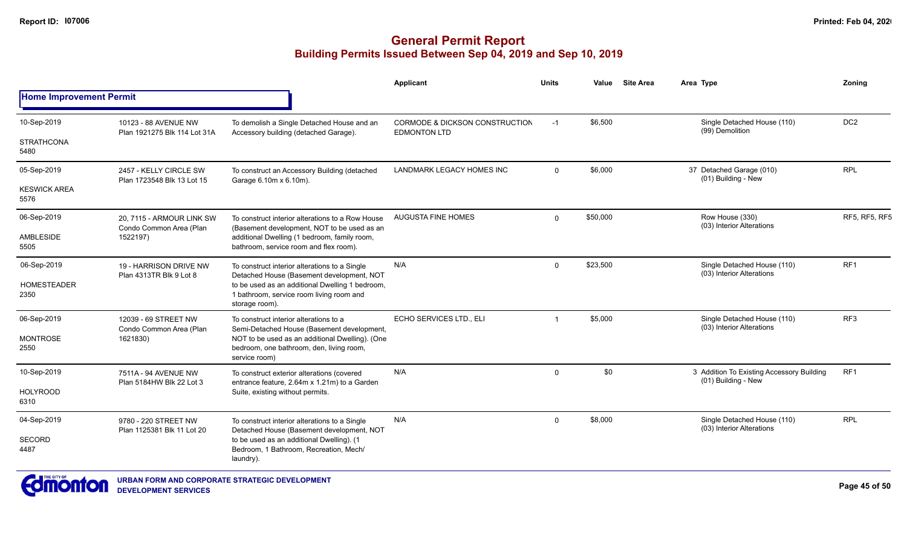# General Permit Report

## Building Permits Issued Between Sep 04, 2019 and Sep 10, 2019

### Home Improvement Permit

| Date / Neighbourhood | Address | Description | Applicant | Units | Value | Site Area | Area Type | Zoning |
|---|---|---|---|---|---|---|---|---|
| 10-Sep-2019<br>STRATHCONA<br>5480 | 10123 - 88 AVENUE NW<br>Plan 1921275 Blk 114 Lot 31A | To demolish a Single Detached House and an Accessory building (detached Garage). | CORMODE & DICKSON CONSTRUCTION EDMONTON LTD | -1 | $6,500 | | Single Detached House (110)<br>(99) Demolition | DC2 |
| 05-Sep-2019<br>KESWICK AREA<br>5576 | 2457 - KELLY CIRCLE SW<br>Plan 1723548 Blk 13 Lot 15 | To construct an Accessory Building (detached Garage 6.10m x 6.10m). | LANDMARK LEGACY HOMES INC | 0 | $6,000 | | 37 Detached Garage (010)<br>(01) Building - New | RPL |
| 06-Sep-2019<br>AMBLESIDE<br>5505 | 20, 7115 - ARMOUR LINK SW<br>Condo Common Area (Plan 1522197) | To construct interior alterations to a Row House (Basement development, NOT to be used as an additional Dwelling (1 bedroom, family room, bathroom, service room and flex room). | AUGUSTA FINE HOMES | 0 | $50,000 | | Row House (330)<br>(03) Interior Alterations | RF5, RF5, RF5 |
| 06-Sep-2019<br>HOMESTEADER<br>2350 | 19 - HARRISON DRIVE NW<br>Plan 4313TR Blk 9 Lot 8 | To construct interior alterations to a Single Detached House (Basement development, NOT to be used as an additional Dwelling 1 bedroom, 1 bathroom, service room living room and storage room). | N/A | 0 | $23,500 | | Single Detached House (110)<br>(03) Interior Alterations | RF1 |
| 06-Sep-2019<br>MONTROSE<br>2550 | 12039 - 69 STREET NW<br>Condo Common Area (Plan 1621830) | To construct interior alterations to a Semi-Detached House (Basement development, NOT to be used as an additional Dwelling). (One bedroom, one bathroom, den, living room, service room) | ECHO SERVICES LTD., ELI | 1 | $5,000 | | Single Detached House (110)<br>(03) Interior Alterations | RF3 |
| 10-Sep-2019<br>HOLYROOD<br>6310 | 7511A - 94 AVENUE NW<br>Plan 5184HW Blk 22 Lot 3 | To construct exterior alterations (covered entrance feature, 2.64m x 1.21m) to a Garden Suite, existing without permits. | N/A | 0 | $0 | | 3 Addition To Existing Accessory Building<br>(01) Building - New | RF1 |
| 04-Sep-2019<br>SECORD<br>4487 | 9780 - 220 STREET NW<br>Plan 1125381 Blk 11 Lot 20 | To construct interior alterations to a Single Detached House (Basement development, NOT to be used as an additional Dwelling). (1 Bedroom, 1 Bathroom, Recreation, Mech/ laundry). | N/A | 0 | $8,000 | | Single Detached House (110)<br>(03) Interior Alterations | RPL |

URBAN FORM AND CORPORATE STRATEGIC DEVELOPMENT
DEVELOPMENT SERVICES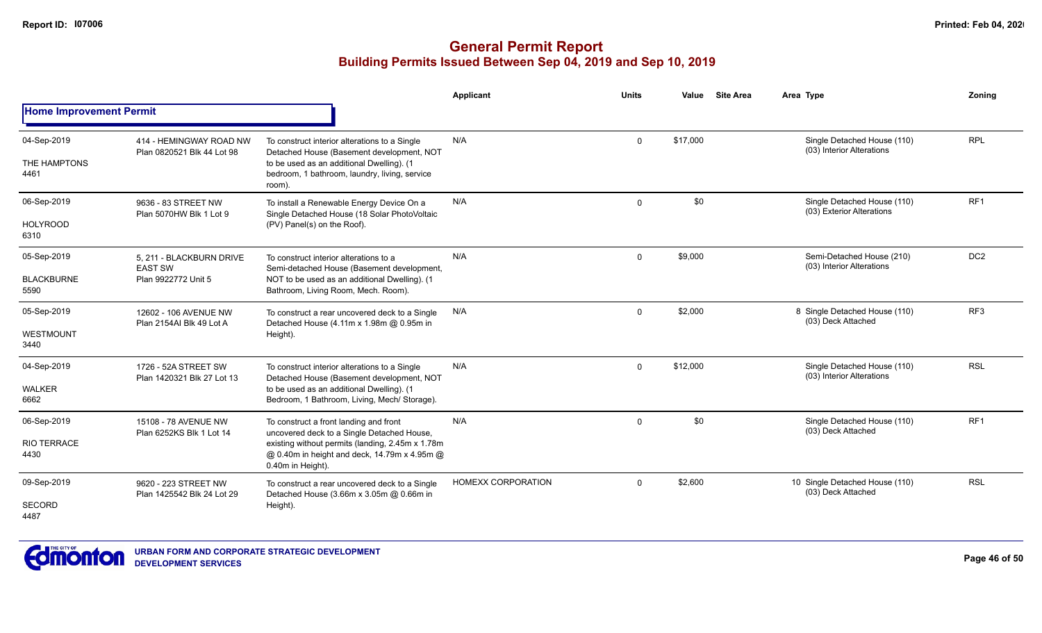# General Permit Report

## Building Permits Issued Between Sep 04, 2019 and Sep 10, 2019

### Home Improvement Permit

| Date / Neighbourhood | Address / Legal | Description | Applicant | Units | Value | Site Area | Area Type | Zoning |
|---|---|---|---|---|---|---|---|---|
| 04-Sep-2019<br>THE HAMPTONS<br>4461 | 414 - HEMINGWAY ROAD NW<br>Plan 0820521 Blk 44 Lot 98 | To construct interior alterations to a Single Detached House (Basement development, NOT to be used as an additional Dwelling). (1 bedroom, 1 bathroom, laundry, living, service room). | N/A | 0 | $17,000 | | Single Detached House (110)<br>(03) Interior Alterations | RPL |
| 06-Sep-2019<br>HOLYROOD<br>6310 | 9636 - 83 STREET NW<br>Plan 5070HW Blk 1 Lot 9 | To install a Renewable Energy Device On a Single Detached House (18 Solar PhotoVoltaic (PV) Panel(s) on the Roof). | N/A | 0 | $0 | | Single Detached House (110)<br>(03) Exterior Alterations | RF1 |
| 05-Sep-2019<br>BLACKBURNE<br>5590 | 5, 211 - BLACKBURN DRIVE EAST SW<br>Plan 9922772 Unit 5 | To construct interior alterations to a Semi-detached House (Basement development, NOT to be used as an additional Dwelling). (1 Bathroom, Living Room, Mech. Room). | N/A | 0 | $9,000 | | Semi-Detached House (210)<br>(03) Interior Alterations | DC2 |
| 05-Sep-2019<br>WESTMOUNT<br>3440 | 12602 - 106 AVENUE NW<br>Plan 2154AI Blk 49 Lot A | To construct a rear uncovered deck to a Single Detached House (4.11m x 1.98m @ 0.95m in Height). | N/A | 0 | $2,000 | | 8 Single Detached House (110)<br>(03) Deck Attached | RF3 |
| 04-Sep-2019<br>WALKER<br>6662 | 1726 - 52A STREET SW<br>Plan 1420321 Blk 27 Lot 13 | To construct interior alterations to a Single Detached House (Basement development, NOT to be used as an additional Dwelling). (1 Bedroom, 1 Bathroom, Living, Mech/ Storage). | N/A | 0 | $12,000 | | Single Detached House (110)<br>(03) Interior Alterations | RSL |
| 06-Sep-2019<br>RIO TERRACE<br>4430 | 15108 - 78 AVENUE NW<br>Plan 6252KS Blk 1 Lot 14 | To construct a front landing and front uncovered deck to a Single Detached House, existing without permits (landing, 2.45m x 1.78m @ 0.40m in height and deck, 14.79m x 4.95m @ 0.40m in Height). | N/A | 0 | $0 | | Single Detached House (110)<br>(03) Deck Attached | RF1 |
| 09-Sep-2019<br>SECORD<br>4487 | 9620 - 223 STREET NW<br>Plan 1425542 Blk 24 Lot 29 | To construct a rear uncovered deck to a Single Detached House (3.66m x 3.05m @ 0.66m in Height). | HOMEXX CORPORATION | 0 | $2,600 | | 10 Single Detached House (110)<br>(03) Deck Attached | RSL |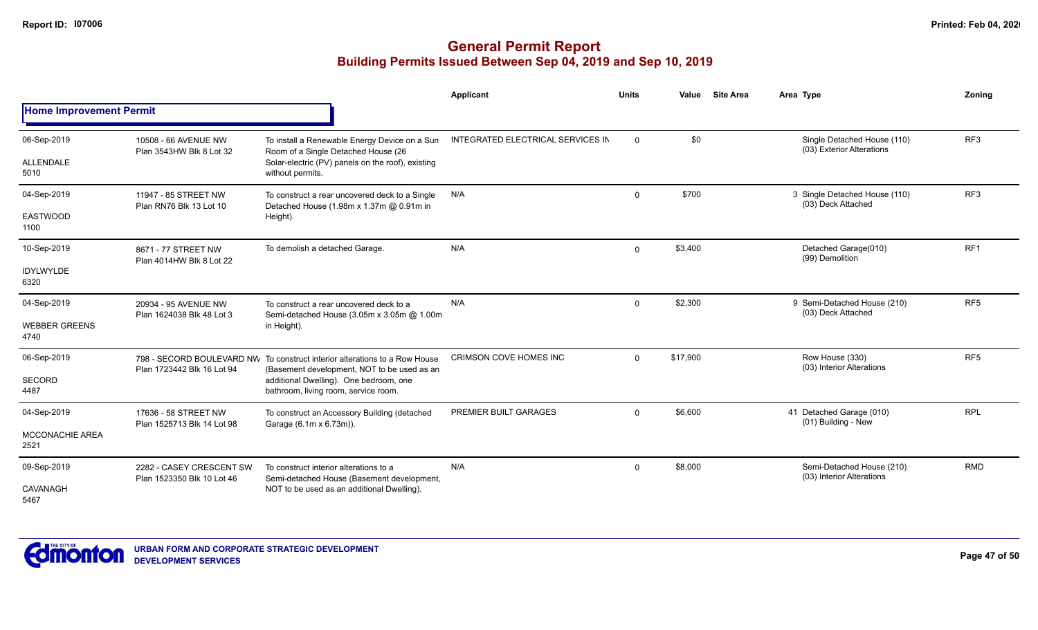# General Permit Report
## Building Permits Issued Between Sep 04, 2019 and Sep 10, 2019

**Home Improvement Permit**

| Date / Neighbourhood | Address / Legal | Description | Applicant | Units | Value | Site Area | Area | Type | Zoning |
|---|---|---|---|---|---|---|---|---|---|
| 06-Sep-2019 ALLENDALE 5010 | 10508 - 66 AVENUE NW Plan 3543HW Blk 8 Lot 32 | To install a Renewable Energy Device on a Sun Room of a Single Detached House (26 Solar-electric (PV) panels on the roof), existing without permits. | INTEGRATED ELECTRICAL SERVICES IN | 0 | $0 | | | Single Detached House (110) (03) Exterior Alterations | RF3 |
| 04-Sep-2019 EASTWOOD 1100 | 11947 - 85 STREET NW Plan RN76 Blk 13 Lot 10 | To construct a rear uncovered deck to a Single Detached House (1.98m x 1.37m @ 0.91m in Height). | N/A | 0 | $700 | | 3 | Single Detached House (110) (03) Deck Attached | RF3 |
| 10-Sep-2019 IDYLWYLDE 6320 | 8671 - 77 STREET NW Plan 4014HW Blk 8 Lot 22 | To demolish a detached Garage. | N/A | 0 | $3,400 | | | Detached Garage(010) (99) Demolition | RF1 |
| 04-Sep-2019 WEBBER GREENS 4740 | 20934 - 95 AVENUE NW Plan 1624038 Blk 48 Lot 3 | To construct a rear uncovered deck to a Semi-detached House (3.05m x 3.05m @ 1.00m in Height). | N/A | 0 | $2,300 | | 9 | Semi-Detached House (210) (03) Deck Attached | RF5 |
| 06-Sep-2019 SECORD 4487 | 798 - SECORD BOULEVARD NW Plan 1723442 Blk 16 Lot 94 | To construct interior alterations to a Row House (Basement development, NOT to be used as an additional Dwelling). One bedroom, one bathroom, living room, service room. | CRIMSON COVE HOMES INC | 0 | $17,900 | | | Row House (330) (03) Interior Alterations | RF5 |
| 04-Sep-2019 MCCONACHIE AREA 2521 | 17636 - 58 STREET NW Plan 1525713 Blk 14 Lot 98 | To construct an Accessory Building (detached Garage (6.1m x 6.73m)). | PREMIER BUILT GARAGES | 0 | $6,600 | | 41 | Detached Garage (010) (01) Building - New | RPL |
| 09-Sep-2019 CAVANAGH 5467 | 2282 - CASEY CRESCENT SW Plan 1523350 Blk 10 Lot 46 | To construct interior alterations to a Semi-detached House (Basement development, NOT to be used as an additional Dwelling). | N/A | 0 | $8,000 | | | Semi-Detached House (210) (03) Interior Alterations | RMD |

URBAN FORM AND CORPORATE STRATEGIC DEVELOPMENT
DEVELOPMENT SERVICES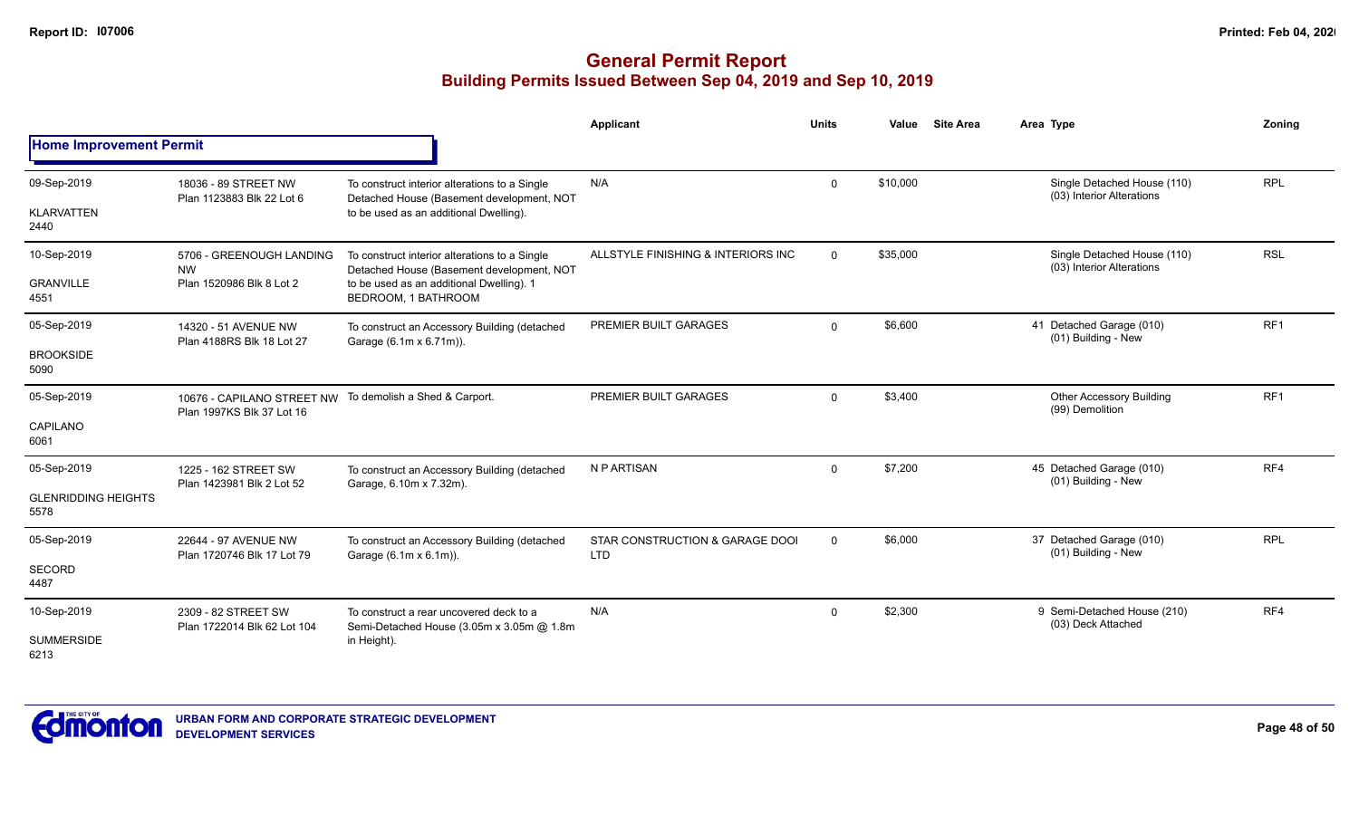# General Permit Report

## Building Permits Issued Between Sep 04, 2019 and Sep 10, 2019

### Home Improvement Permit

| Date / Neighbourhood | Address / Legal | Description | Applicant | Units | Value | Site Area | Area | Type | Zoning |
|---|---|---|---|---|---|---|---|---|---|
| 09-Sep-2019<br>KLARVATTEN<br>2440 | 18036 - 89 STREET NW<br>Plan 1123883 Blk 22 Lot 6 | To construct interior alterations to a Single Detached House (Basement development, NOT to be used as an additional Dwelling). | N/A | 0 | $10,000 | | | Single Detached House (110)<br>(03) Interior Alterations | RPL |
| 10-Sep-2019<br>GRANVILLE<br>4551 | 5706 - GREENOUGH LANDING NW<br>Plan 1520986 Blk 8 Lot 2 | To construct interior alterations to a Single Detached House (Basement development, NOT to be used as an additional Dwelling). 1 BEDROOM, 1 BATHROOM | ALLSTYLE FINISHING & INTERIORS INC | 0 | $35,000 | | | Single Detached House (110)<br>(03) Interior Alterations | RSL |
| 05-Sep-2019<br>BROOKSIDE<br>5090 | 14320 - 51 AVENUE NW<br>Plan 4188RS Blk 18 Lot 27 | To construct an Accessory Building (detached Garage (6.1m x 6.71m)). | PREMIER BUILT GARAGES | 0 | $6,600 | | 41 | Detached Garage (010)<br>(01) Building - New | RF1 |
| 05-Sep-2019<br>CAPILANO<br>6061 | 10676 - CAPILANO STREET NW<br>Plan 1997KS Blk 37 Lot 16 | To demolish a Shed & Carport. | PREMIER BUILT GARAGES | 0 | $3,400 | | | Other Accessory Building<br>(99) Demolition | RF1 |
| 05-Sep-2019<br>GLENRIDDING HEIGHTS<br>5578 | 1225 - 162 STREET SW<br>Plan 1423981 Blk 2 Lot 52 | To construct an Accessory Building (detached Garage, 6.10m x 7.32m). | N P ARTISAN | 0 | $7,200 | | 45 | Detached Garage (010)<br>(01) Building - New | RF4 |
| 05-Sep-2019<br>SECORD<br>4487 | 22644 - 97 AVENUE NW<br>Plan 1720746 Blk 17 Lot 79 | To construct an Accessory Building (detached Garage (6.1m x 6.1m)). | STAR CONSTRUCTION & GARAGE DOOI LTD | 0 | $6,000 | | 37 | Detached Garage (010)<br>(01) Building - New | RPL |
| 10-Sep-2019<br>SUMMERSIDE<br>6213 | 2309 - 82 STREET SW<br>Plan 1722014 Blk 62 Lot 104 | To construct a rear uncovered deck to a Semi-Detached House (3.05m x 3.05m @ 1.8m in Height). | N/A | 0 | $2,300 | | 9 | Semi-Detached House (210)<br>(03) Deck Attached | RF4 |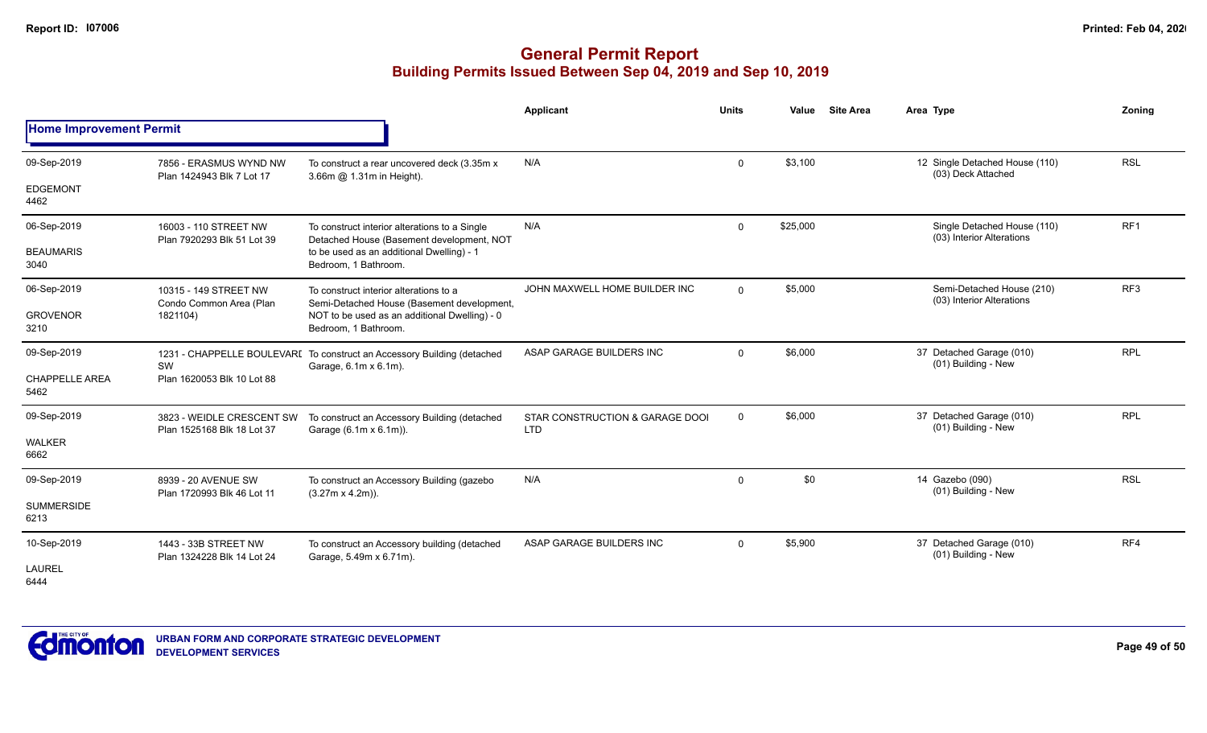# General Permit Report
## Building Permits Issued Between Sep 04, 2019 and Sep 10, 2019

### Home Improvement Permit

| Date / Neighbourhood | Address | Description | Applicant | Units | Value | Site Area | Area | Type | Zoning |
|---|---|---|---|---|---|---|---|---|---|
| 09-Sep-2019<br>EDGEMONT<br>4462 | 7856 - ERASMUS WYND NW<br>Plan 1424943 Blk 7 Lot 17 | To construct a rear uncovered deck (3.35m x 3.66m @ 1.31m in Height). | N/A | 0 | $3,100 | | 12 | Single Detached House (110)<br>(03) Deck Attached | RSL |
| 06-Sep-2019<br>BEAUMARIS<br>3040 | 16003 - 110 STREET NW<br>Plan 7920293 Blk 51 Lot 39 | To construct interior alterations to a Single Detached House (Basement development, NOT to be used as an additional Dwelling) - 1 Bedroom, 1 Bathroom. | N/A | 0 | $25,000 | | | Single Detached House (110)<br>(03) Interior Alterations | RF1 |
| 06-Sep-2019<br>GROVENOR<br>3210 | 10315 - 149 STREET NW<br>Condo Common Area (Plan 1821104) | To construct interior alterations to a Semi-Detached House (Basement development, NOT to be used as an additional Dwelling) - 0 Bedroom, 1 Bathroom. | JOHN MAXWELL HOME BUILDER INC | 0 | $5,000 | | | Semi-Detached House (210)<br>(03) Interior Alterations | RF3 |
| 09-Sep-2019<br>CHAPPELLE AREA<br>5462 | 1231 - CHAPPELLE BOULEVARD SW<br>Plan 1620053 Blk 10 Lot 88 | To construct an Accessory Building (detached Garage, 6.1m x 6.1m). | ASAP GARAGE BUILDERS INC | 0 | $6,000 | | 37 | Detached Garage (010)<br>(01) Building - New | RPL |
| 09-Sep-2019<br>WALKER<br>6662 | 3823 - WEIDLE CRESCENT SW<br>Plan 1525168 Blk 18 Lot 37 | To construct an Accessory Building (detached Garage (6.1m x 6.1m)). | STAR CONSTRUCTION & GARAGE DOOI LTD | 0 | $6,000 | | 37 | Detached Garage (010)<br>(01) Building - New | RPL |
| 09-Sep-2019<br>SUMMERSIDE<br>6213 | 8939 - 20 AVENUE SW<br>Plan 1720993 Blk 46 Lot 11 | To construct an Accessory Building (gazebo (3.27m x 4.2m)). | N/A | 0 | $0 | | 14 | Gazebo (090)<br>(01) Building - New | RSL |
| 10-Sep-2019<br>LAUREL<br>6444 | 1443 - 33B STREET NW<br>Plan 1324228 Blk 14 Lot 24 | To construct an Accessory building (detached Garage, 5.49m x 6.71m). | ASAP GARAGE BUILDERS INC | 0 | $5,900 | | 37 | Detached Garage (010)<br>(01) Building - New | RF4 |

URBAN FORM AND CORPORATE STRATEGIC DEVELOPMENT
DEVELOPMENT SERVICES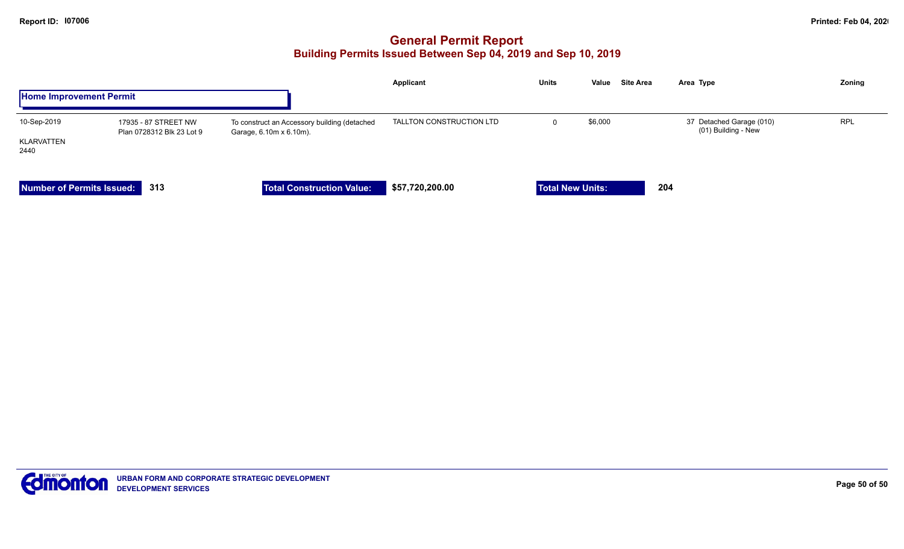# General Permit Report

## Building Permits Issued Between Sep 04, 2019 and Sep 10, 2019

### Home Improvement Permit

| | | | Applicant | Units | Value | Site Area | Area Type | Zoning |
|---|---|---|---|---|---|---|---|---|
| 10-Sep-2019<br>KLARVATTEN<br>2440 | 17935 - 87 STREET NW<br>Plan 0728312 Blk 23 Lot 9 | To construct an Accessory building (detached Garage, 6.10m x 6.10m). | TALLTON CONSTRUCTION LTD | 0 | $6,000 | | 37 Detached Garage (010)<br>(01) Building - New | RPL |

**Number of Permits Issued:** 313

**Total Construction Value:** $57,720,200.00

**Total New Units:** 204

URBAN FORM AND CORPORATE STRATEGIC DEVELOPMENT
DEVELOPMENT SERVICES